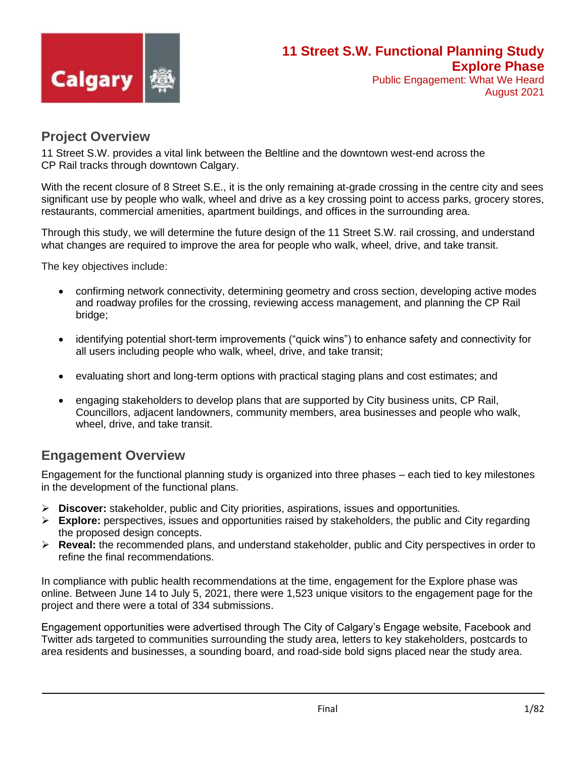# 11 Street S.W. Functional Planning Study
# Explore Phase

Public Engagement: What We Heard
August 2021

## Project Overview

11 Street S.W. provides a vital link between the Beltline and the downtown west-end across the CP Rail tracks through downtown Calgary.

With the recent closure of 8 Street S.E., it is the only remaining at-grade crossing in the centre city and sees significant use by people who walk, wheel and drive as a key crossing point to access parks, grocery stores, restaurants, commercial amenities, apartment buildings, and offices in the surrounding area.

Through this study, we will determine the future design of the 11 Street S.W. rail crossing, and understand what changes are required to improve the area for people who walk, wheel, drive, and take transit.

The key objectives include:

- confirming network connectivity, determining geometry and cross section, developing active modes and roadway profiles for the crossing, reviewing access management, and planning the CP Rail bridge;
- identifying potential short-term improvements ("quick wins") to enhance safety and connectivity for all users including people who walk, wheel, drive, and take transit;
- evaluating short and long-term options with practical staging plans and cost estimates; and
- engaging stakeholders to develop plans that are supported by City business units, CP Rail, Councillors, adjacent landowners, community members, area businesses and people who walk, wheel, drive, and take transit.

## Engagement Overview

Engagement for the functional planning study is organized into three phases – each tied to key milestones in the development of the functional plans.

- **Discover:** stakeholder, public and City priorities, aspirations, issues and opportunities.
- **Explore:** perspectives, issues and opportunities raised by stakeholders, the public and City regarding the proposed design concepts.
- **Reveal:** the recommended plans, and understand stakeholder, public and City perspectives in order to refine the final recommendations.

In compliance with public health recommendations at the time, engagement for the Explore phase was online. Between June 14 to July 5, 2021, there were 1,523 unique visitors to the engagement page for the project and there were a total of 334 submissions.

Engagement opportunities were advertised through The City of Calgary's Engage website, Facebook and Twitter ads targeted to communities surrounding the study area, letters to key stakeholders, postcards to area residents and businesses, a sounding board, and road-side bold signs placed near the study area.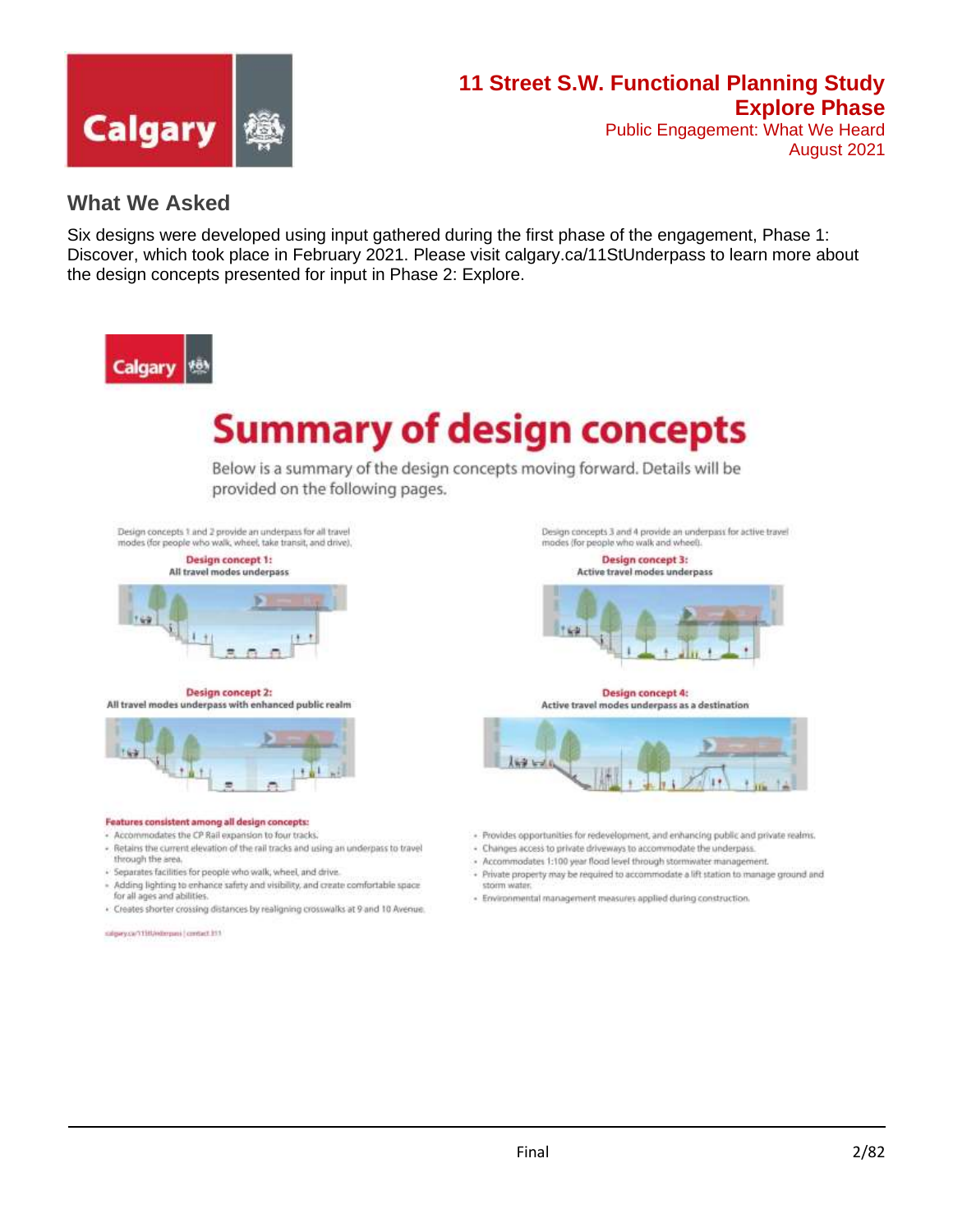## What We Asked

Six designs were developed using input gathered during the first phase of the engagement, Phase 1: Discover, which took place in February 2021. Please visit calgary.ca/11StUnderpass to learn more about the design concepts presented for input in Phase 2: Explore.

# Summary of design concepts

Below is a summary of the design concepts moving forward. Details will be provided on the following pages.

Design concepts 1 and 2 provide an underpass for all travel modes (for people who walk, wheel, take transit, and drive).

**Design concept 1:**
**All travel modes underpass**

**Design concept 2:**
**All travel modes underpass with enhanced public realm**

Design concepts 3 and 4 provide an underpass for active travel modes (for people who walk and wheel).

**Design concept 3:**
**Active travel modes underpass**

**Design concept 4:**
**Active travel modes underpass as a destination**

**Features consistent among all design concepts:**

- Accommodates the CP Rail expansion to four tracks.
- Retains the current elevation of the rail tracks and using an underpass to travel through the area.
- Separates facilities for people who walk, wheel, and drive.
- Adding lighting to enhance safety and visibility, and create comfortable space for all ages and abilities.
- Creates shorter crossing distances by realigning crosswalks at 9 and 10 Avenue.
- Provides opportunities for redevelopment, and enhancing public and private realms.
- Changes access to private driveways to accommodate the underpass.
- Accommodates 1:100 year flood level through stormwater management.
- Private property may be required to accommodate a lift station to manage ground and storm water.
- Environmental management measures applied during construction.

calgary.ca/11StUnderpass | contact 311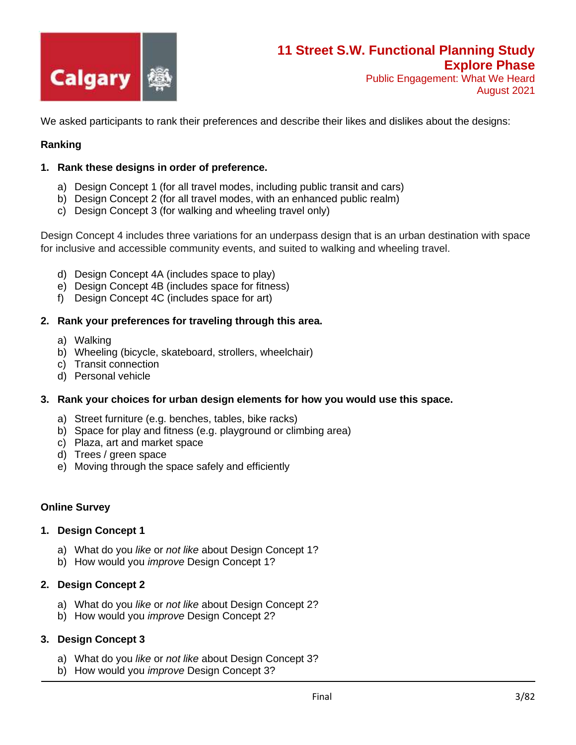We asked participants to rank their preferences and describe their likes and dislikes about the designs:

**Ranking**

1. **Rank these designs in order of preference.**
   a) Design Concept 1 (for all travel modes, including public transit and cars)
   b) Design Concept 2 (for all travel modes, with an enhanced public realm)
   c) Design Concept 3 (for walking and wheeling travel only)

Design Concept 4 includes three variations for an underpass design that is an urban destination with space for inclusive and accessible community events, and suited to walking and wheeling travel.

   d) Design Concept 4A (includes space to play)
   e) Design Concept 4B (includes space for fitness)
   f) Design Concept 4C (includes space for art)

2. **Rank your preferences for traveling through this area.**
   a) Walking
   b) Wheeling (bicycle, skateboard, strollers, wheelchair)
   c) Transit connection
   d) Personal vehicle

3. **Rank your choices for urban design elements for how you would use this space.**
   a) Street furniture (e.g. benches, tables, bike racks)
   b) Space for play and fitness (e.g. playground or climbing area)
   c) Plaza, art and market space
   d) Trees / green space
   e) Moving through the space safely and efficiently

**Online Survey**

1. **Design Concept 1**
   a) What do you *like* or *not like* about Design Concept 1?
   b) How would you *improve* Design Concept 1?

2. **Design Concept 2**
   a) What do you *like* or *not like* about Design Concept 2?
   b) How would you *improve* Design Concept 2?

3. **Design Concept 3**
   a) What do you *like* or *not like* about Design Concept 3?
   b) How would you *improve* Design Concept 3?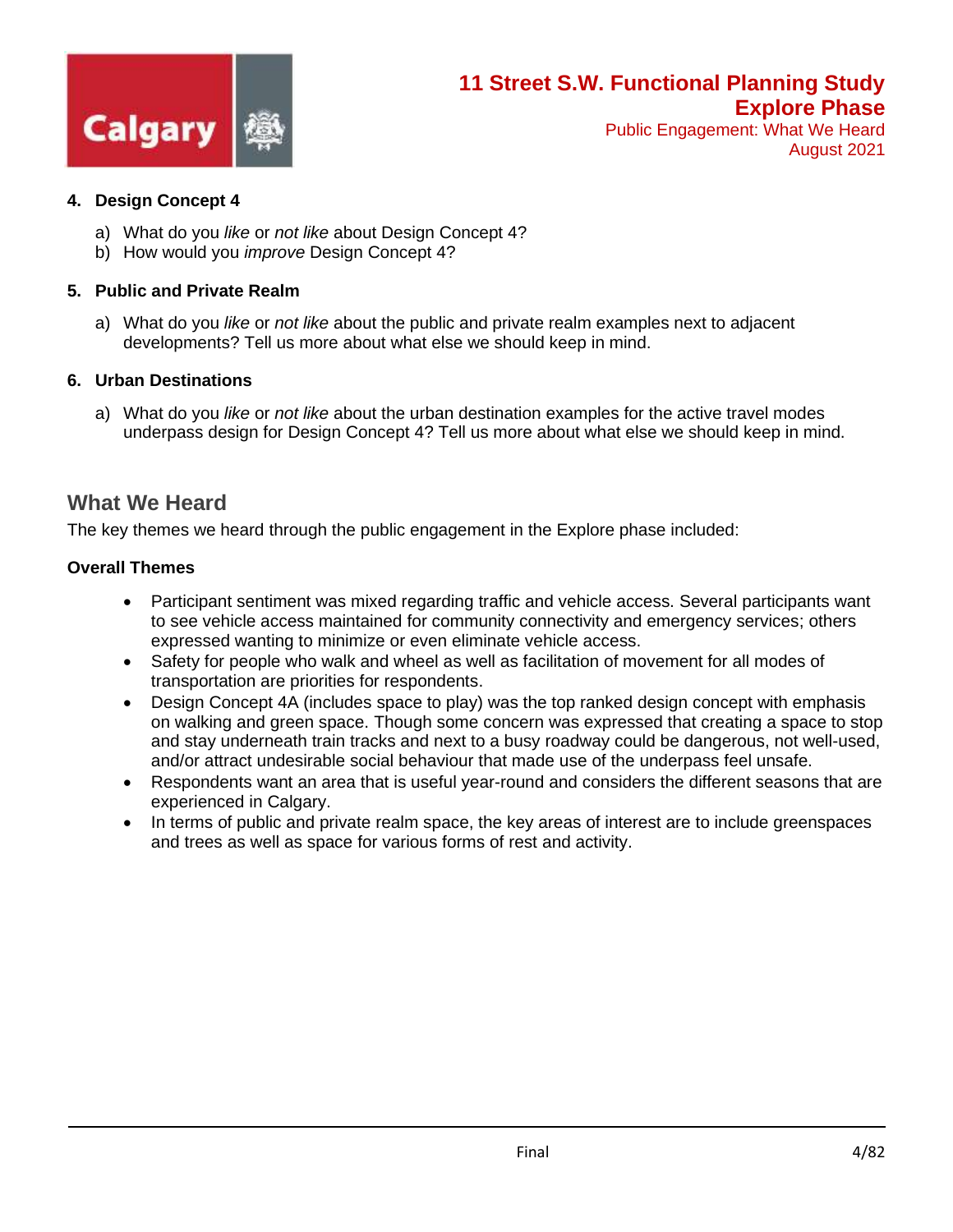4. **Design Concept 4**

    a) What do you *like* or *not like* about Design Concept 4?
    b) How would you *improve* Design Concept 4?

5. **Public and Private Realm**

    a) What do you *like* or *not like* about the public and private realm examples next to adjacent developments? Tell us more about what else we should keep in mind.

6. **Urban Destinations**

    a) What do you *like* or *not like* about the urban destination examples for the active travel modes underpass design for Design Concept 4? Tell us more about what else we should keep in mind.

## What We Heard

The key themes we heard through the public engagement in the Explore phase included:

**Overall Themes**

- Participant sentiment was mixed regarding traffic and vehicle access. Several participants want to see vehicle access maintained for community connectivity and emergency services; others expressed wanting to minimize or even eliminate vehicle access.
- Safety for people who walk and wheel as well as facilitation of movement for all modes of transportation are priorities for respondents.
- Design Concept 4A (includes space to play) was the top ranked design concept with emphasis on walking and green space. Though some concern was expressed that creating a space to stop and stay underneath train tracks and next to a busy roadway could be dangerous, not well-used, and/or attract undesirable social behaviour that made use of the underpass feel unsafe.
- Respondents want an area that is useful year-round and considers the different seasons that are experienced in Calgary.
- In terms of public and private realm space, the key areas of interest are to include greenspaces and trees as well as space for various forms of rest and activity.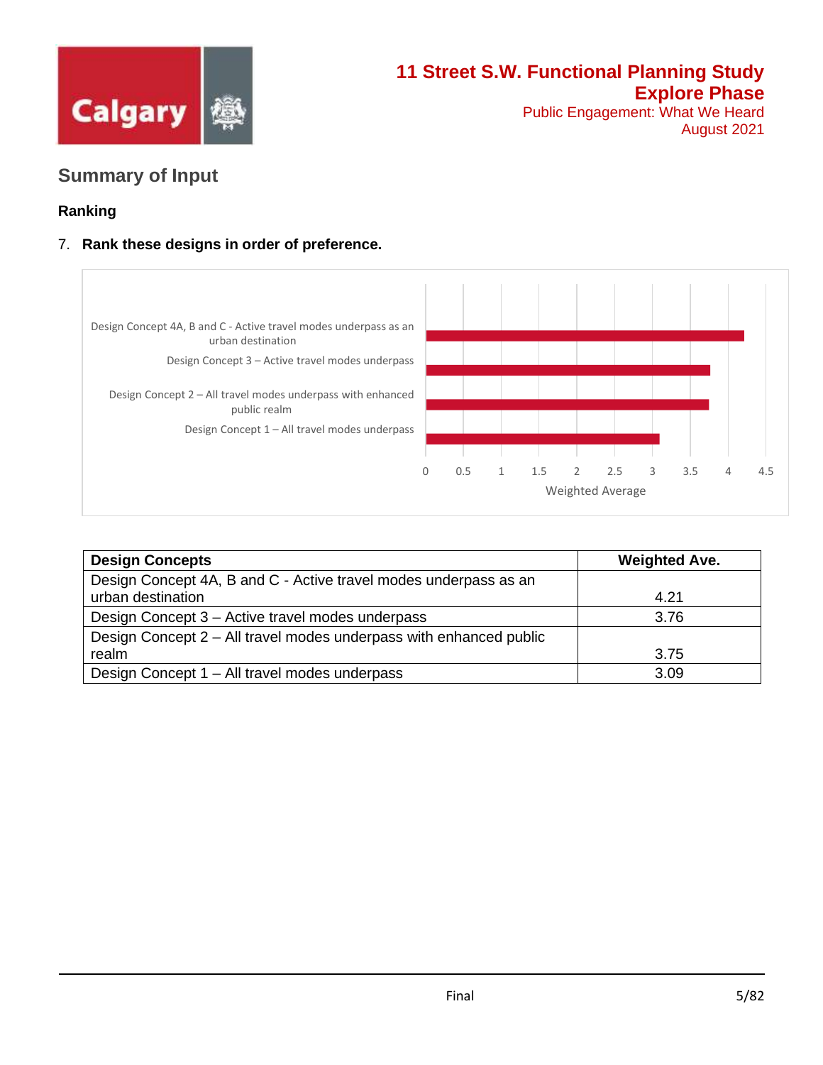## Summary of Input

### Ranking

7. **Rank these designs in order of preference.**

| Design Concepts | Weighted Ave. |
|---|---|
| Design Concept 4A, B and C - Active travel modes underpass as an urban destination | 4.21 |
| Design Concept 3 – Active travel modes underpass | 3.76 |
| Design Concept 2 – All travel modes underpass with enhanced public realm | 3.75 |
| Design Concept 1 – All travel modes underpass | 3.09 |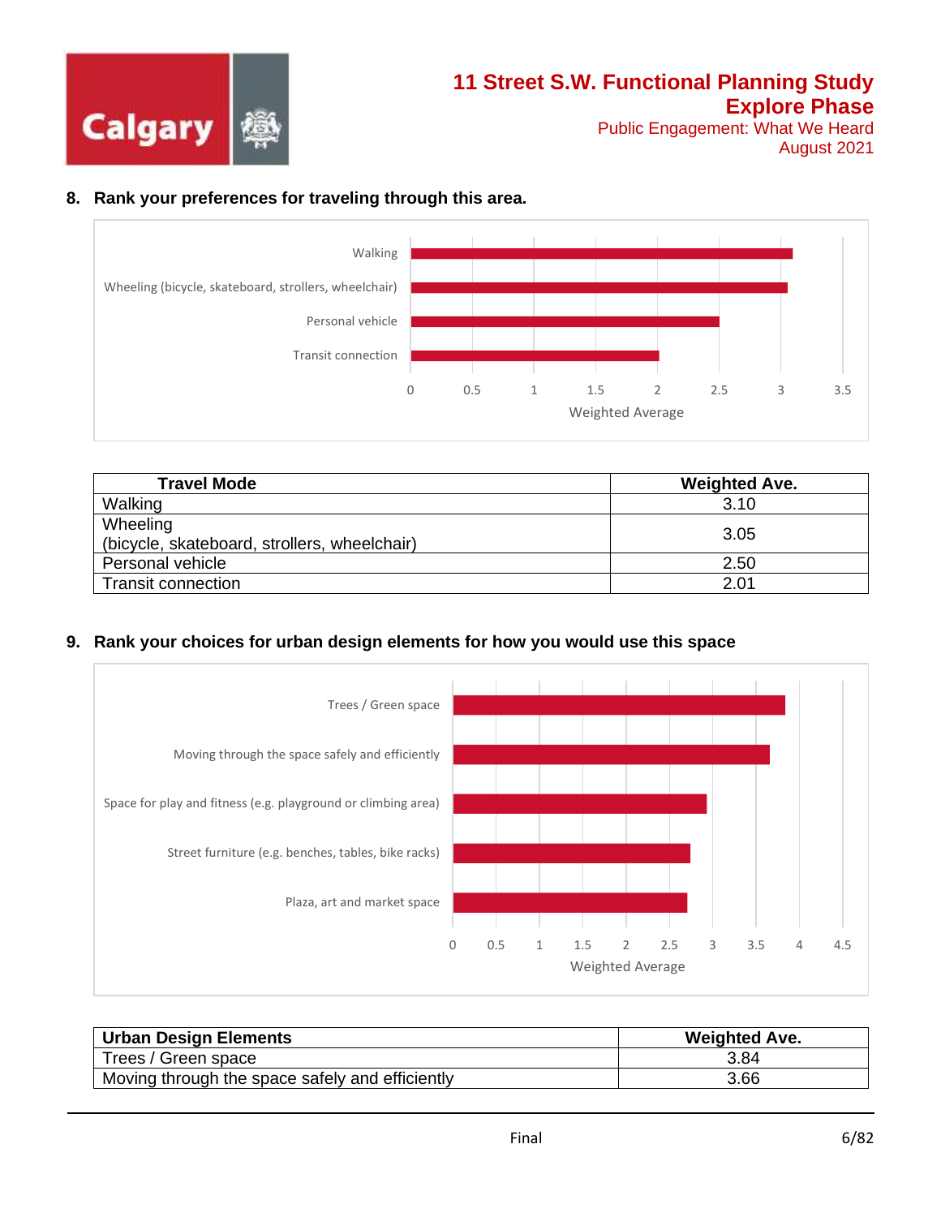## 8. Rank your preferences for traveling through this area.

| Travel Mode | Weighted Ave. |
|---|---|
| Walking | 3.10 |
| Wheeling (bicycle, skateboard, strollers, wheelchair) | 3.05 |
| Personal vehicle | 2.50 |
| Transit connection | 2.01 |

## 9. Rank your choices for urban design elements for how you would use this space

| Urban Design Elements | Weighted Ave. |
|---|---|
| Trees / Green space | 3.84 |
| Moving through the space safely and efficiently | 3.66 |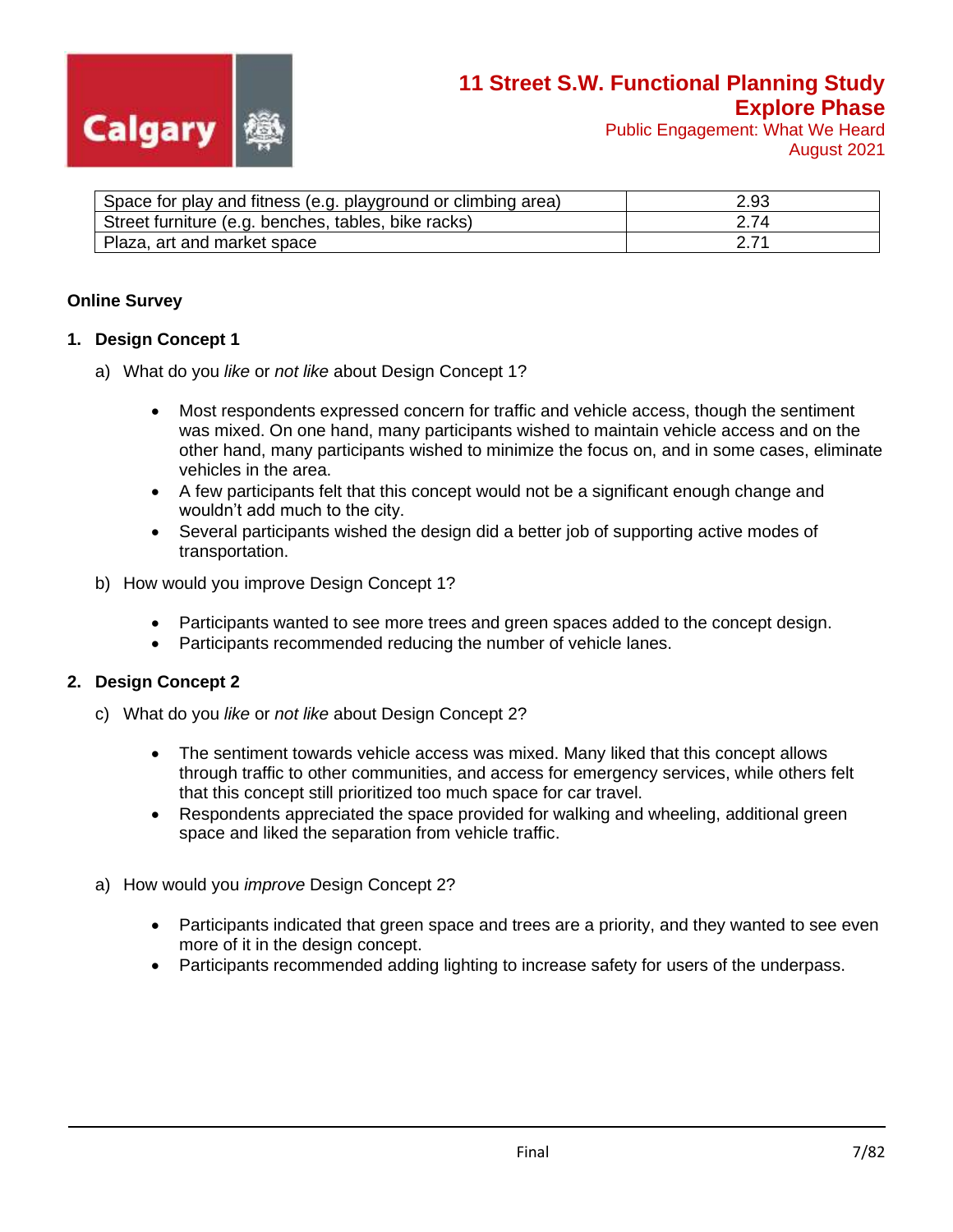| Space for play and fitness (e.g. playground or climbing area) | 2.93 |
|---|---|
| Street furniture (e.g. benches, tables, bike racks) | 2.74 |
| Plaza, art and market space | 2.71 |

**Online Survey**

1. **Design Concept 1**

   a) What do you *like* or *not like* about Design Concept 1?

   - Most respondents expressed concern for traffic and vehicle access, though the sentiment was mixed. On one hand, many participants wished to maintain vehicle access and on the other hand, many participants wished to minimize the focus on, and in some cases, eliminate vehicles in the area.
   - A few participants felt that this concept would not be a significant enough change and wouldn't add much to the city.
   - Several participants wished the design did a better job of supporting active modes of transportation.

   b) How would you improve Design Concept 1?

   - Participants wanted to see more trees and green spaces added to the concept design.
   - Participants recommended reducing the number of vehicle lanes.

2. **Design Concept 2**

   c) What do you *like* or *not like* about Design Concept 2?

   - The sentiment towards vehicle access was mixed. Many liked that this concept allows through traffic to other communities, and access for emergency services, while others felt that this concept still prioritized too much space for car travel.
   - Respondents appreciated the space provided for walking and wheeling, additional green space and liked the separation from vehicle traffic.

   a) How would you *improve* Design Concept 2?

   - Participants indicated that green space and trees are a priority, and they wanted to see even more of it in the design concept.
   - Participants recommended adding lighting to increase safety for users of the underpass.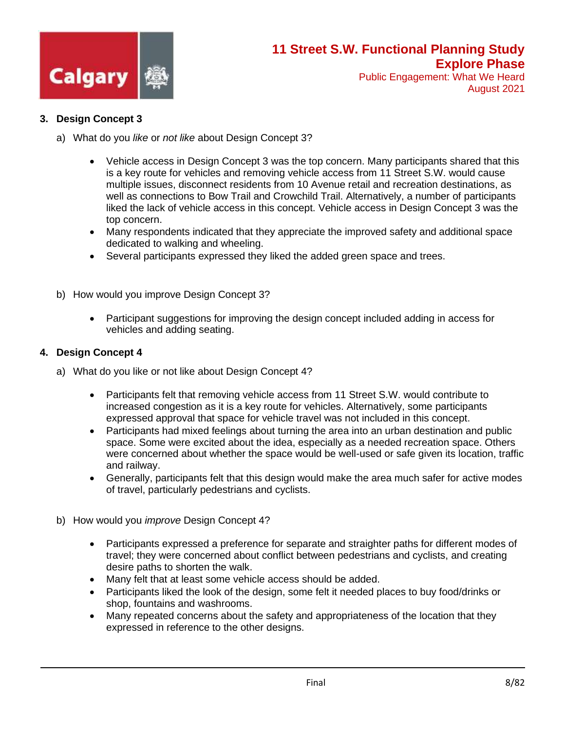3. **Design Concept 3**

   a) What do you *like* or *not like* about Design Concept 3?

      - Vehicle access in Design Concept 3 was the top concern. Many participants shared that this is a key route for vehicles and removing vehicle access from 11 Street S.W. would cause multiple issues, disconnect residents from 10 Avenue retail and recreation destinations, as well as connections to Bow Trail and Crowchild Trail. Alternatively, a number of participants liked the lack of vehicle access in this concept. Vehicle access in Design Concept 3 was the top concern.
      - Many respondents indicated that they appreciate the improved safety and additional space dedicated to walking and wheeling.
      - Several participants expressed they liked the added green space and trees.

   b) How would you improve Design Concept 3?

      - Participant suggestions for improving the design concept included adding in access for vehicles and adding seating.

4. **Design Concept 4**

   a) What do you like or not like about Design Concept 4?

      - Participants felt that removing vehicle access from 11 Street S.W. would contribute to increased congestion as it is a key route for vehicles. Alternatively, some participants expressed approval that space for vehicle travel was not included in this concept.
      - Participants had mixed feelings about turning the area into an urban destination and public space. Some were excited about the idea, especially as a needed recreation space. Others were concerned about whether the space would be well-used or safe given its location, traffic and railway.
      - Generally, participants felt that this design would make the area much safer for active modes of travel, particularly pedestrians and cyclists.

   b) How would you *improve* Design Concept 4?

      - Participants expressed a preference for separate and straighter paths for different modes of travel; they were concerned about conflict between pedestrians and cyclists, and creating desire paths to shorten the walk.
      - Many felt that at least some vehicle access should be added.
      - Participants liked the look of the design, some felt it needed places to buy food/drinks or shop, fountains and washrooms.
      - Many repeated concerns about the safety and appropriateness of the location that they expressed in reference to the other designs.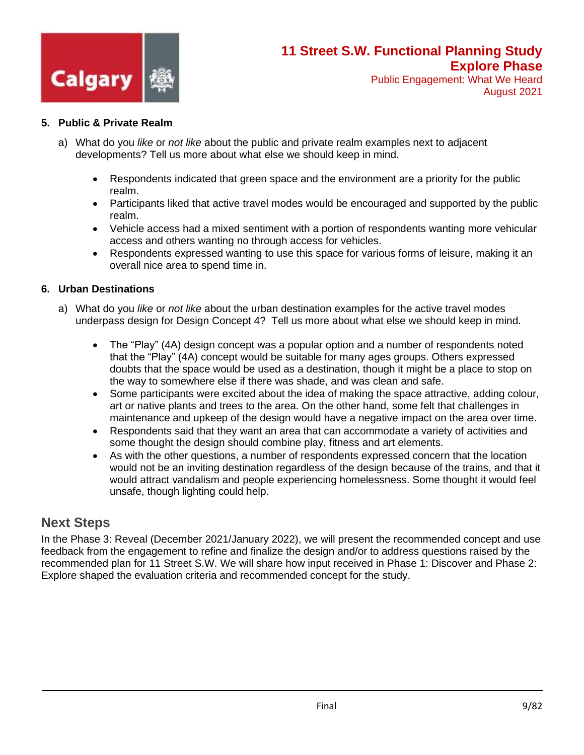### 5. Public & Private Realm

a) What do you *like* or *not like* about the public and private realm examples next to adjacent developments? Tell us more about what else we should keep in mind.

- Respondents indicated that green space and the environment are a priority for the public realm.
- Participants liked that active travel modes would be encouraged and supported by the public realm.
- Vehicle access had a mixed sentiment with a portion of respondents wanting more vehicular access and others wanting no through access for vehicles.
- Respondents expressed wanting to use this space for various forms of leisure, making it an overall nice area to spend time in.

### 6. Urban Destinations

a) What do you *like* or *not like* about the urban destination examples for the active travel modes underpass design for Design Concept 4? Tell us more about what else we should keep in mind.

- The "Play" (4A) design concept was a popular option and a number of respondents noted that the "Play" (4A) concept would be suitable for many ages groups. Others expressed doubts that the space would be used as a destination, though it might be a place to stop on the way to somewhere else if there was shade, and was clean and safe.
- Some participants were excited about the idea of making the space attractive, adding colour, art or native plants and trees to the area. On the other hand, some felt that challenges in maintenance and upkeep of the design would have a negative impact on the area over time.
- Respondents said that they want an area that can accommodate a variety of activities and some thought the design should combine play, fitness and art elements.
- As with the other questions, a number of respondents expressed concern that the location would not be an inviting destination regardless of the design because of the trains, and that it would attract vandalism and people experiencing homelessness. Some thought it would feel unsafe, though lighting could help.

## Next Steps

In the Phase 3: Reveal (December 2021/January 2022), we will present the recommended concept and use feedback from the engagement to refine and finalize the design and/or to address questions raised by the recommended plan for 11 Street S.W. We will share how input received in Phase 1: Discover and Phase 2: Explore shaped the evaluation criteria and recommended concept for the study.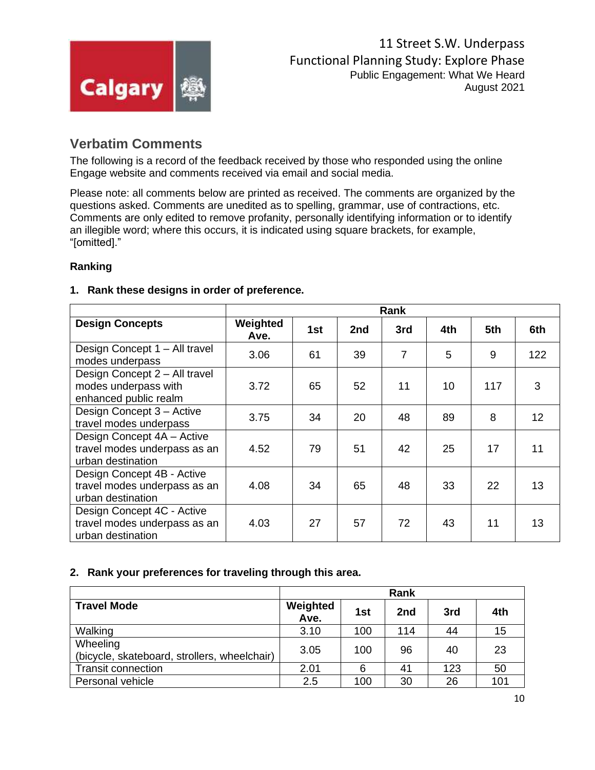## Verbatim Comments

The following is a record of the feedback received by those who responded using the online Engage website and comments received via email and social media.

Please note: all comments below are printed as received. The comments are organized by the questions asked. Comments are unedited as to spelling, grammar, use of contractions, etc. Comments are only edited to remove profanity, personally identifying information or to identify an illegible word; where this occurs, it is indicated using square brackets, for example, "[omitted]."

### Ranking

**1. Rank these designs in order of preference.**

| | Rank | | | | | | |
|---|---|---|---|---|---|---|---|
| **Design Concepts** | **Weighted Ave.** | **1st** | **2nd** | **3rd** | **4th** | **5th** | **6th** |
| Design Concept 1 – All travel modes underpass | 3.06 | 61 | 39 | 7 | 5 | 9 | 122 |
| Design Concept 2 – All travel modes underpass with enhanced public realm | 3.72 | 65 | 52 | 11 | 10 | 117 | 3 |
| Design Concept 3 – Active travel modes underpass | 3.75 | 34 | 20 | 48 | 89 | 8 | 12 |
| Design Concept 4A – Active travel modes underpass as an urban destination | 4.52 | 79 | 51 | 42 | 25 | 17 | 11 |
| Design Concept 4B - Active travel modes underpass as an urban destination | 4.08 | 34 | 65 | 48 | 33 | 22 | 13 |
| Design Concept 4C - Active travel modes underpass as an urban destination | 4.03 | 27 | 57 | 72 | 43 | 11 | 13 |

**2. Rank your preferences for traveling through this area.**

| | Rank | | | | |
|---|---|---|---|---|---|
| **Travel Mode** | **Weighted Ave.** | **1st** | **2nd** | **3rd** | **4th** |
| Walking | 3.10 | 100 | 114 | 44 | 15 |
| Wheeling (bicycle, skateboard, strollers, wheelchair) | 3.05 | 100 | 96 | 40 | 23 |
| Transit connection | 2.01 | 6 | 41 | 123 | 50 |
| Personal vehicle | 2.5 | 100 | 30 | 26 | 101 |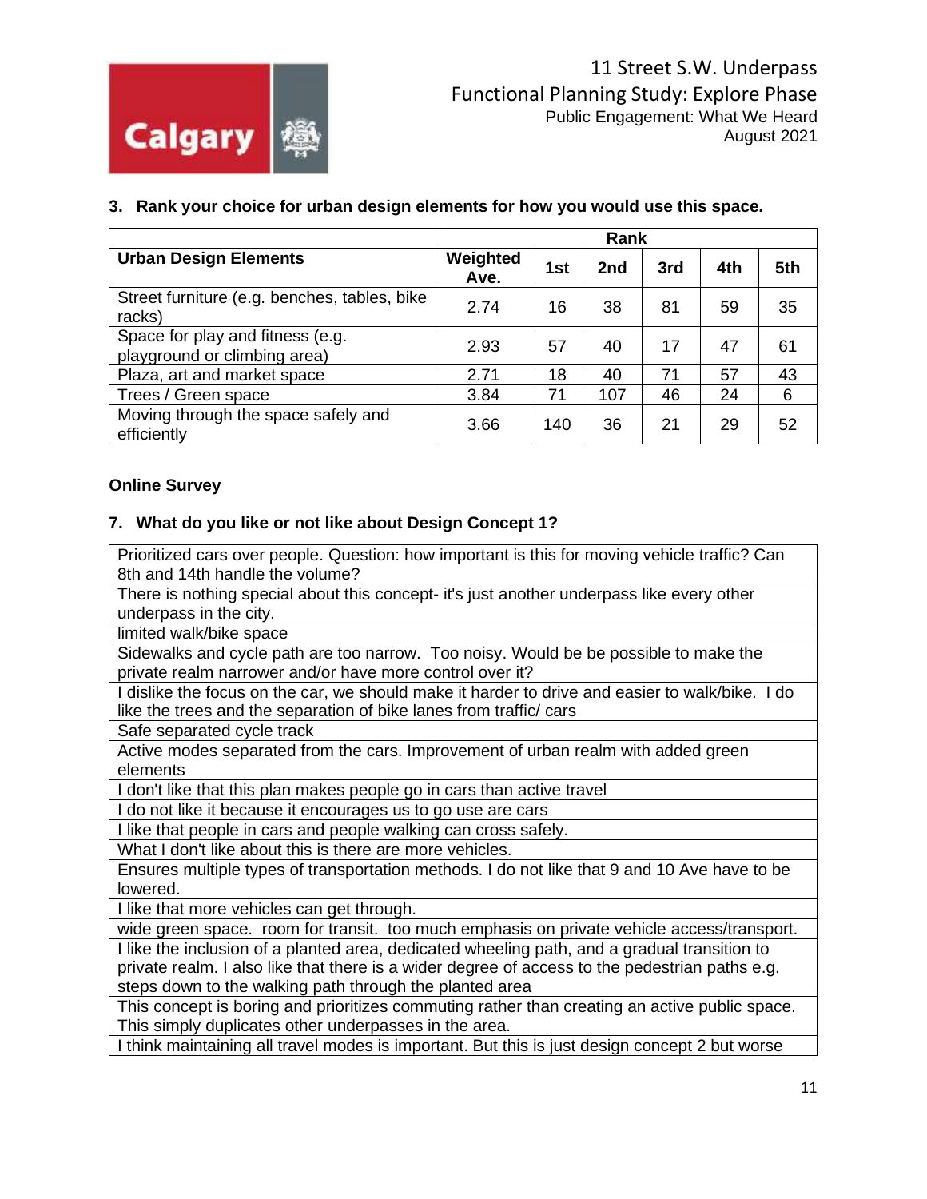### 3. Rank your choice for urban design elements for how you would use this space.

| | Rank | | | | | |
|---|---|---|---|---|---|---|
| **Urban Design Elements** | **Weighted Ave.** | **1st** | **2nd** | **3rd** | **4th** | **5th** |
| Street furniture (e.g. benches, tables, bike racks) | 2.74 | 16 | 38 | 81 | 59 | 35 |
| Space for play and fitness (e.g. playground or climbing area) | 2.93 | 57 | 40 | 17 | 47 | 61 |
| Plaza, art and market space | 2.71 | 18 | 40 | 71 | 57 | 43 |
| Trees / Green space | 3.84 | 71 | 107 | 46 | 24 | 6 |
| Moving through the space safely and efficiently | 3.66 | 140 | 36 | 21 | 29 | 52 |

## Online Survey

### 7. What do you like or not like about Design Concept 1?

| |
|---|
| Prioritized cars over people. Question: how important is this for moving vehicle traffic? Can 8th and 14th handle the volume? |
| There is nothing special about this concept- it's just another underpass like every other underpass in the city. |
| limited walk/bike space |
| Sidewalks and cycle path are too narrow. Too noisy. Would be be possible to make the private realm narrower and/or have more control over it? |
| I dislike the focus on the car, we should make it harder to drive and easier to walk/bike. I do like the trees and the separation of bike lanes from traffic/ cars |
| Safe separated cycle track |
| Active modes separated from the cars. Improvement of urban realm with added green elements |
| I don't like that this plan makes people go in cars than active travel |
| I do not like it because it encourages us to go use are cars |
| I like that people in cars and people walking can cross safely. |
| What I don't like about this is there are more vehicles. |
| Ensures multiple types of transportation methods. I do not like that 9 and 10 Ave have to be lowered. |
| I like that more vehicles can get through. |
| wide green space. room for transit. too much emphasis on private vehicle access/transport. |
| I like the inclusion of a planted area, dedicated wheeling path, and a gradual transition to private realm. I also like that there is a wider degree of access to the pedestrian paths e.g. steps down to the walking path through the planted area |
| This concept is boring and prioritizes commuting rather than creating an active public space. This simply duplicates other underpasses in the area. |
| I think maintaining all travel modes is important. But this is just design concept 2 but worse |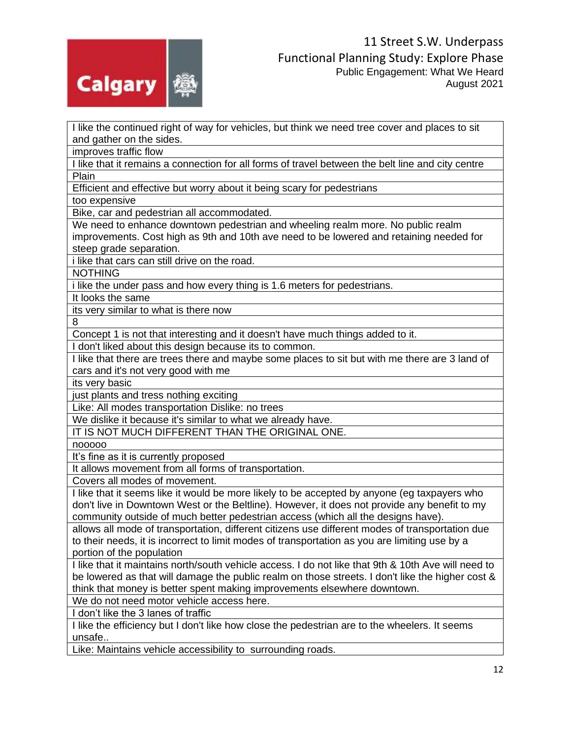| I like the continued right of way for vehicles, but think we need tree cover and places to sit and gather on the sides. |
|---|
| improves traffic flow |
| I like that it remains a connection for all forms of travel between the belt line and city centre |
| Plain |
| Efficient and effective but worry about it being scary for pedestrians |
| too expensive |
| Bike, car and pedestrian all accommodated. |
| We need to enhance downtown pedestrian and wheeling realm more. No public realm improvements. Cost high as 9th and 10th ave need to be lowered and retaining needed for steep grade separation. |
| i like that cars can still drive on the road. |
| NOTHING |
| i like the under pass and how every thing is 1.6 meters for pedestrians. |
| It looks the same |
| its very similar to what is there now |
| 8 |
| Concept 1 is not that interesting and it doesn't have much things added to it. |
| I don't liked about this design because its to common. |
| I like that there are trees there and maybe some places to sit but with me there are 3 land of cars and it's not very good with me |
| its very basic |
| just plants and tress nothing exciting |
| Like: All modes transportation Dislike: no trees |
| We dislike it because it's similar to what we already have. |
| IT IS NOT MUCH DIFFERENT THAN THE ORIGINAL ONE. |
| nooooo |
| It's fine as it is currently proposed |
| It allows movement from all forms of transportation. |
| Covers all modes of movement. |
| I like that it seems like it would be more likely to be accepted by anyone (eg taxpayers who don't live in Downtown West or the Beltline). However, it does not provide any benefit to my community outside of much better pedestrian access (which all the designs have). |
| allows all mode of transportation, different citizens use different modes of transportation due to their needs, it is incorrect to limit modes of transportation as you are limiting use by a portion of the population |
| I like that it maintains north/south vehicle access. I do not like that 9th & 10th Ave will need to be lowered as that will damage the public realm on those streets. I don't like the higher cost & think that money is better spent making improvements elsewhere downtown. |
| We do not need motor vehicle access here. |
| I don't like the 3 lanes of traffic |
| I like the efficiency but I don't like how close the pedestrian are to the wheelers. It seems unsafe.. |
| Like: Maintains vehicle accessibility to surrounding roads. |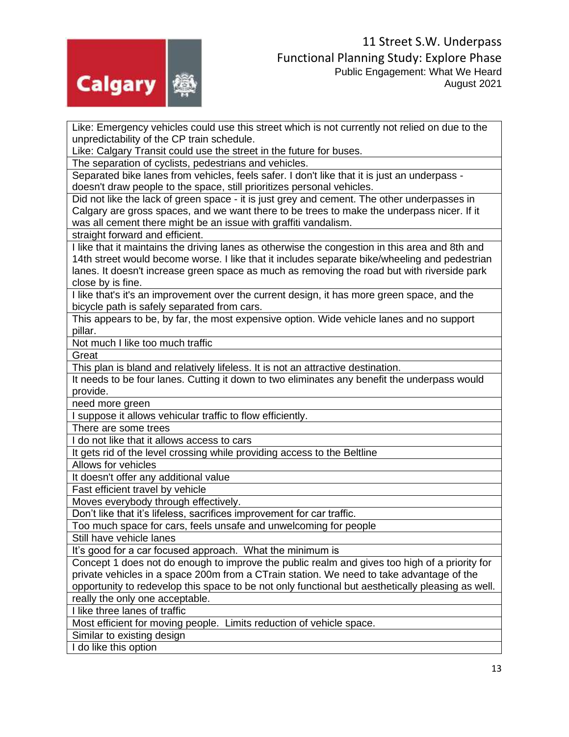| |
|---|
| Like: Emergency vehicles could use this street which is not currently not relied on due to the unpredictability of the CP train schedule.<br>Like: Calgary Transit could use the street in the future for buses. |
| The separation of cyclists, pedestrians and vehicles. |
| Separated bike lanes from vehicles, feels safer. I don't like that it is just an underpass - doesn't draw people to the space, still prioritizes personal vehicles. |
| Did not like the lack of green space - it is just grey and cement. The other underpasses in Calgary are gross spaces, and we want there to be trees to make the underpass nicer. If it was all cement there might be an issue with graffiti vandalism. |
| straight forward and efficient. |
| I like that it maintains the driving lanes as otherwise the congestion in this area and 8th and 14th street would become worse. I like that it includes separate bike/wheeling and pedestrian lanes. It doesn't increase green space as much as removing the road but with riverside park close by is fine. |
| I like that's it's an improvement over the current design, it has more green space, and the bicycle path is safely separated from cars. |
| This appears to be, by far, the most expensive option. Wide vehicle lanes and no support pillar. |
| Not much I like too much traffic |
| Great |
| This plan is bland and relatively lifeless. It is not an attractive destination. |
| It needs to be four lanes. Cutting it down to two eliminates any benefit the underpass would provide. |
| need more green |
| I suppose it allows vehicular traffic to flow efficiently. |
| There are some trees |
| I do not like that it allows access to cars |
| It gets rid of the level crossing while providing access to the Beltline |
| Allows for vehicles |
| It doesn't offer any additional value |
| Fast efficient travel by vehicle |
| Moves everybody through effectively. |
| Don't like that it's lifeless, sacrifices improvement for car traffic. |
| Too much space for cars, feels unsafe and unwelcoming for people |
| Still have vehicle lanes |
| It's good for a car focused approach. What the minimum is |
| Concept 1 does not do enough to improve the public realm and gives too high of a priority for private vehicles in a space 200m from a CTrain station. We need to take advantage of the opportunity to redevelop this space to be not only functional but aesthetically pleasing as well. |
| really the only one acceptable. |
| I like three lanes of traffic |
| Most efficient for moving people. Limits reduction of vehicle space. |
| Similar to existing design |
| I do like this option |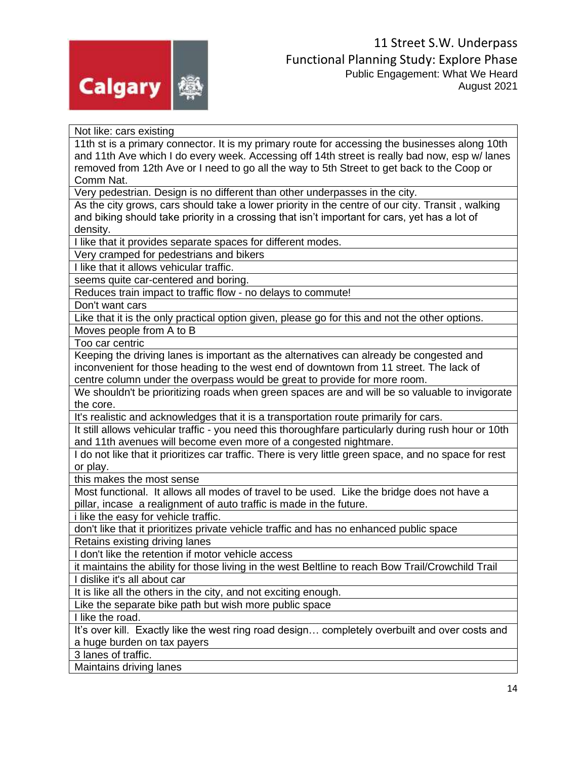| Not like: cars existing |
|---|
| 11th st is a primary connector. It is my primary route for accessing the businesses along 10th and 11th Ave which I do every week. Accessing off 14th street is really bad now, esp w/ lanes removed from 12th Ave or I need to go all the way to 5th Street to get back to the Coop or Comm Nat. |
| Very pedestrian. Design is no different than other underpasses in the city. |
| As the city grows, cars should take a lower priority in the centre of our city. Transit , walking and biking should take priority in a crossing that isn't important for cars, yet has a lot of density. |
| I like that it provides separate spaces for different modes. |
| Very cramped for pedestrians and bikers |
| I like that it allows vehicular traffic. |
| seems quite car-centered and boring. |
| Reduces train impact to traffic flow - no delays to commute! |
| Don't want cars |
| Like that it is the only practical option given, please go for this and not the other options. |
| Moves people from A to B |
| Too car centric |
| Keeping the driving lanes is important as the alternatives can already be congested and inconvenient for those heading to the west end of downtown from 11 street. The lack of centre column under the overpass would be great to provide for more room. |
| We shouldn't be prioritizing roads when green spaces are and will be so valuable to invigorate the core. |
| It's realistic and acknowledges that it is a transportation route primarily for cars. |
| It still allows vehicular traffic - you need this thoroughfare particularly during rush hour or 10th and 11th avenues will become even more of a congested nightmare. |
| I do not like that it prioritizes car traffic. There is very little green space, and no space for rest or play. |
| this makes the most sense |
| Most functional. It allows all modes of travel to be used. Like the bridge does not have a pillar, incase a realignment of auto traffic is made in the future. |
| i like the easy for vehicle traffic. |
| don't like that it prioritizes private vehicle traffic and has no enhanced public space |
| Retains existing driving lanes |
| I don't like the retention if motor vehicle access |
| it maintains the ability for those living in the west Beltline to reach Bow Trail/Crowchild Trail |
| I dislike it's all about car |
| It is like all the others in the city, and not exciting enough. |
| Like the separate bike path but wish more public space |
| I like the road. |
| It's over kill. Exactly like the west ring road design… completely overbuilt and over costs and a huge burden on tax payers |
| 3 lanes of traffic. |
| Maintains driving lanes |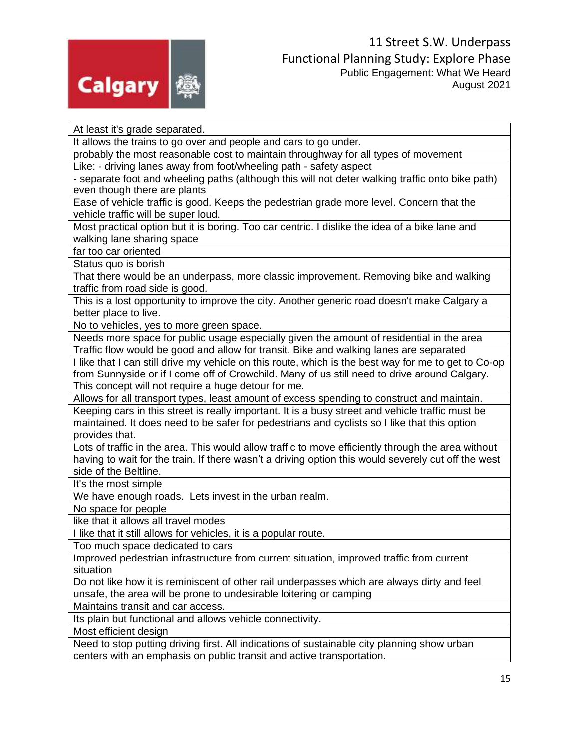| At least it's grade separated. |
| --- |
| It allows the trains to go over and people and cars to go under. |
| probably the most reasonable cost to maintain throughway for all types of movement |
| Like: - driving lanes away from foot/wheeling path - safety aspect<br>- separate foot and wheeling paths (although this will not deter walking traffic onto bike path) even though there are plants |
| Ease of vehicle traffic is good. Keeps the pedestrian grade more level. Concern that the vehicle traffic will be super loud. |
| Most practical option but it is boring. Too car centric. I dislike the idea of a bike lane and walking lane sharing space |
| far too car oriented |
| Status quo is borish |
| That there would be an underpass, more classic improvement. Removing bike and walking traffic from road side is good. |
| This is a lost opportunity to improve the city. Another generic road doesn't make Calgary a better place to live. |
| No to vehicles, yes to more green space. |
| Needs more space for public usage especially given the amount of residential in the area |
| Traffic flow would be good and allow for transit. Bike and walking lanes are separated |
| I like that I can still drive my vehicle on this route, which is the best way for me to get to Co-op from Sunnyside or if I come off of Crowchild. Many of us still need to drive around Calgary. This concept will not require a huge detour for me. |
| Allows for all transport types, least amount of excess spending to construct and maintain. |
| Keeping cars in this street is really important. It is a busy street and vehicle traffic must be maintained. It does need to be safer for pedestrians and cyclists so I like that this option provides that. |
| Lots of traffic in the area. This would allow traffic to move efficiently through the area without having to wait for the train. If there wasn't a driving option this would severely cut off the west side of the Beltline. |
| It's the most simple |
| We have enough roads. Lets invest in the urban realm. |
| No space for people |
| like that it allows all travel modes |
| I like that it still allows for vehicles, it is a popular route. |
| Too much space dedicated to cars |
| Improved pedestrian infrastructure from current situation, improved traffic from current situation<br>Do not like how it is reminiscent of other rail underpasses which are always dirty and feel unsafe, the area will be prone to undesirable loitering or camping |
| Maintains transit and car access. |
| Its plain but functional and allows vehicle connectivity. |
| Most efficient design |
| Need to stop putting driving first. All indications of sustainable city planning show urban centers with an emphasis on public transit and active transportation. |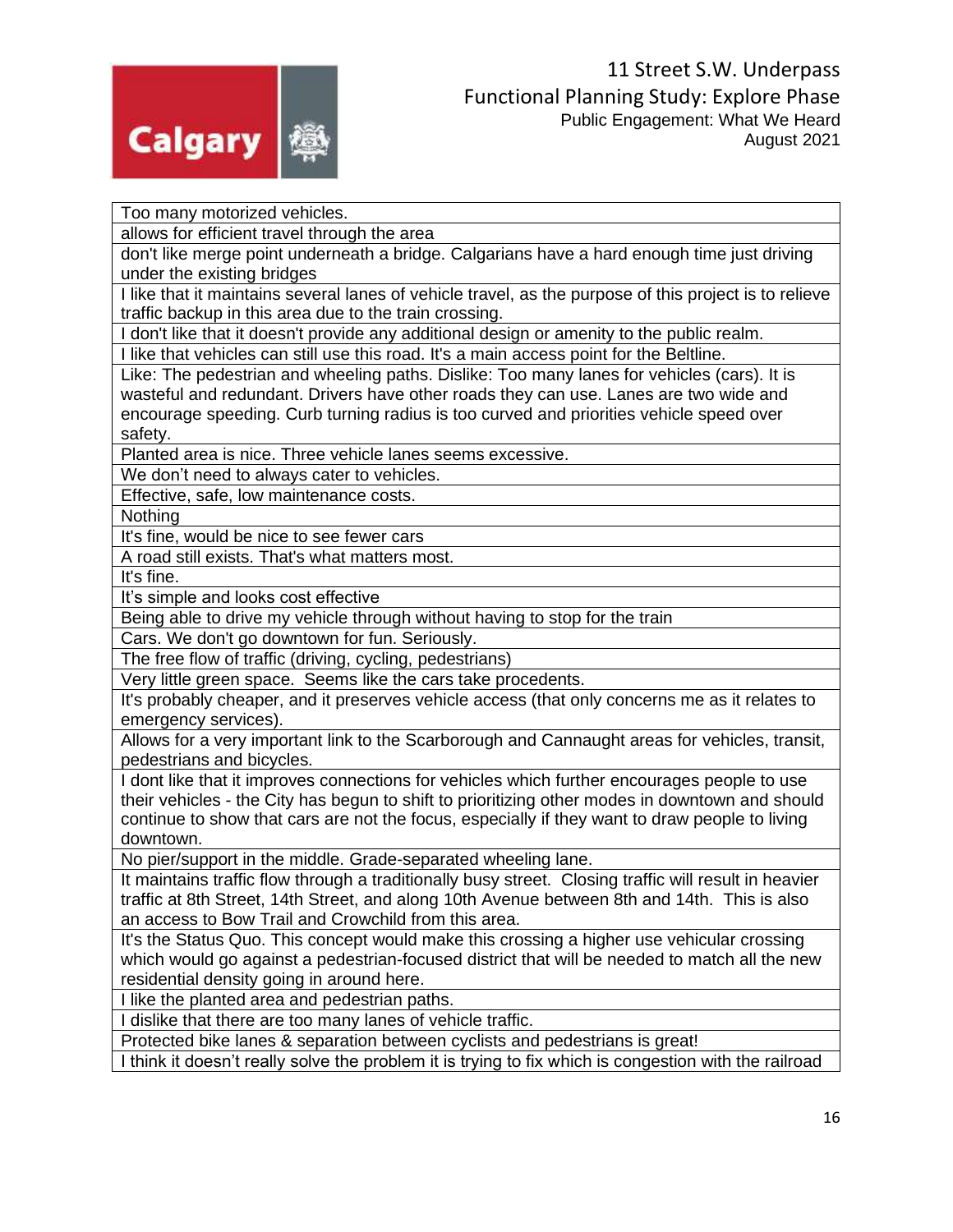| Too many motorized vehicles. |
|---|
| allows for efficient travel through the area |
| don't like merge point underneath a bridge. Calgarians have a hard enough time just driving under the existing bridges |
| I like that it maintains several lanes of vehicle travel, as the purpose of this project is to relieve traffic backup in this area due to the train crossing. |
| I don't like that it doesn't provide any additional design or amenity to the public realm. |
| I like that vehicles can still use this road. It's a main access point for the Beltline. |
| Like: The pedestrian and wheeling paths. Dislike: Too many lanes for vehicles (cars). It is wasteful and redundant. Drivers have other roads they can use. Lanes are two wide and encourage speeding. Curb turning radius is too curved and priorities vehicle speed over safety. |
| Planted area is nice. Three vehicle lanes seems excessive. |
| We don't need to always cater to vehicles. |
| Effective, safe, low maintenance costs. |
| Nothing |
| It's fine, would be nice to see fewer cars |
| A road still exists. That's what matters most. |
| It's fine. |
| It's simple and looks cost effective |
| Being able to drive my vehicle through without having to stop for the train |
| Cars. We don't go downtown for fun. Seriously. |
| The free flow of traffic (driving, cycling, pedestrians) |
| Very little green space. Seems like the cars take procedents. |
| It's probably cheaper, and it preserves vehicle access (that only concerns me as it relates to emergency services). |
| Allows for a very important link to the Scarborough and Cannaught areas for vehicles, transit, pedestrians and bicycles. |
| I dont like that it improves connections for vehicles which further encourages people to use their vehicles - the City has begun to shift to prioritizing other modes in downtown and should continue to show that cars are not the focus, especially if they want to draw people to living downtown. |
| No pier/support in the middle. Grade-separated wheeling lane. |
| It maintains traffic flow through a traditionally busy street. Closing traffic will result in heavier traffic at 8th Street, 14th Street, and along 10th Avenue between 8th and 14th. This is also an access to Bow Trail and Crowchild from this area. |
| It's the Status Quo. This concept would make this crossing a higher use vehicular crossing which would go against a pedestrian-focused district that will be needed to match all the new residential density going in around here. |
| I like the planted area and pedestrian paths. |
| I dislike that there are too many lanes of vehicle traffic. |
| Protected bike lanes & separation between cyclists and pedestrians is great! |
| I think it doesn't really solve the problem it is trying to fix which is congestion with the railroad |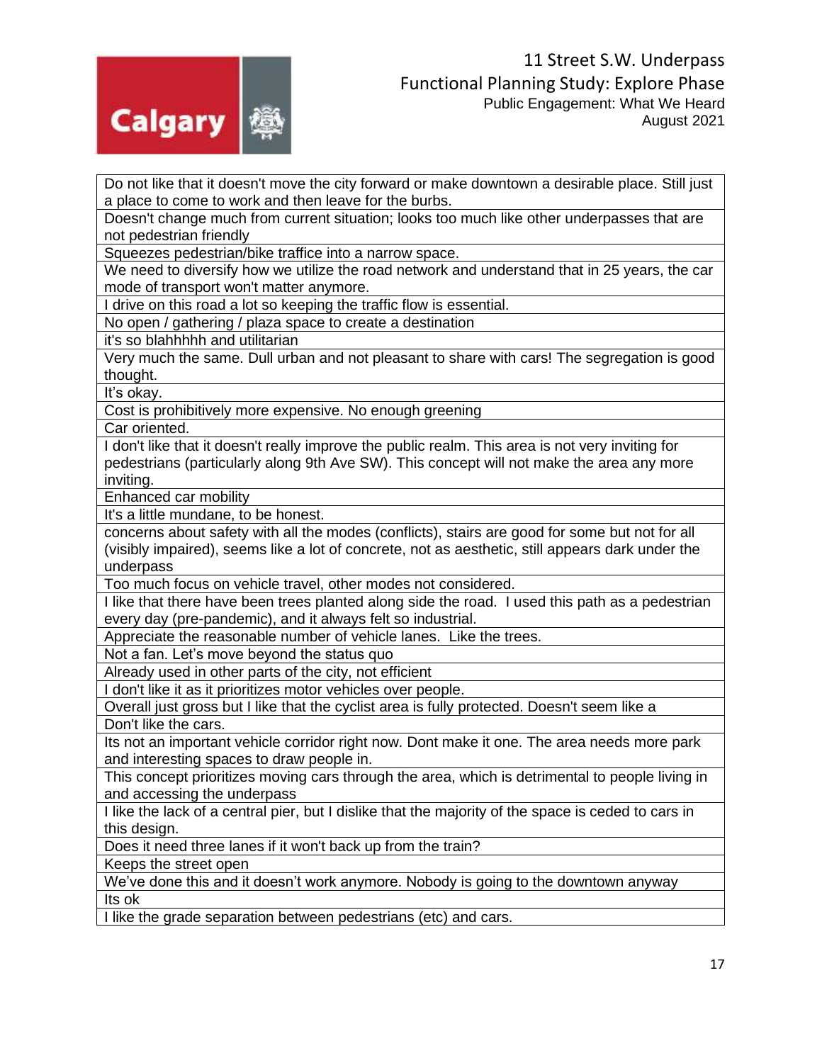| Do not like that it doesn't move the city forward or make downtown a desirable place. Still just a place to come to work and then leave for the burbs. |
|---|
| Doesn't change much from current situation; looks too much like other underpasses that are not pedestrian friendly |
| Squeezes pedestrian/bike traffice into a narrow space. |
| We need to diversify how we utilize the road network and understand that in 25 years, the car mode of transport won't matter anymore. |
| I drive on this road a lot so keeping the traffic flow is essential. |
| No open / gathering / plaza space to create a destination |
| it's so blahhhhh and utilitarian |
| Very much the same. Dull urban and not pleasant to share with cars! The segregation is good thought. |
| It's okay. |
| Cost is prohibitively more expensive. No enough greening |
| Car oriented. |
| I don't like that it doesn't really improve the public realm. This area is not very inviting for pedestrians (particularly along 9th Ave SW). This concept will not make the area any more inviting. |
| Enhanced car mobility |
| It's a little mundane, to be honest. |
| concerns about safety with all the modes (conflicts), stairs are good for some but not for all (visibly impaired), seems like a lot of concrete, not as aesthetic, still appears dark under the underpass |
| Too much focus on vehicle travel, other modes not considered. |
| I like that there have been trees planted along side the road. I used this path as a pedestrian every day (pre-pandemic), and it always felt so industrial. |
| Appreciate the reasonable number of vehicle lanes. Like the trees. |
| Not a fan. Let's move beyond the status quo |
| Already used in other parts of the city, not efficient |
| I don't like it as it prioritizes motor vehicles over people. |
| Overall just gross but I like that the cyclist area is fully protected. Doesn't seem like a |
| Don't like the cars. |
| Its not an important vehicle corridor right now. Dont make it one. The area needs more park and interesting spaces to draw people in. |
| This concept prioritizes moving cars through the area, which is detrimental to people living in and accessing the underpass |
| I like the lack of a central pier, but I dislike that the majority of the space is ceded to cars in this design. |
| Does it need three lanes if it won't back up from the train? |
| Keeps the street open |
| We've done this and it doesn't work anymore. Nobody is going to the downtown anyway |
| Its ok |
| I like the grade separation between pedestrians (etc) and cars. |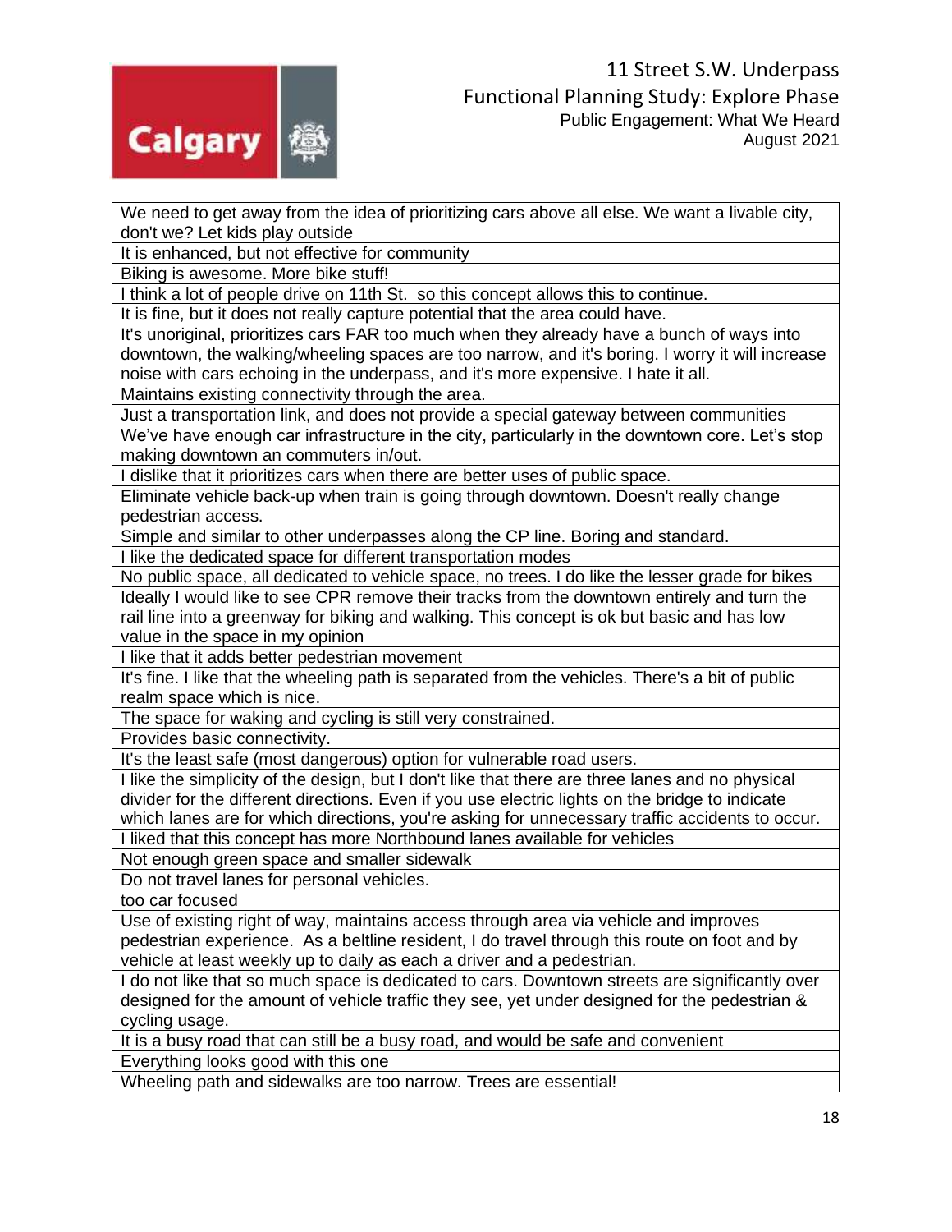| |
|---|
| We need to get away from the idea of prioritizing cars above all else. We want a livable city, don't we? Let kids play outside |
| It is enhanced, but not effective for community |
| Biking is awesome. More bike stuff! |
| I think a lot of people drive on 11th St. so this concept allows this to continue. |
| It is fine, but it does not really capture potential that the area could have. |
| It's unoriginal, prioritizes cars FAR too much when they already have a bunch of ways into downtown, the walking/wheeling spaces are too narrow, and it's boring. I worry it will increase noise with cars echoing in the underpass, and it's more expensive. I hate it all. |
| Maintains existing connectivity through the area. |
| Just a transportation link, and does not provide a special gateway between communities |
| We've have enough car infrastructure in the city, particularly in the downtown core. Let's stop making downtown an commuters in/out. |
| I dislike that it prioritizes cars when there are better uses of public space. |
| Eliminate vehicle back-up when train is going through downtown. Doesn't really change pedestrian access. |
| Simple and similar to other underpasses along the CP line. Boring and standard. |
| I like the dedicated space for different transportation modes |
| No public space, all dedicated to vehicle space, no trees. I do like the lesser grade for bikes |
| Ideally I would like to see CPR remove their tracks from the downtown entirely and turn the rail line into a greenway for biking and walking. This concept is ok but basic and has low value in the space in my opinion |
| I like that it adds better pedestrian movement |
| It's fine. I like that the wheeling path is separated from the vehicles. There's a bit of public realm space which is nice. |
| The space for waking and cycling is still very constrained. |
| Provides basic connectivity. |
| It's the least safe (most dangerous) option for vulnerable road users. |
| I like the simplicity of the design, but I don't like that there are three lanes and no physical divider for the different directions. Even if you use electric lights on the bridge to indicate which lanes are for which directions, you're asking for unnecessary traffic accidents to occur. |
| I liked that this concept has more Northbound lanes available for vehicles |
| Not enough green space and smaller sidewalk |
| Do not travel lanes for personal vehicles. |
| too car focused |
| Use of existing right of way, maintains access through area via vehicle and improves pedestrian experience. As a beltline resident, I do travel through this route on foot and by vehicle at least weekly up to daily as each a driver and a pedestrian. |
| I do not like that so much space is dedicated to cars. Downtown streets are significantly over designed for the amount of vehicle traffic they see, yet under designed for the pedestrian & cycling usage. |
| It is a busy road that can still be a busy road, and would be safe and convenient |
| Everything looks good with this one |
| Wheeling path and sidewalks are too narrow. Trees are essential! |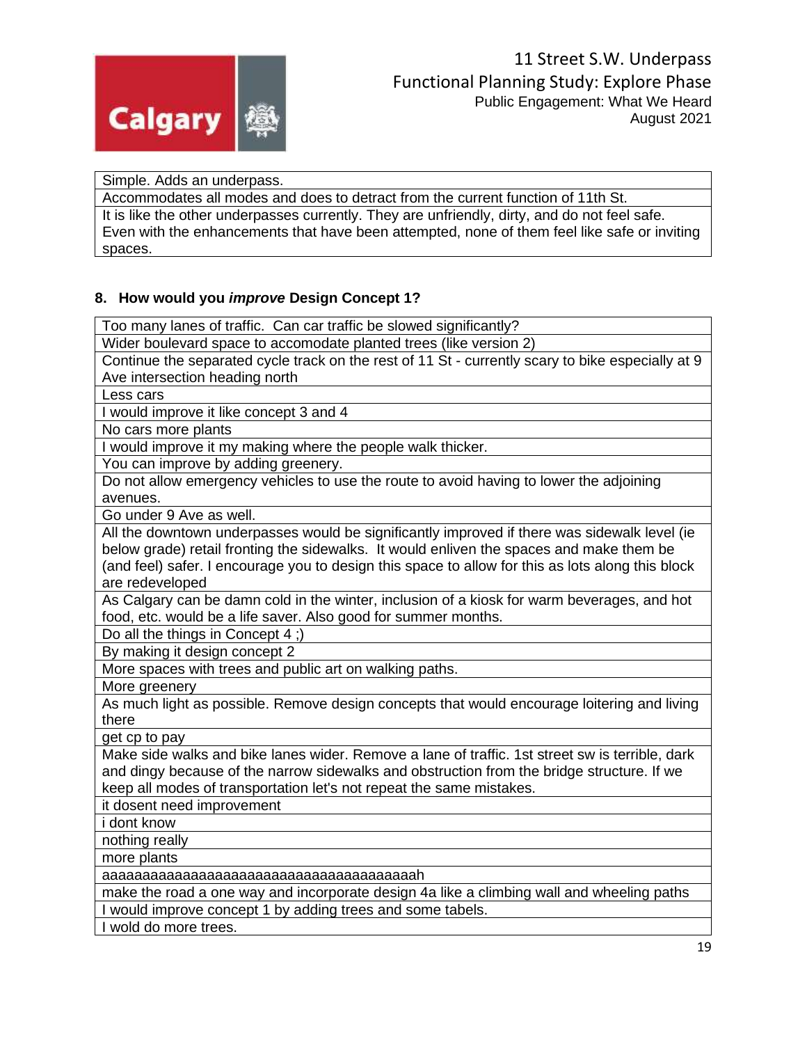| Simple. Adds an underpass. |
|---|
| Accommodates all modes and does to detract from the current function of 11th St. |
| It is like the other underpasses currently. They are unfriendly, dirty, and do not feel safe. Even with the enhancements that have been attempted, none of them feel like safe or inviting spaces. |

**8. How would you *improve* Design Concept 1?**

| Too many lanes of traffic. Can car traffic be slowed significantly? |
|---|
| Wider boulevard space to accomodate planted trees (like version 2) |
| Continue the separated cycle track on the rest of 11 St - currently scary to bike especially at 9 Ave intersection heading north |
| Less cars |
| I would improve it like concept 3 and 4 |
| No cars more plants |
| I would improve it my making where the people walk thicker. |
| You can improve by adding greenery. |
| Do not allow emergency vehicles to use the route to avoid having to lower the adjoining avenues. |
| Go under 9 Ave as well. |
| All the downtown underpasses would be significantly improved if there was sidewalk level (ie below grade) retail fronting the sidewalks. It would enliven the spaces and make them be (and feel) safer. I encourage you to design this space to allow for this as lots along this block are redeveloped |
| As Calgary can be damn cold in the winter, inclusion of a kiosk for warm beverages, and hot food, etc. would be a life saver. Also good for summer months. |
| Do all the things in Concept 4 ;) |
| By making it design concept 2 |
| More spaces with trees and public art on walking paths. |
| More greenery |
| As much light as possible. Remove design concepts that would encourage loitering and living there |
| get cp to pay |
| Make side walks and bike lanes wider. Remove a lane of traffic. 1st street sw is terrible, dark and dingy because of the narrow sidewalks and obstruction from the bridge structure. If we keep all modes of transportation let's not repeat the same mistakes. |
| it dosent need improvement |
| i dont know |
| nothing really |
| more plants |
| aaaaaaaaaaaaaaaaaaaaaaaaaaaaaaaaaaaaaah |
| make the road a one way and incorporate design 4a like a climbing wall and wheeling paths |
| I would improve concept 1 by adding trees and some tabels. |
| I wold do more trees. |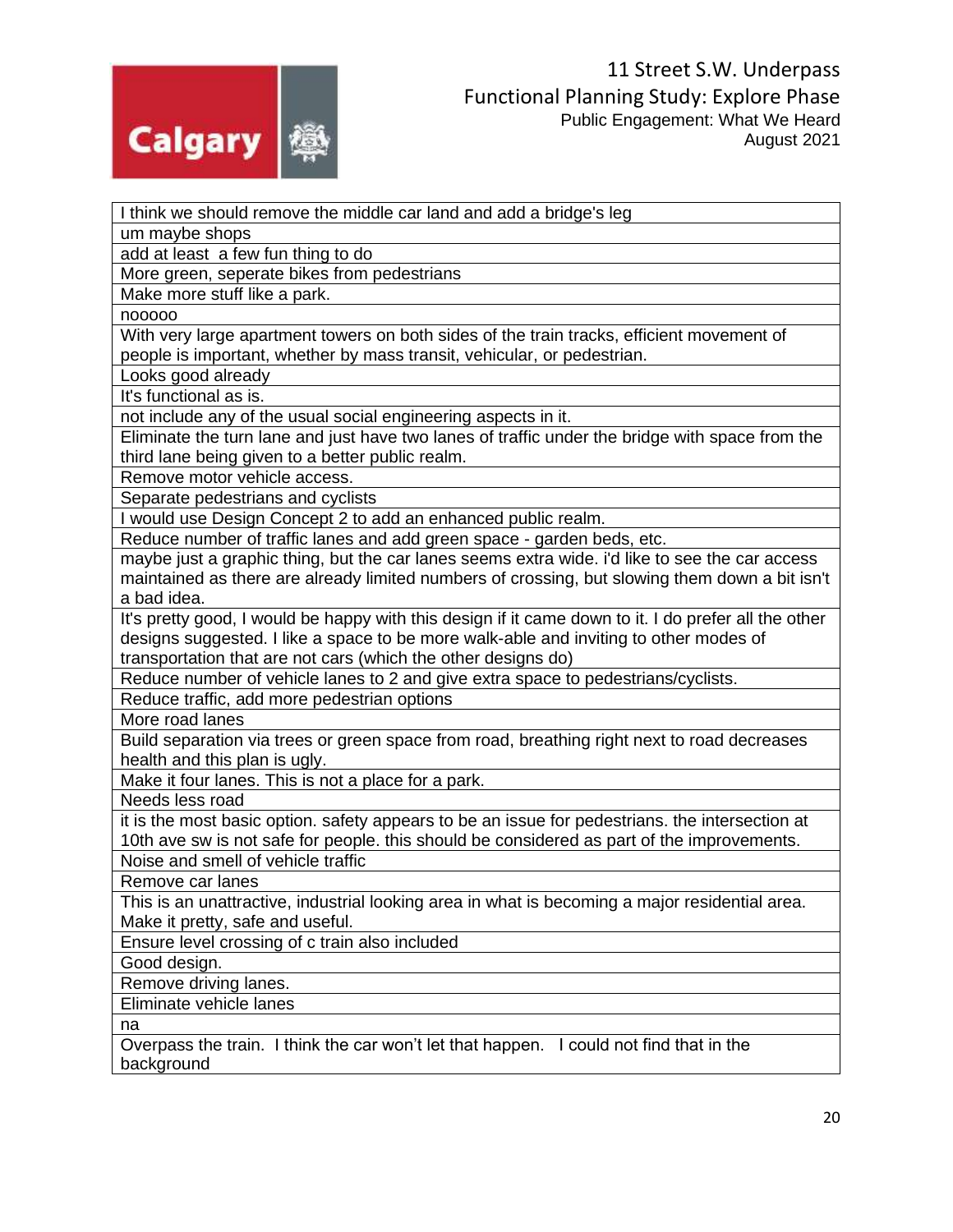| I think we should remove the middle car land and add a bridge's leg |
| --- |
| um maybe shops |
| add at least  a few fun thing to do |
| More green, seperate bikes from pedestrians |
| Make more stuff like a park. |
| nooooo |
| With very large apartment towers on both sides of the train tracks, efficient movement of people is important, whether by mass transit, vehicular, or pedestrian. |
| Looks good already |
| It's functional as is. |
| not include any of the usual social engineering aspects in it. |
| Eliminate the turn lane and just have two lanes of traffic under the bridge with space from the third lane being given to a better public realm. |
| Remove motor vehicle access. |
| Separate pedestrians and cyclists |
| I would use Design Concept 2 to add an enhanced public realm. |
| Reduce number of traffic lanes and add green space - garden beds, etc. |
| maybe just a graphic thing, but the car lanes seems extra wide. i'd like to see the car access maintained as there are already limited numbers of crossing, but slowing them down a bit isn't a bad idea. |
| It's pretty good, I would be happy with this design if it came down to it. I do prefer all the other designs suggested. I like a space to be more walk-able and inviting to other modes of transportation that are not cars (which the other designs do) |
| Reduce number of vehicle lanes to 2 and give extra space to pedestrians/cyclists. |
| Reduce traffic, add more pedestrian options |
| More road lanes |
| Build separation via trees or green space from road, breathing right next to road decreases health and this plan is ugly. |
| Make it four lanes. This is not a place for a park. |
| Needs less road |
| it is the most basic option. safety appears to be an issue for pedestrians. the intersection at 10th ave sw is not safe for people. this should be considered as part of the improvements. |
| Noise and smell of vehicle traffic |
| Remove car lanes |
| This is an unattractive, industrial looking area in what is becoming a major residential area. Make it pretty, safe and useful. |
| Ensure level crossing of c train also included |
| Good design. |
| Remove driving lanes. |
| Eliminate vehicle lanes |
| na |
| Overpass the train.  I think the car won't let that happen.   I could not find that in the background |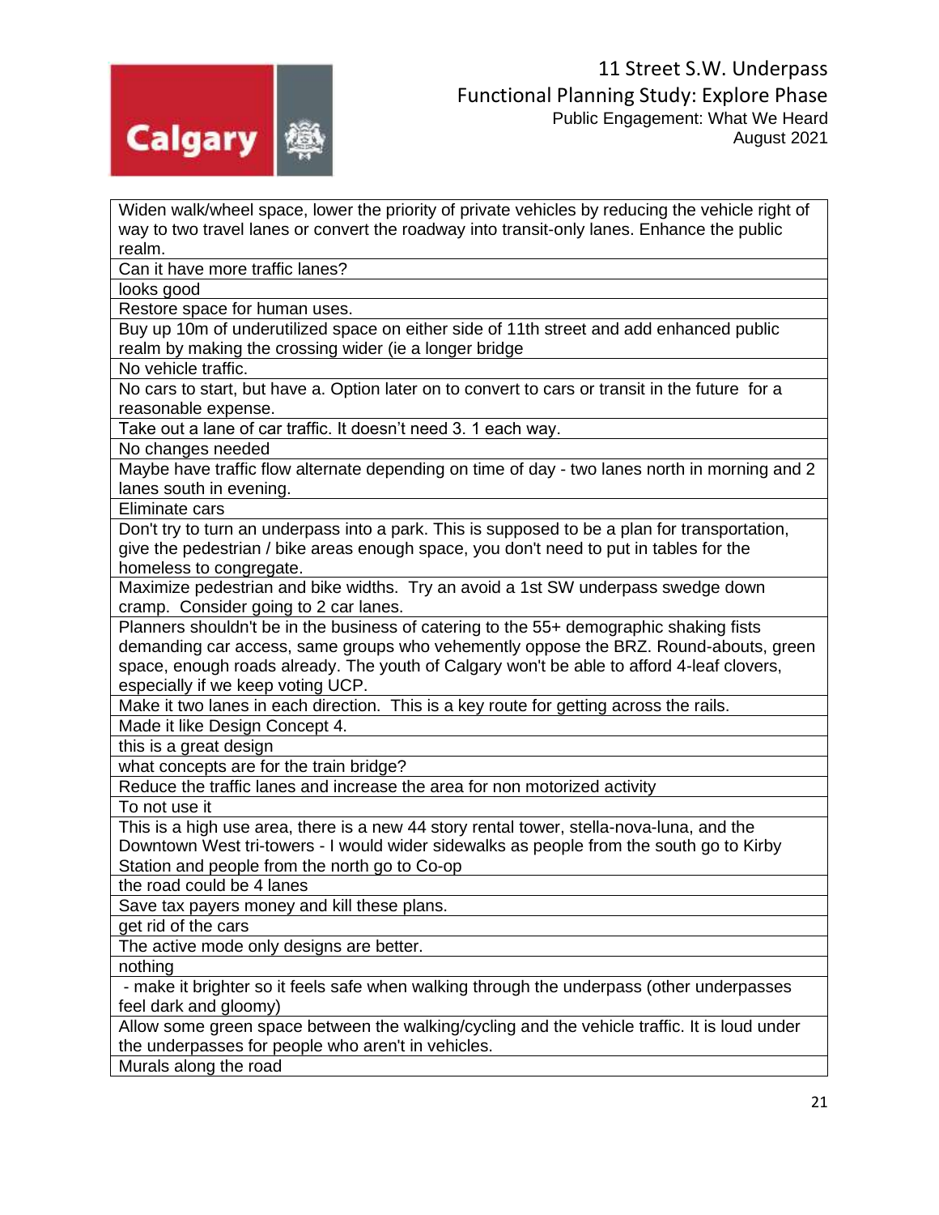| |
|---|
| Widen walk/wheel space, lower the priority of private vehicles by reducing the vehicle right of way to two travel lanes or convert the roadway into transit-only lanes. Enhance the public realm. |
| Can it have more traffic lanes? |
| looks good |
| Restore space for human uses. |
| Buy up 10m of underutilized space on either side of 11th street and add enhanced public realm by making the crossing wider (ie a longer bridge |
| No vehicle traffic. |
| No cars to start, but have a. Option later on to convert to cars or transit in the future for a reasonable expense. |
| Take out a lane of car traffic. It doesn't need 3. 1 each way. |
| No changes needed |
| Maybe have traffic flow alternate depending on time of day - two lanes north in morning and 2 lanes south in evening. |
| Eliminate cars |
| Don't try to turn an underpass into a park. This is supposed to be a plan for transportation, give the pedestrian / bike areas enough space, you don't need to put in tables for the homeless to congregate. |
| Maximize pedestrian and bike widths. Try an avoid a 1st SW underpass swedge down cramp. Consider going to 2 car lanes. |
| Planners shouldn't be in the business of catering to the 55+ demographic shaking fists demanding car access, same groups who vehemently oppose the BRZ. Round-abouts, green space, enough roads already. The youth of Calgary won't be able to afford 4-leaf clovers, especially if we keep voting UCP. |
| Make it two lanes in each direction. This is a key route for getting across the rails. |
| Made it like Design Concept 4. |
| this is a great design |
| what concepts are for the train bridge? |
| Reduce the traffic lanes and increase the area for non motorized activity |
| To not use it |
| This is a high use area, there is a new 44 story rental tower, stella-nova-luna, and the Downtown West tri-towers - I would wider sidewalks as people from the south go to Kirby Station and people from the north go to Co-op |
| the road could be 4 lanes |
| Save tax payers money and kill these plans. |
| get rid of the cars |
| The active mode only designs are better. |
| nothing |
| - make it brighter so it feels safe when walking through the underpass (other underpasses feel dark and gloomy) |
| Allow some green space between the walking/cycling and the vehicle traffic. It is loud under the underpasses for people who aren't in vehicles. |
| Murals along the road |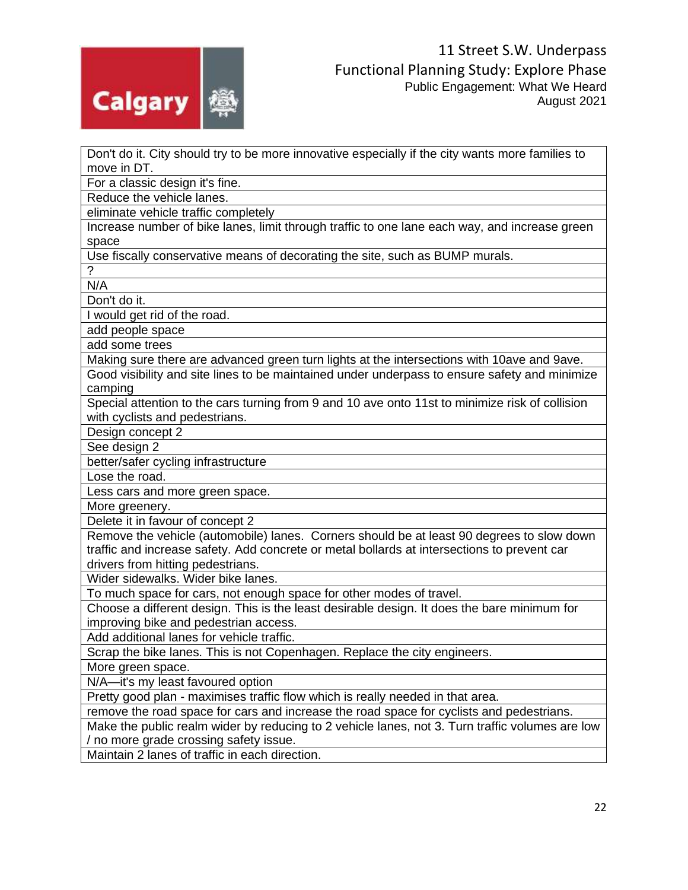| Don't do it. City should try to be more innovative especially if the city wants more families to move in DT. |
|---|
| For a classic design it's fine. |
| Reduce the vehicle lanes. |
| eliminate vehicle traffic completely |
| Increase number of bike lanes, limit through traffic to one lane each way, and increase green space |
| Use fiscally conservative means of decorating the site, such as BUMP murals. |
| ? |
| N/A |
| Don't do it. |
| I would get rid of the road. |
| add people space |
| add some trees |
| Making sure there are advanced green turn lights at the intersections with 10ave and 9ave. |
| Good visibility and site lines to be maintained under underpass to ensure safety and minimize camping |
| Special attention to the cars turning from 9 and 10 ave onto 11st to minimize risk of collision with cyclists and pedestrians. |
| Design concept 2 |
| See design 2 |
| better/safer cycling infrastructure |
| Lose the road. |
| Less cars and more green space. |
| More greenery. |
| Delete it in favour of concept 2 |
| Remove the vehicle (automobile) lanes. Corners should be at least 90 degrees to slow down traffic and increase safety. Add concrete or metal bollards at intersections to prevent car drivers from hitting pedestrians. |
| Wider sidewalks. Wider bike lanes. |
| To much space for cars, not enough space for other modes of travel. |
| Choose a different design. This is the least desirable design. It does the bare minimum for improving bike and pedestrian access. |
| Add additional lanes for vehicle traffic. |
| Scrap the bike lanes. This is not Copenhagen. Replace the city engineers. |
| More green space. |
| N/A—it's my least favoured option |
| Pretty good plan - maximises traffic flow which is really needed in that area. |
| remove the road space for cars and increase the road space for cyclists and pedestrians. |
| Make the public realm wider by reducing to 2 vehicle lanes, not 3. Turn traffic volumes are low / no more grade crossing safety issue. |
| Maintain 2 lanes of traffic in each direction. |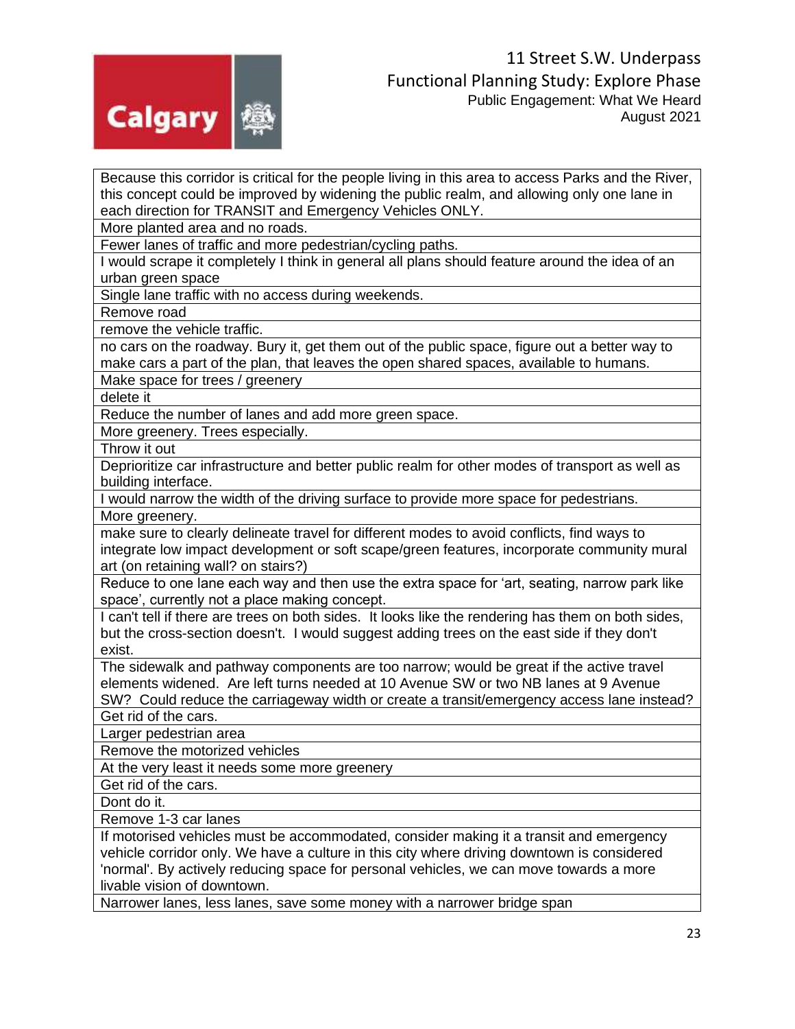| Because this corridor is critical for the people living in this area to access Parks and the River, this concept could be improved by widening the public realm, and allowing only one lane in each direction for TRANSIT and Emergency Vehicles ONLY. |
| --- |
| More planted area and no roads. |
| Fewer lanes of traffic and more pedestrian/cycling paths. |
| I would scrape it completely I think in general all plans should feature around the idea of an urban green space |
| Single lane traffic with no access during weekends. |
| Remove road |
| remove the vehicle traffic. |
| no cars on the roadway. Bury it, get them out of the public space, figure out a better way to make cars a part of the plan, that leaves the open shared spaces, available to humans. |
| Make space for trees / greenery |
| delete it |
| Reduce the number of lanes and add more green space. |
| More greenery. Trees especially. |
| Throw it out |
| Deprioritize car infrastructure and better public realm for other modes of transport as well as building interface. |
| I would narrow the width of the driving surface to provide more space for pedestrians. |
| More greenery. |
| make sure to clearly delineate travel for different modes to avoid conflicts, find ways to integrate low impact development or soft scape/green features, incorporate community mural art (on retaining wall? on stairs?) |
| Reduce to one lane each way and then use the extra space for 'art, seating, narrow park like space', currently not a place making concept. |
| I can't tell if there are trees on both sides. It looks like the rendering has them on both sides, but the cross-section doesn't. I would suggest adding trees on the east side if they don't exist. |
| The sidewalk and pathway components are too narrow; would be great if the active travel elements widened. Are left turns needed at 10 Avenue SW or two NB lanes at 9 Avenue SW? Could reduce the carriageway width or create a transit/emergency access lane instead? |
| Get rid of the cars. |
| Larger pedestrian area |
| Remove the motorized vehicles |
| At the very least it needs some more greenery |
| Get rid of the cars. |
| Dont do it. |
| Remove 1-3 car lanes |
| If motorised vehicles must be accommodated, consider making it a transit and emergency vehicle corridor only. We have a culture in this city where driving downtown is considered 'normal'. By actively reducing space for personal vehicles, we can move towards a more livable vision of downtown. |
| Narrower lanes, less lanes, save some money with a narrower bridge span |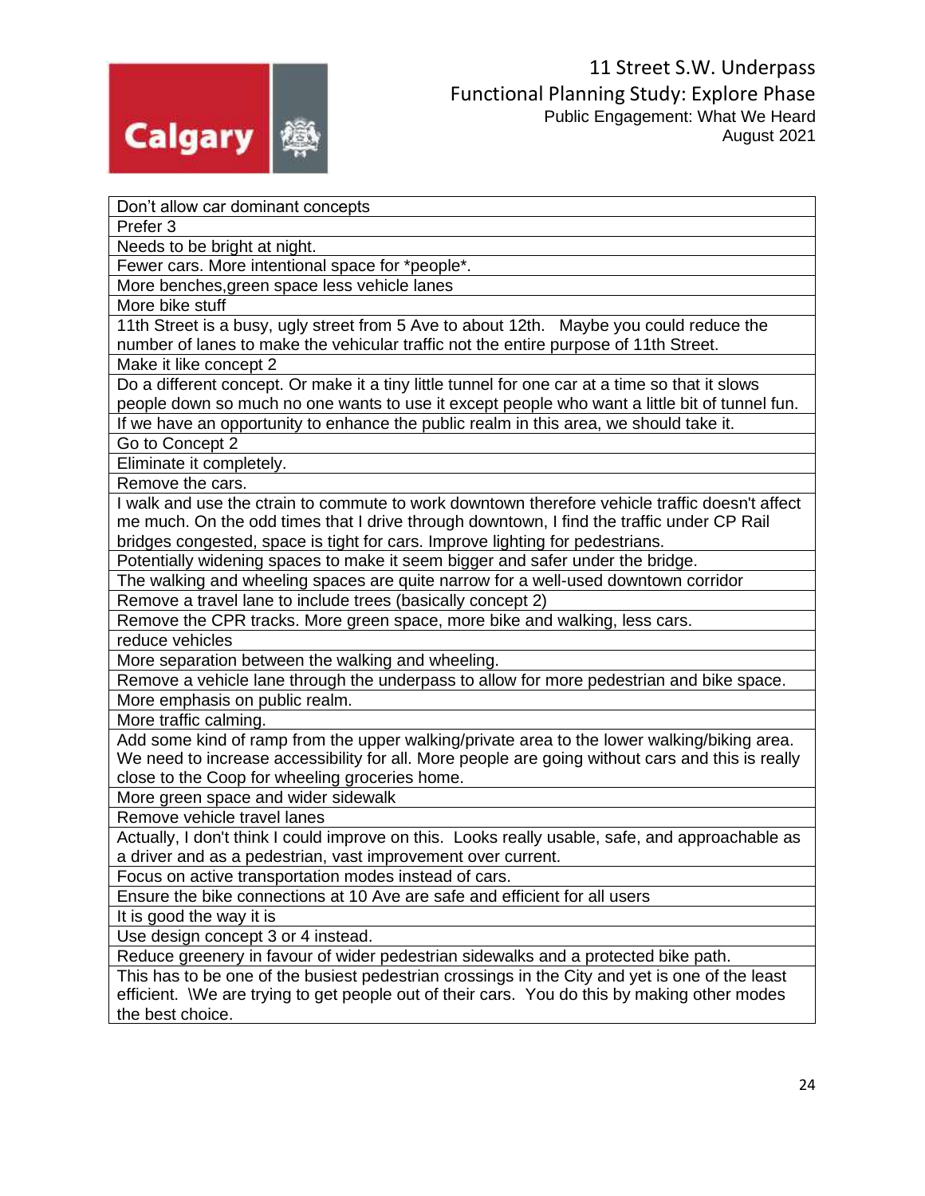| Don’t allow car dominant concepts |
|---|
| Prefer 3 |
| Needs to be bright at night. |
| Fewer cars. More intentional space for *people*. |
| More benches,green space less vehicle lanes |
| More bike stuff |
| 11th Street is a busy, ugly street from 5 Ave to about 12th.   Maybe you could reduce the number of lanes to make the vehicular traffic not the entire purpose of 11th Street. |
| Make it like concept 2 |
| Do a different concept. Or make it a tiny little tunnel for one car at a time so that it slows people down so much no one wants to use it except people who want a little bit of tunnel fun. |
| If we have an opportunity to enhance the public realm in this area, we should take it. |
| Go to Concept 2 |
| Eliminate it completely. |
| Remove the cars. |
| I walk and use the ctrain to commute to work downtown therefore vehicle traffic doesn't affect me much. On the odd times that I drive through downtown, I find the traffic under CP Rail bridges congested, space is tight for cars. Improve lighting for pedestrians. |
| Potentially widening spaces to make it seem bigger and safer under the bridge. |
| The walking and wheeling spaces are quite narrow for a well-used downtown corridor |
| Remove a travel lane to include trees (basically concept 2) |
| Remove the CPR tracks. More green space, more bike and walking, less cars. |
| reduce vehicles |
| More separation between the walking and wheeling. |
| Remove a vehicle lane through the underpass to allow for more pedestrian and bike space. |
| More emphasis on public realm. |
| More traffic calming. |
| Add some kind of ramp from the upper walking/private area to the lower walking/biking area. We need to increase accessibility for all. More people are going without cars and this is really close to the Coop for wheeling groceries home. |
| More green space and wider sidewalk |
| Remove vehicle travel lanes |
| Actually, I don't think I could improve on this.  Looks really usable, safe, and approachable as a driver and as a pedestrian, vast improvement over current. |
| Focus on active transportation modes instead of cars. |
| Ensure the bike connections at 10 Ave are safe and efficient for all users |
| It is good the way it is |
| Use design concept 3 or 4 instead. |
| Reduce greenery in favour of wider pedestrian sidewalks and a protected bike path. |
| This has to be one of the busiest pedestrian crossings in the City and yet is one of the least efficient.  \We are trying to get people out of their cars.  You do this by making other modes the best choice. |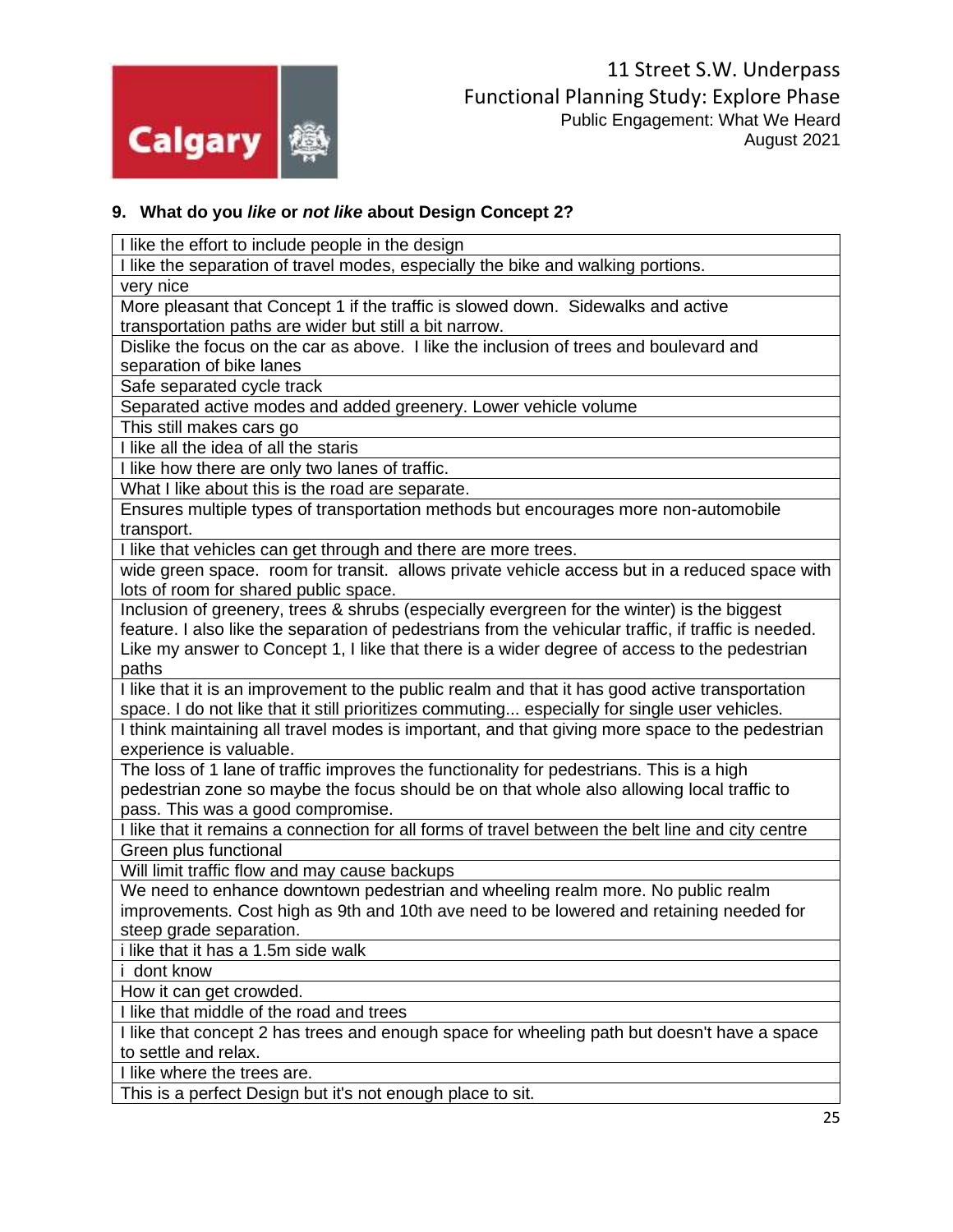## 9. What do you *like* or *not like* about Design Concept 2?

| I like the effort to include people in the design |
|---|
| I like the separation of travel modes, especially the bike and walking portions. |
| very nice |
| More pleasant that Concept 1 if the traffic is slowed down. Sidewalks and active transportation paths are wider but still a bit narrow. |
| Dislike the focus on the car as above. I like the inclusion of trees and boulevard and separation of bike lanes |
| Safe separated cycle track |
| Separated active modes and added greenery. Lower vehicle volume |
| This still makes cars go |
| I like all the idea of all the staris |
| I like how there are only two lanes of traffic. |
| What I like about this is the road are separate. |
| Ensures multiple types of transportation methods but encourages more non-automobile transport. |
| I like that vehicles can get through and there are more trees. |
| wide green space. room for transit. allows private vehicle access but in a reduced space with lots of room for shared public space. |
| Inclusion of greenery, trees & shrubs (especially evergreen for the winter) is the biggest feature. I also like the separation of pedestrians from the vehicular traffic, if traffic is needed. Like my answer to Concept 1, I like that there is a wider degree of access to the pedestrian paths |
| I like that it is an improvement to the public realm and that it has good active transportation space. I do not like that it still prioritizes commuting... especially for single user vehicles. |
| I think maintaining all travel modes is important, and that giving more space to the pedestrian experience is valuable. |
| The loss of 1 lane of traffic improves the functionality for pedestrians. This is a high pedestrian zone so maybe the focus should be on that whole also allowing local traffic to pass. This was a good compromise. |
| I like that it remains a connection for all forms of travel between the belt line and city centre |
| Green plus functional |
| Will limit traffic flow and may cause backups |
| We need to enhance downtown pedestrian and wheeling realm more. No public realm improvements. Cost high as 9th and 10th ave need to be lowered and retaining needed for steep grade separation. |
| i like that it has a 1.5m side walk |
| i dont know |
| How it can get crowded. |
| I like that middle of the road and trees |
| I like that concept 2 has trees and enough space for wheeling path but doesn't have a space to settle and relax. |
| I like where the trees are. |
| This is a perfect Design but it's not enough place to sit. |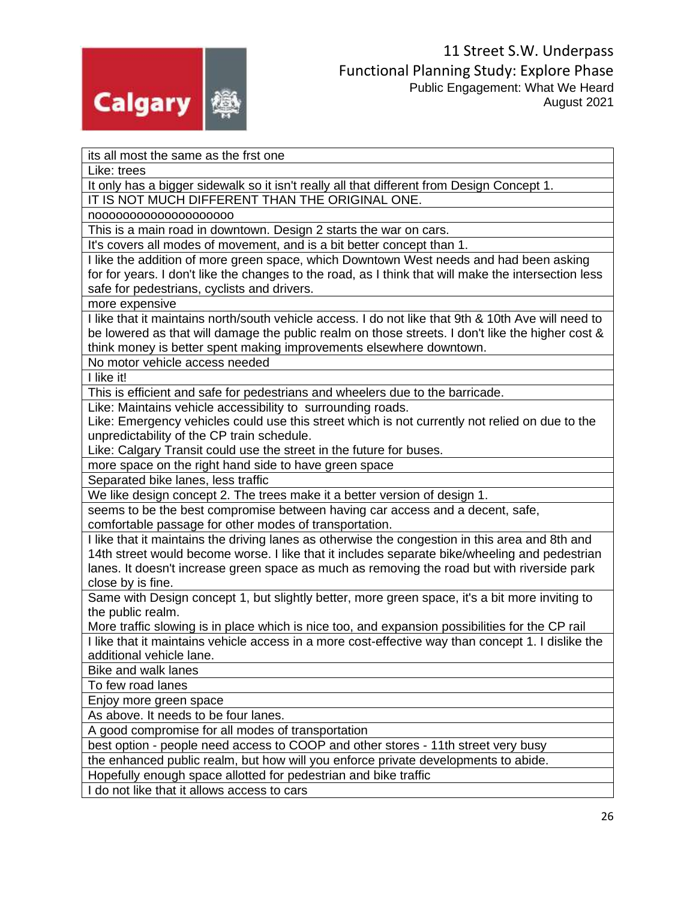| its all most the same as the frst one |
|---|
| Like: trees |
| It only has a bigger sidewalk so it isn't really all that different from Design Concept 1. |
| IT IS NOT MUCH DIFFERENT THAN THE ORIGINAL ONE. |
| noooooooooooooooooooo |
| This is a main road in downtown. Design 2 starts the war on cars. |
| It's covers all modes of movement, and is a bit better concept than 1. |
| I like the addition of more green space, which Downtown West needs and had been asking for for years. I don't like the changes to the road, as I think that will make the intersection less safe for pedestrians, cyclists and drivers. |
| more expensive |
| I like that it maintains north/south vehicle access. I do not like that 9th & 10th Ave will need to be lowered as that will damage the public realm on those streets. I don't like the higher cost & think money is better spent making improvements elsewhere downtown. |
| No motor vehicle access needed |
| I like it! |
| This is efficient and safe for pedestrians and wheelers due to the barricade. |
| Like: Maintains vehicle accessibility to surrounding roads.<br>Like: Emergency vehicles could use this street which is not currently not relied on due to the unpredictability of the CP train schedule.<br>Like: Calgary Transit could use the street in the future for buses. |
| more space on the right hand side to have green space |
| Separated bike lanes, less traffic |
| We like design concept 2. The trees make it a better version of design 1. |
| seems to be the best compromise between having car access and a decent, safe, comfortable passage for other modes of transportation. |
| I like that it maintains the driving lanes as otherwise the congestion in this area and 8th and 14th street would become worse. I like that it includes separate bike/wheeling and pedestrian lanes. It doesn't increase green space as much as removing the road but with riverside park close by is fine. |
| Same with Design concept 1, but slightly better, more green space, it's a bit more inviting to the public realm.<br>More traffic slowing is in place which is nice too, and expansion possibilities for the CP rail |
| I like that it maintains vehicle access in a more cost-effective way than concept 1. I dislike the additional vehicle lane. |
| Bike and walk lanes |
| To few road lanes |
| Enjoy more green space |
| As above. It needs to be four lanes. |
| A good compromise for all modes of transportation |
| best option - people need access to COOP and other stores - 11th street very busy |
| the enhanced public realm, but how will you enforce private developments to abide. |
| Hopefully enough space allotted for pedestrian and bike traffic |
| I do not like that it allows access to cars |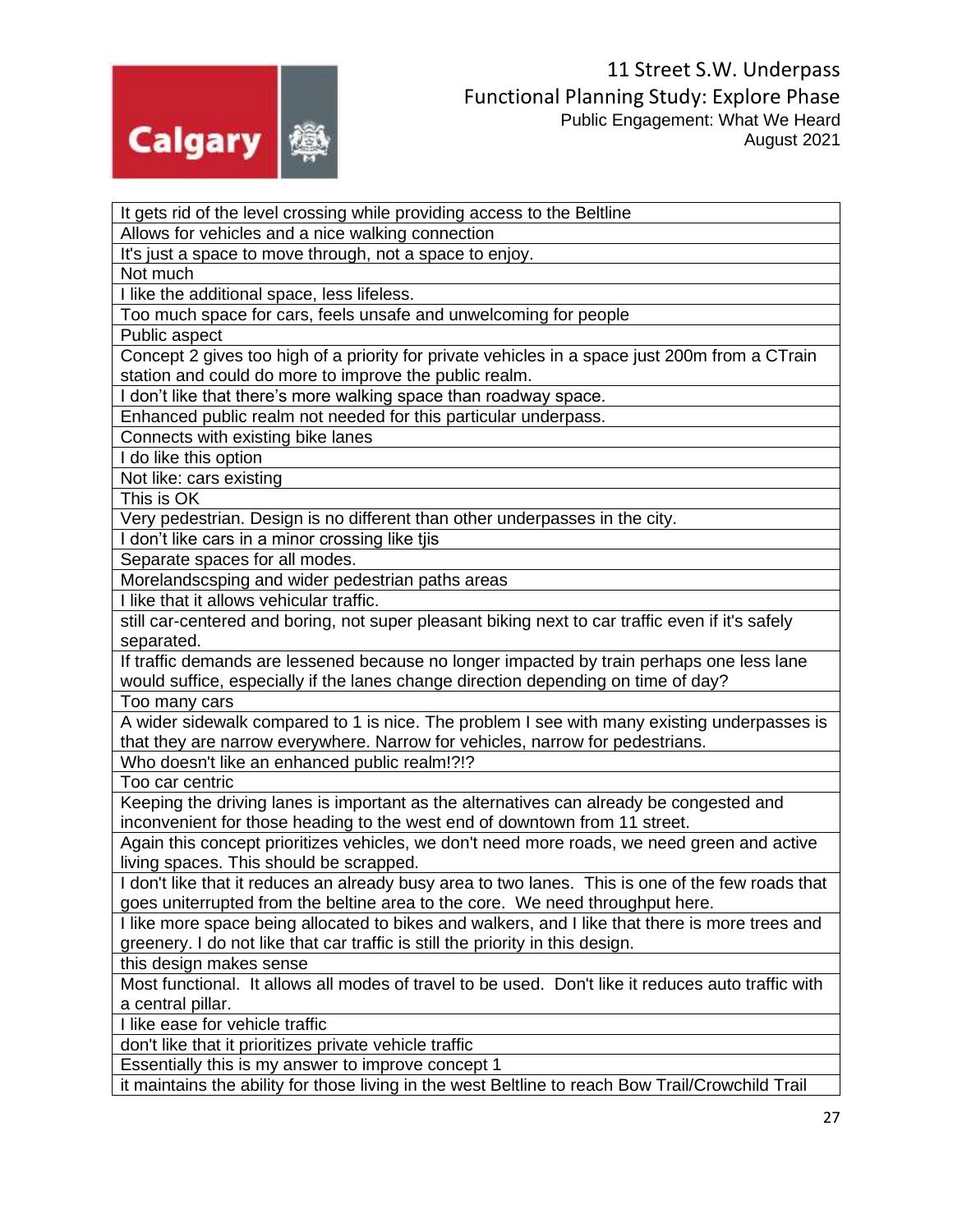| It gets rid of the level crossing while providing access to the Beltline |
| --- |
| Allows for vehicles and a nice walking connection |
| It's just a space to move through, not a space to enjoy. |
| Not much |
| I like the additional space, less lifeless. |
| Too much space for cars, feels unsafe and unwelcoming for people |
| Public aspect |
| Concept 2 gives too high of a priority for private vehicles in a space just 200m from a CTrain station and could do more to improve the public realm. |
| I don't like that there's more walking space than roadway space. |
| Enhanced public realm not needed for this particular underpass. |
| Connects with existing bike lanes |
| I do like this option |
| Not like: cars existing |
| This is OK |
| Very pedestrian. Design is no different than other underpasses in the city. |
| I don't like cars in a minor crossing like tjis |
| Separate spaces for all modes. |
| Morelandscsping and wider pedestrian paths areas |
| I like that it allows vehicular traffic. |
| still car-centered and boring, not super pleasant biking next to car traffic even if it's safely separated. |
| If traffic demands are lessened because no longer impacted by train perhaps one less lane would suffice, especially if the lanes change direction depending on time of day? |
| Too many cars |
| A wider sidewalk compared to 1 is nice. The problem I see with many existing underpasses is that they are narrow everywhere. Narrow for vehicles, narrow for pedestrians. |
| Who doesn't like an enhanced public realm!?!? |
| Too car centric |
| Keeping the driving lanes is important as the alternatives can already be congested and inconvenient for those heading to the west end of downtown from 11 street. |
| Again this concept prioritizes vehicles, we don't need more roads, we need green and active living spaces. This should be scrapped. |
| I don't like that it reduces an already busy area to two lanes. This is one of the few roads that goes uniterrupted from the beltine area to the core. We need throughput here. |
| I like more space being allocated to bikes and walkers, and I like that there is more trees and greenery. I do not like that car traffic is still the priority in this design. |
| this design makes sense |
| Most functional. It allows all modes of travel to be used. Don't like it reduces auto traffic with a central pillar. |
| I like ease for vehicle traffic |
| don't like that it prioritizes private vehicle traffic |
| Essentially this is my answer to improve concept 1 |
| it maintains the ability for those living in the west Beltline to reach Bow Trail/Crowchild Trail |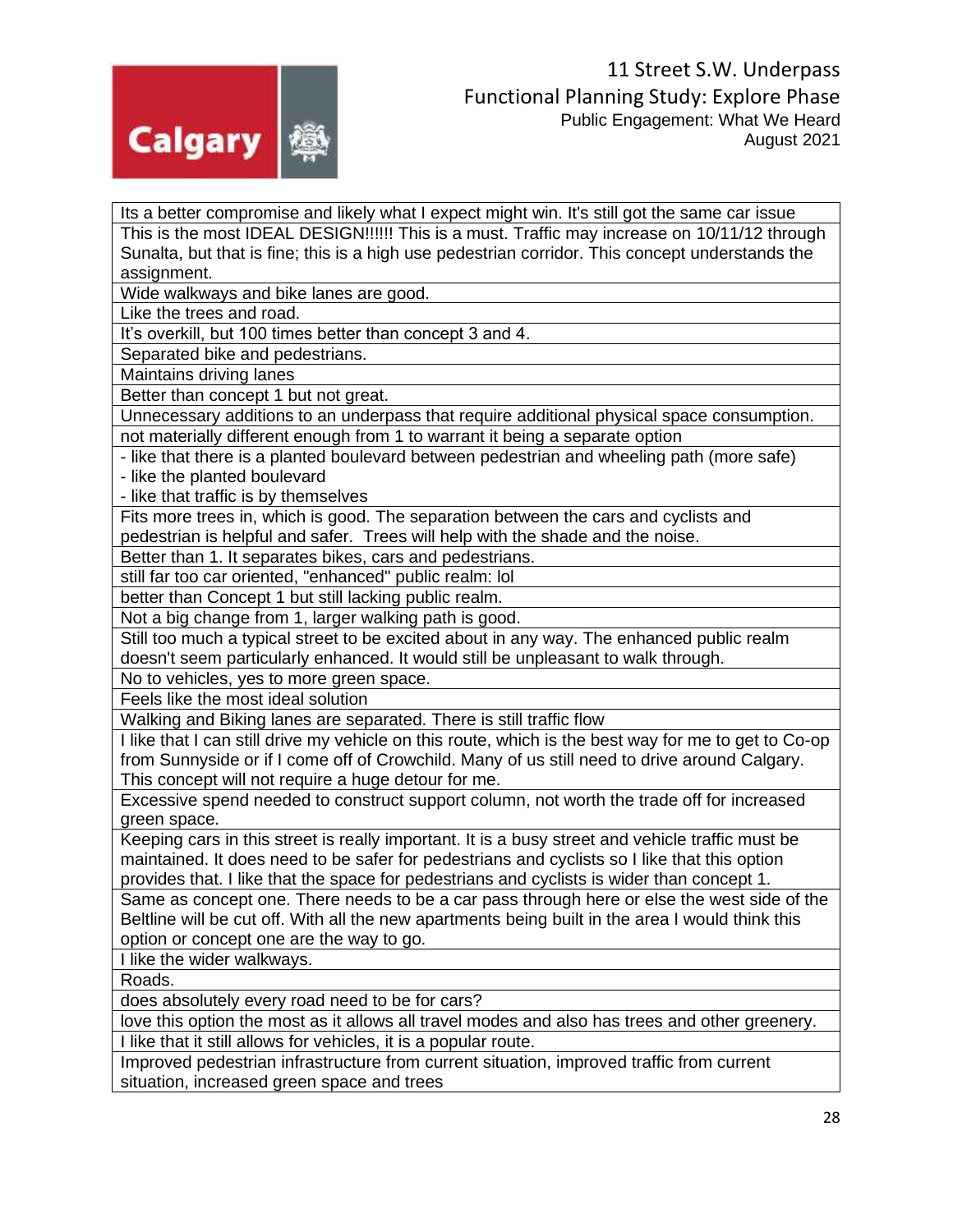| Its a better compromise and likely what I expect might win. It's still got the same car issue |
|---|
| This is the most IDEAL DESIGN!!!!!! This is a must. Traffic may increase on 10/11/12 through Sunalta, but that is fine; this is a high use pedestrian corridor. This concept understands the assignment. |
| Wide walkways and bike lanes are good. |
| Like the trees and road. |
| It's overkill, but 100 times better than concept 3 and 4. |
| Separated bike and pedestrians. |
| Maintains driving lanes |
| Better than concept 1 but not great. |
| Unnecessary additions to an underpass that require additional physical space consumption. |
| not materially different enough from 1 to warrant it being a separate option |
| - like that there is a planted boulevard between pedestrian and wheeling path (more safe)<br>- like the planted boulevard<br>- like that traffic is by themselves |
| Fits more trees in, which is good. The separation between the cars and cyclists and pedestrian is helpful and safer. Trees will help with the shade and the noise. |
| Better than 1. It separates bikes, cars and pedestrians. |
| still far too car oriented, "enhanced" public realm: lol |
| better than Concept 1 but still lacking public realm. |
| Not a big change from 1, larger walking path is good. |
| Still too much a typical street to be excited about in any way. The enhanced public realm doesn't seem particularly enhanced. It would still be unpleasant to walk through. |
| No to vehicles, yes to more green space. |
| Feels like the most ideal solution |
| Walking and Biking lanes are separated. There is still traffic flow |
| I like that I can still drive my vehicle on this route, which is the best way for me to get to Co-op from Sunnyside or if I come off of Crowchild. Many of us still need to drive around Calgary. This concept will not require a huge detour for me. |
| Excessive spend needed to construct support column, not worth the trade off for increased green space. |
| Keeping cars in this street is really important. It is a busy street and vehicle traffic must be maintained. It does need to be safer for pedestrians and cyclists so I like that this option provides that. I like that the space for pedestrians and cyclists is wider than concept 1. |
| Same as concept one. There needs to be a car pass through here or else the west side of the Beltline will be cut off. With all the new apartments being built in the area I would think this option or concept one are the way to go. |
| I like the wider walkways. |
| Roads. |
| does absolutely every road need to be for cars? |
| love this option the most as it allows all travel modes and also has trees and other greenery. |
| I like that it still allows for vehicles, it is a popular route. |
| Improved pedestrian infrastructure from current situation, improved traffic from current situation, increased green space and trees |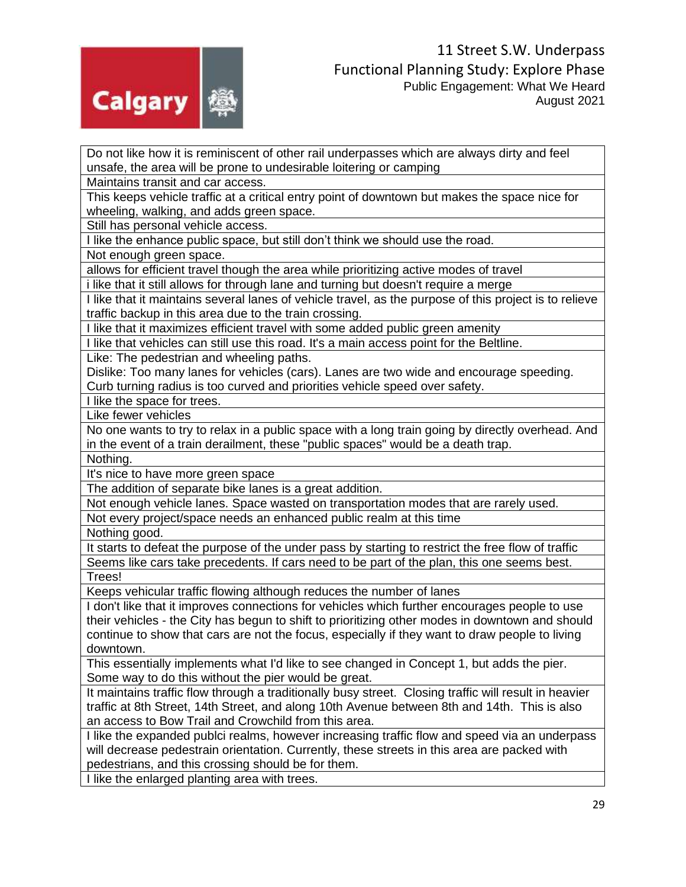| |
|---|
| Do not like how it is reminiscent of other rail underpasses which are always dirty and feel unsafe, the area will be prone to undesirable loitering or camping |
| Maintains transit and car access. |
| This keeps vehicle traffic at a critical entry point of downtown but makes the space nice for wheeling, walking, and adds green space. |
| Still has personal vehicle access. |
| I like the enhance public space, but still don't think we should use the road. |
| Not enough green space. |
| allows for efficient travel though the area while prioritizing active modes of travel |
| i like that it still allows for through lane and turning but doesn't require a merge |
| I like that it maintains several lanes of vehicle travel, as the purpose of this project is to relieve traffic backup in this area due to the train crossing. |
| I like that it maximizes efficient travel with some added public green amenity |
| I like that vehicles can still use this road. It's a main access point for the Beltline. |
| Like: The pedestrian and wheeling paths.<br>Dislike: Too many lanes for vehicles (cars). Lanes are two wide and encourage speeding. Curb turning radius is too curved and priorities vehicle speed over safety. |
| I like the space for trees. |
| Like fewer vehicles |
| No one wants to try to relax in a public space with a long train going by directly overhead. And in the event of a train derailment, these "public spaces" would be a death trap. |
| Nothing. |
| It's nice to have more green space |
| The addition of separate bike lanes is a great addition. |
| Not enough vehicle lanes. Space wasted on transportation modes that are rarely used. |
| Not every project/space needs an enhanced public realm at this time |
| Nothing good. |
| It starts to defeat the purpose of the under pass by starting to restrict the free flow of traffic |
| Seems like cars take precedents. If cars need to be part of the plan, this one seems best. |
| Trees! |
| Keeps vehicular traffic flowing although reduces the number of lanes |
| I don't like that it improves connections for vehicles which further encourages people to use their vehicles - the City has begun to shift to prioritizing other modes in downtown and should continue to show that cars are not the focus, especially if they want to draw people to living downtown. |
| This essentially implements what I'd like to see changed in Concept 1, but adds the pier. Some way to do this without the pier would be great. |
| It maintains traffic flow through a traditionally busy street. Closing traffic will result in heavier traffic at 8th Street, 14th Street, and along 10th Avenue between 8th and 14th. This is also an access to Bow Trail and Crowchild from this area. |
| I like the expanded publci realms, however increasing traffic flow and speed via an underpass will decrease pedestrain orientation. Currently, these streets in this area are packed with pedestrians, and this crossing should be for them. |
| I like the enlarged planting area with trees. |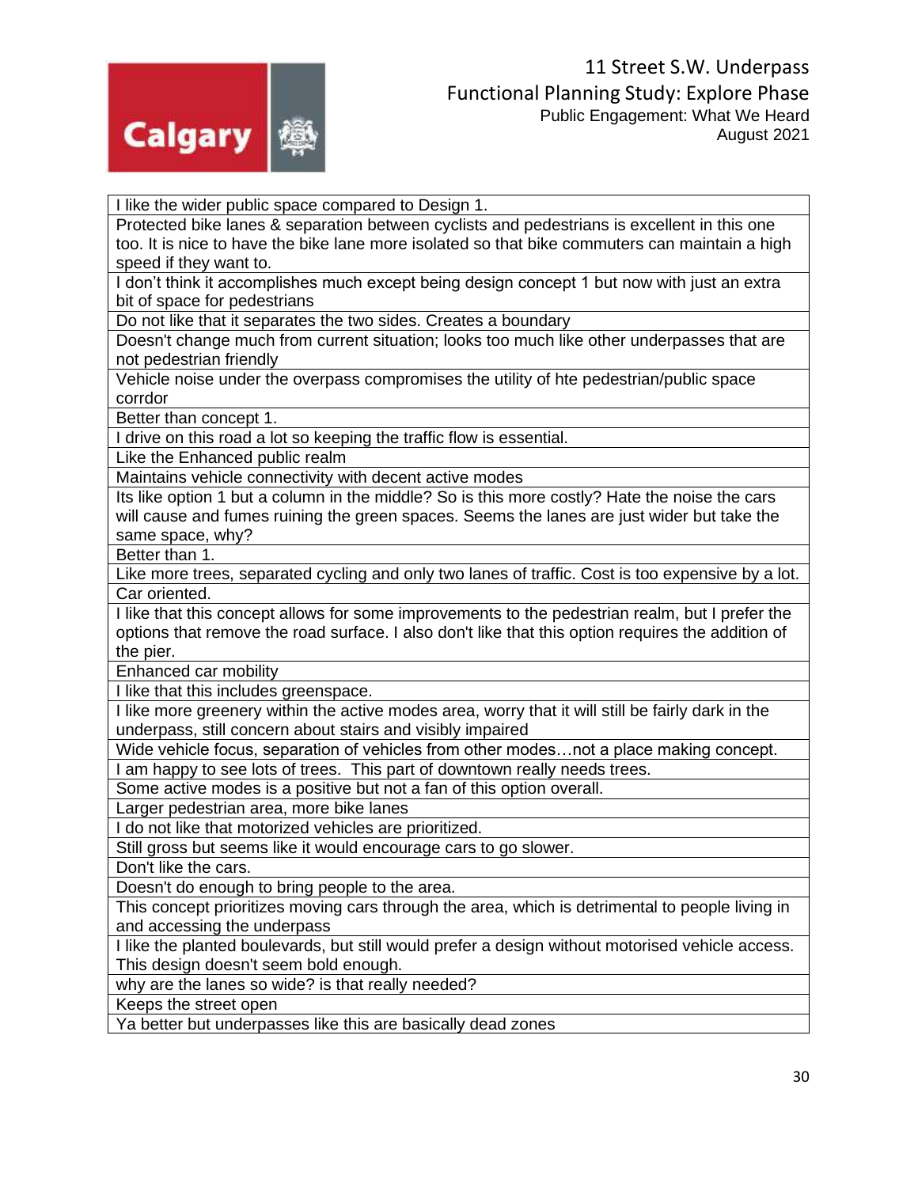| I like the wider public space compared to Design 1. |
|---|
| Protected bike lanes & separation between cyclists and pedestrians is excellent in this one too. It is nice to have the bike lane more isolated so that bike commuters can maintain a high speed if they want to. |
| I don't think it accomplishes much except being design concept 1 but now with just an extra bit of space for pedestrians |
| Do not like that it separates the two sides. Creates a boundary |
| Doesn't change much from current situation; looks too much like other underpasses that are not pedestrian friendly |
| Vehicle noise under the overpass compromises the utility of hte pedestrian/public space corrdor |
| Better than concept 1. |
| I drive on this road a lot so keeping the traffic flow is essential. |
| Like the Enhanced public realm |
| Maintains vehicle connectivity with decent active modes |
| Its like option 1 but a column in the middle? So is this more costly? Hate the noise the cars will cause and fumes ruining the green spaces. Seems the lanes are just wider but take the same space, why? |
| Better than 1. |
| Like more trees, separated cycling and only two lanes of traffic. Cost is too expensive by a lot. |
| Car oriented. |
| I like that this concept allows for some improvements to the pedestrian realm, but I prefer the options that remove the road surface. I also don't like that this option requires the addition of the pier. |
| Enhanced car mobility |
| I like that this includes greenspace. |
| I like more greenery within the active modes area, worry that it will still be fairly dark in the underpass, still concern about stairs and visibly impaired |
| Wide vehicle focus, separation of vehicles from other modes…not a place making concept. |
| I am happy to see lots of trees. This part of downtown really needs trees. |
| Some active modes is a positive but not a fan of this option overall. |
| Larger pedestrian area, more bike lanes |
| I do not like that motorized vehicles are prioritized. |
| Still gross but seems like it would encourage cars to go slower. |
| Don't like the cars. |
| Doesn't do enough to bring people to the area. |
| This concept prioritizes moving cars through the area, which is detrimental to people living in and accessing the underpass |
| I like the planted boulevards, but still would prefer a design without motorised vehicle access. This design doesn't seem bold enough. |
| why are the lanes so wide? is that really needed? |
| Keeps the street open |
| Ya better but underpasses like this are basically dead zones |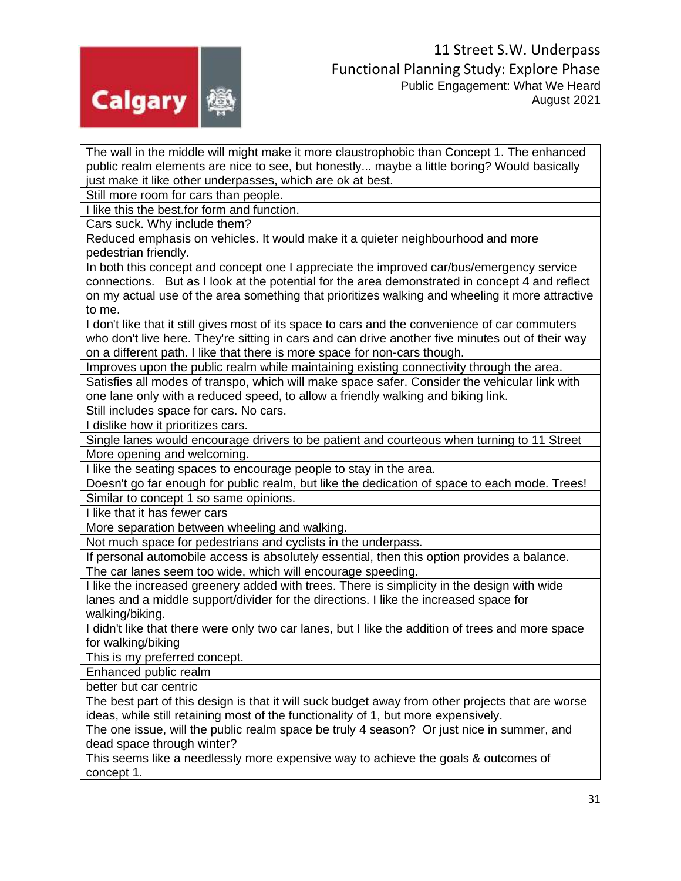| |
|---|
| The wall in the middle will might make it more claustrophobic than Concept 1. The enhanced public realm elements are nice to see, but honestly... maybe a little boring? Would basically just make it like other underpasses, which are ok at best. |
| Still more room for cars than people. |
| I like this the best.for form and function. |
| Cars suck. Why include them? |
| Reduced emphasis on vehicles. It would make it a quieter neighbourhood and more pedestrian friendly. |
| In both this concept and concept one I appreciate the improved car/bus/emergency service connections.   But as I look at the potential for the area demonstrated in concept 4 and reflect on my actual use of the area something that prioritizes walking and wheeling it more attractive to me. |
| I don't like that it still gives most of its space to cars and the convenience of car commuters who don't live here. They're sitting in cars and can drive another five minutes out of their way on a different path. I like that there is more space for non-cars though. |
| Improves upon the public realm while maintaining existing connectivity through the area. |
| Satisfies all modes of transpo, which will make space safer. Consider the vehicular link with one lane only with a reduced speed, to allow a friendly walking and biking link. |
| Still includes space for cars. No cars. |
| I dislike how it prioritizes cars. |
| Single lanes would encourage drivers to be patient and courteous when turning to 11 Street |
| More opening and welcoming. |
| I like the seating spaces to encourage people to stay in the area. |
| Doesn't go far enough for public realm, but like the dedication of space to each mode. Trees! |
| Similar to concept 1 so same opinions. |
| I like that it has fewer cars |
| More separation between wheeling and walking. |
| Not much space for pedestrians and cyclists in the underpass. |
| If personal automobile access is absolutely essential, then this option provides a balance. |
| The car lanes seem too wide, which will encourage speeding. |
| I like the increased greenery added with trees. There is simplicity in the design with wide lanes and a middle support/divider for the directions. I like the increased space for walking/biking. |
| I didn't like that there were only two car lanes, but I like the addition of trees and more space for walking/biking |
| This is my preferred concept. |
| Enhanced public realm |
| better but car centric |
| The best part of this design is that it will suck budget away from other projects that are worse ideas, while still retaining most of the functionality of 1, but more expensively.<br>The one issue, will the public realm space be truly 4 season? Or just nice in summer, and dead space through winter? |
| This seems like a needlessly more expensive way to achieve the goals & outcomes of concept 1. |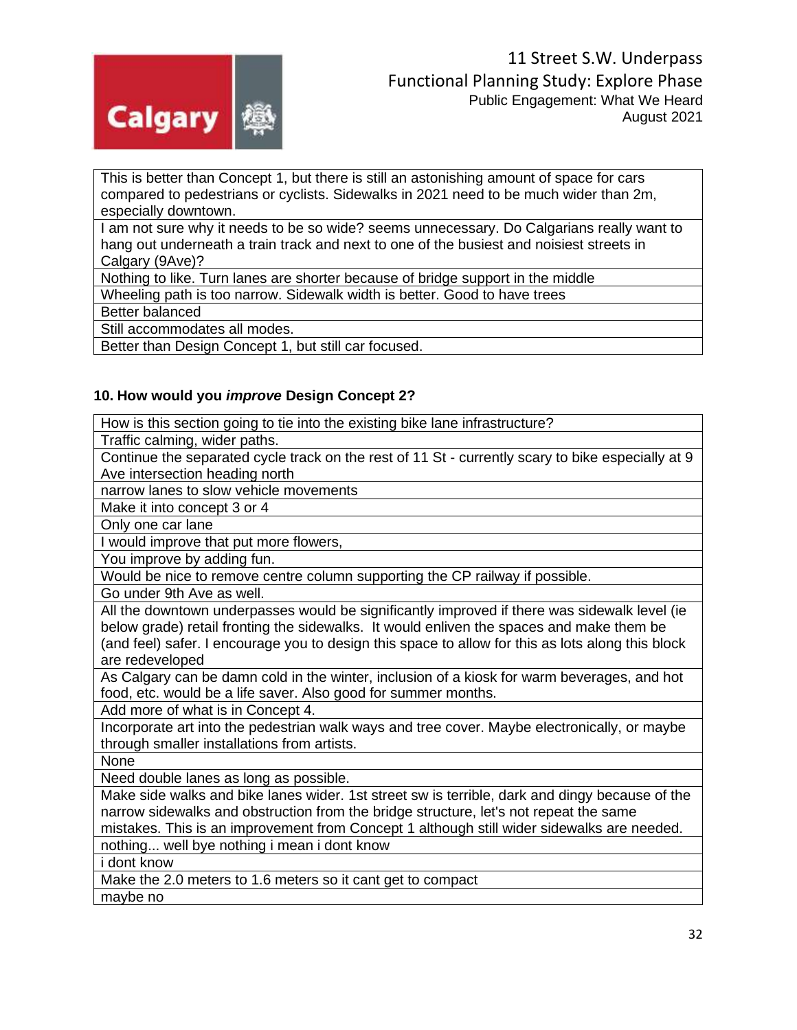| This is better than Concept 1, but there is still an astonishing amount of space for cars compared to pedestrians or cyclists. Sidewalks in 2021 need to be much wider than 2m, especially downtown. |
|---|
| I am not sure why it needs to be so wide? seems unnecessary. Do Calgarians really want to hang out underneath a train track and next to one of the busiest and noisiest streets in Calgary (9Ave)? |
| Nothing to like. Turn lanes are shorter because of bridge support in the middle |
| Wheeling path is too narrow. Sidewalk width is better. Good to have trees |
| Better balanced |
| Still accommodates all modes. |
| Better than Design Concept 1, but still car focused. |

**10. How would you *improve* Design Concept 2?**

| How is this section going to tie into the existing bike lane infrastructure? |
|---|
| Traffic calming, wider paths. |
| Continue the separated cycle track on the rest of 11 St - currently scary to bike especially at 9 Ave intersection heading north |
| narrow lanes to slow vehicle movements |
| Make it into concept 3 or 4 |
| Only one car lane |
| I would improve that put more flowers, |
| You improve by adding fun. |
| Would be nice to remove centre column supporting the CP railway if possible. |
| Go under 9th Ave as well. |
| All the downtown underpasses would be significantly improved if there was sidewalk level (ie below grade) retail fronting the sidewalks. It would enliven the spaces and make them be (and feel) safer. I encourage you to design this space to allow for this as lots along this block are redeveloped |
| As Calgary can be damn cold in the winter, inclusion of a kiosk for warm beverages, and hot food, etc. would be a life saver. Also good for summer months. |
| Add more of what is in Concept 4. |
| Incorporate art into the pedestrian walk ways and tree cover. Maybe electronically, or maybe through smaller installations from artists. |
| None |
| Need double lanes as long as possible. |
| Make side walks and bike lanes wider. 1st street sw is terrible, dark and dingy because of the narrow sidewalks and obstruction from the bridge structure, let's not repeat the same mistakes. This is an improvement from Concept 1 although still wider sidewalks are needed. |
| nothing... well bye nothing i mean i dont know |
| i dont know |
| Make the 2.0 meters to 1.6 meters so it cant get to compact |
| maybe no |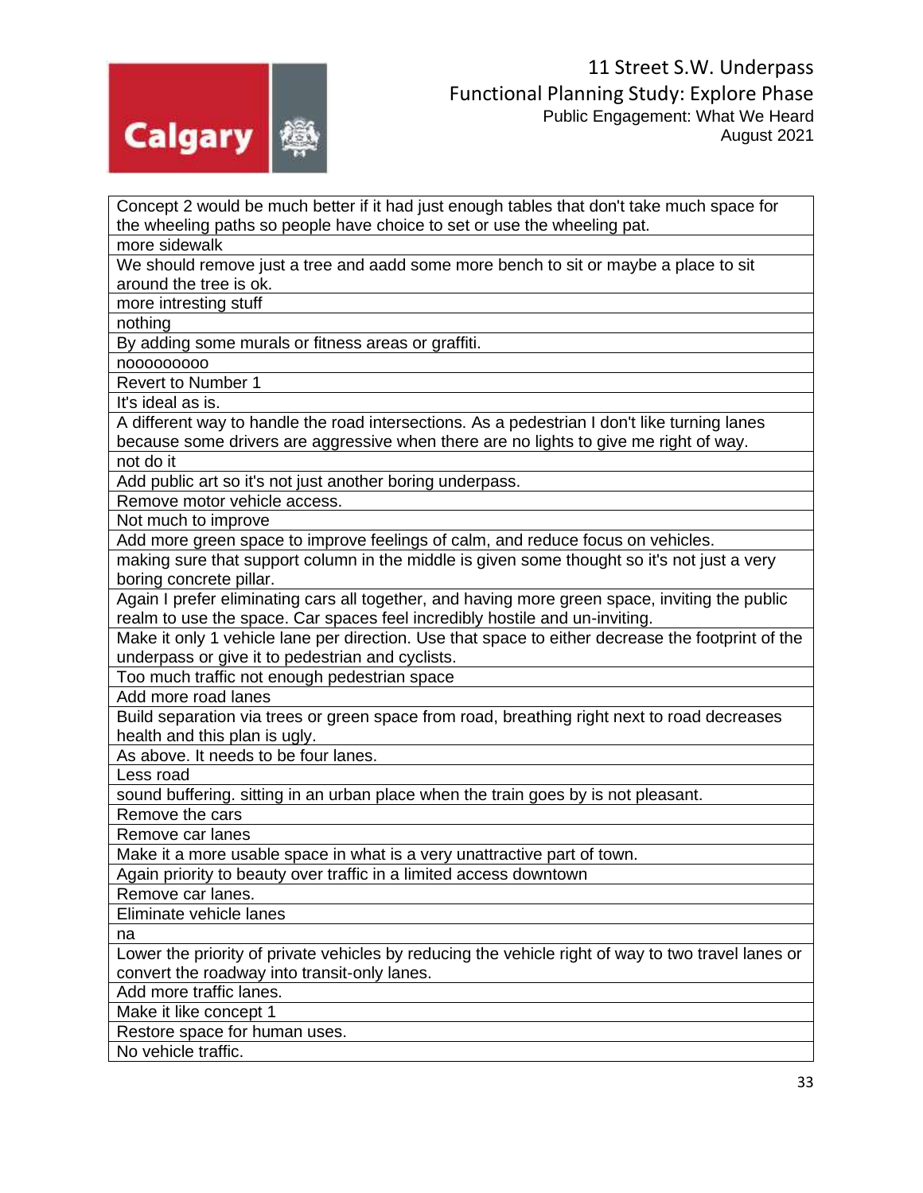| Concept 2 would be much better if it had just enough tables that don't take much space for the wheeling paths so people have choice to set or use the wheeling pat. |
|---|
| more sidewalk |
| We should remove just a tree and aadd some more bench to sit or maybe a place to sit around the tree is ok. |
| more intresting stuff |
| nothing |
| By adding some murals or fitness areas or graffiti. |
| nooooooooo |
| Revert to Number 1 |
| It's ideal as is. |
| A different way to handle the road intersections. As a pedestrian I don't like turning lanes because some drivers are aggressive when there are no lights to give me right of way. |
| not do it |
| Add public art so it's not just another boring underpass. |
| Remove motor vehicle access. |
| Not much to improve |
| Add more green space to improve feelings of calm, and reduce focus on vehicles. |
| making sure that support column in the middle is given some thought so it's not just a very boring concrete pillar. |
| Again I prefer eliminating cars all together, and having more green space, inviting the public realm to use the space. Car spaces feel incredibly hostile and un-inviting. |
| Make it only 1 vehicle lane per direction. Use that space to either decrease the footprint of the underpass or give it to pedestrian and cyclists. |
| Too much traffic not enough pedestrian space |
| Add more road lanes |
| Build separation via trees or green space from road, breathing right next to road decreases health and this plan is ugly. |
| As above. It needs to be four lanes. |
| Less road |
| sound buffering. sitting in an urban place when the train goes by is not pleasant. |
| Remove the cars |
| Remove car lanes |
| Make it a more usable space in what is a very unattractive part of town. |
| Again priority to beauty over traffic in a limited access downtown |
| Remove car lanes. |
| Eliminate vehicle lanes |
| na |
| Lower the priority of private vehicles by reducing the vehicle right of way to two travel lanes or convert the roadway into transit-only lanes. |
| Add more traffic lanes. |
| Make it like concept 1 |
| Restore space for human uses. |
| No vehicle traffic. |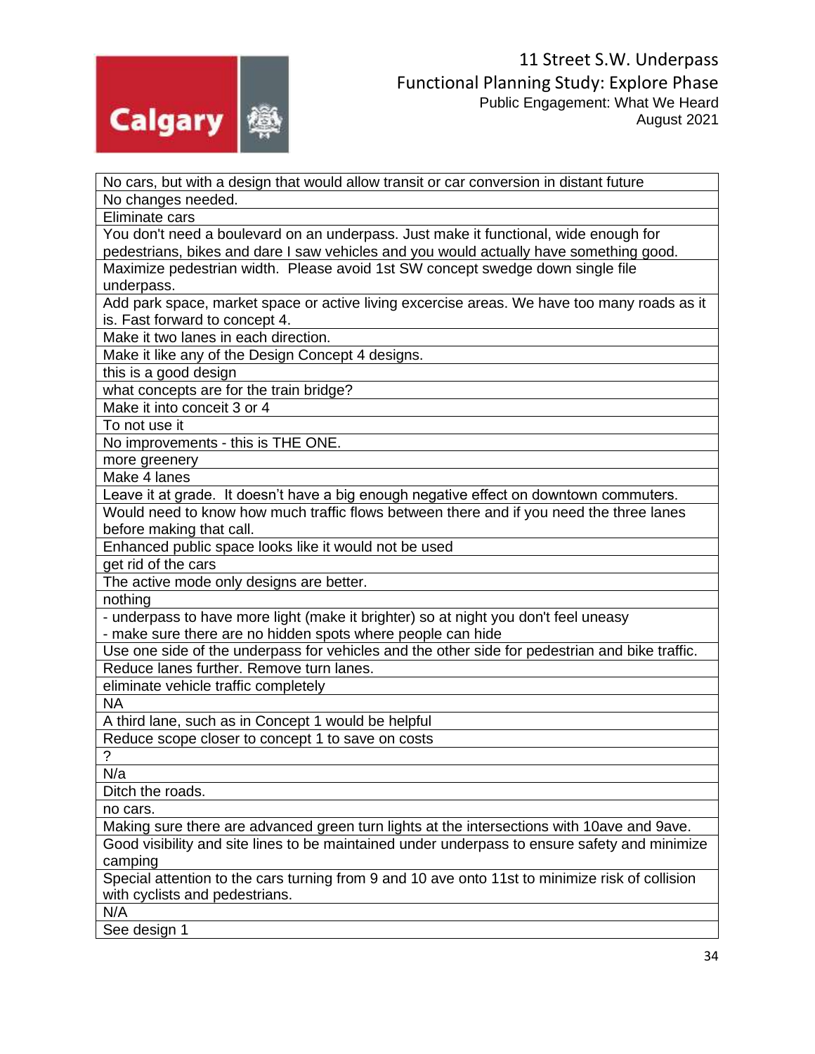| No cars, but with a design that would allow transit or car conversion in distant future |
|---|
| No changes needed. |
| Eliminate cars |
| You don't need a boulevard on an underpass. Just make it functional, wide enough for pedestrians, bikes and dare I saw vehicles and you would actually have something good. |
| Maximize pedestrian width. Please avoid 1st SW concept swedge down single file underpass. |
| Add park space, market space or active living excercise areas. We have too many roads as it is. Fast forward to concept 4. |
| Make it two lanes in each direction. |
| Make it like any of the Design Concept 4 designs. |
| this is a good design |
| what concepts are for the train bridge? |
| Make it into conceit 3 or 4 |
| To not use it |
| No improvements - this is THE ONE. |
| more greenery |
| Make 4 lanes |
| Leave it at grade. It doesn't have a big enough negative effect on downtown commuters. |
| Would need to know how much traffic flows between there and if you need the three lanes before making that call. |
| Enhanced public space looks like it would not be used |
| get rid of the cars |
| The active mode only designs are better. |
| nothing |
| - underpass to have more light (make it brighter) so at night you don't feel uneasy<br>- make sure there are no hidden spots where people can hide |
| Use one side of the underpass for vehicles and the other side for pedestrian and bike traffic. |
| Reduce lanes further. Remove turn lanes. |
| eliminate vehicle traffic completely |
| NA |
| A third lane, such as in Concept 1 would be helpful |
| Reduce scope closer to concept 1 to save on costs |
| ? |
| N/a |
| Ditch the roads. |
| no cars. |
| Making sure there are advanced green turn lights at the intersections with 10ave and 9ave. |
| Good visibility and site lines to be maintained under underpass to ensure safety and minimize camping |
| Special attention to the cars turning from 9 and 10 ave onto 11st to minimize risk of collision with cyclists and pedestrians. |
| N/A |
| See design 1 |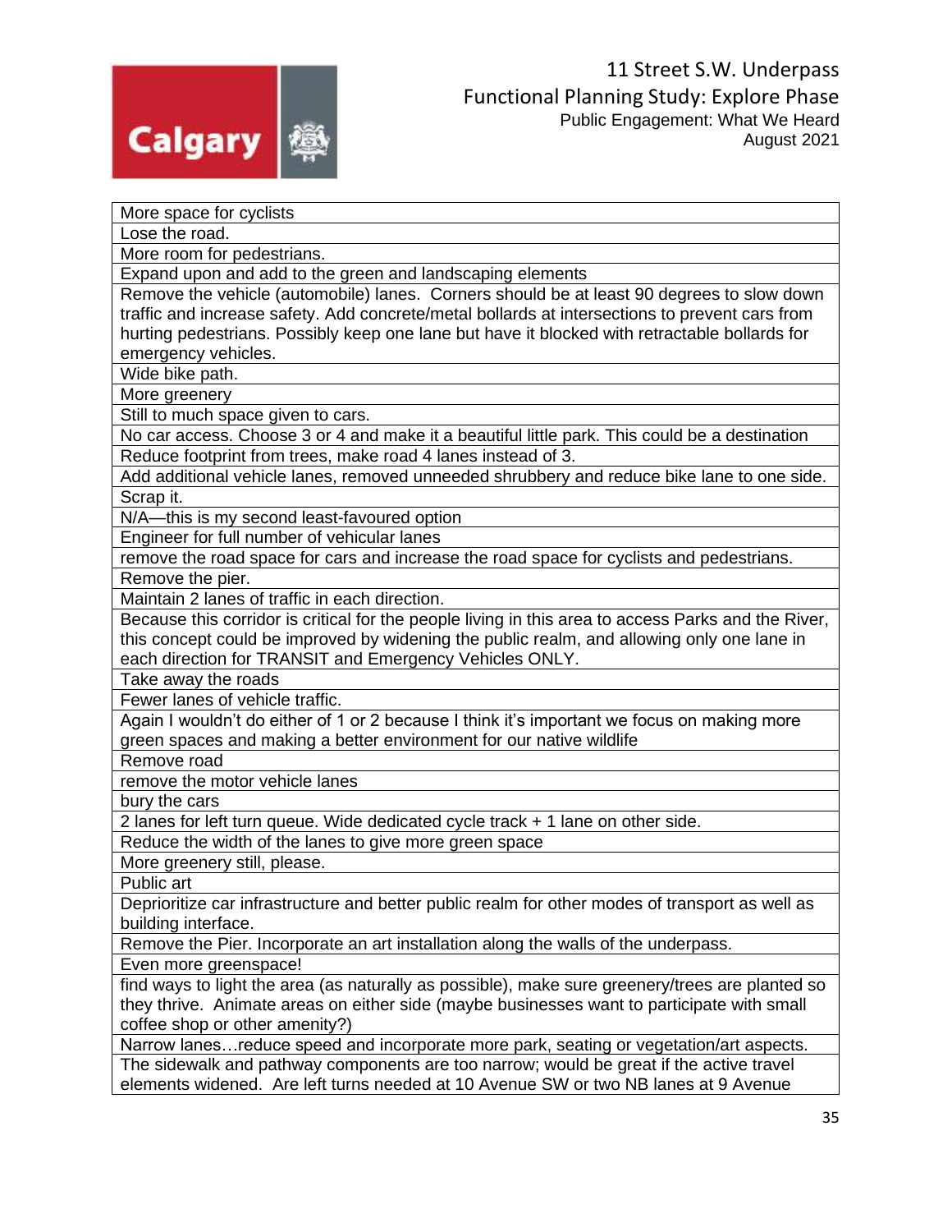| More space for cyclists |
| --- |
| Lose the road. |
| More room for pedestrians. |
| Expand upon and add to the green and landscaping elements |
| Remove the vehicle (automobile) lanes. Corners should be at least 90 degrees to slow down traffic and increase safety. Add concrete/metal bollards at intersections to prevent cars from hurting pedestrians. Possibly keep one lane but have it blocked with retractable bollards for emergency vehicles. |
| Wide bike path. |
| More greenery |
| Still to much space given to cars. |
| No car access. Choose 3 or 4 and make it a beautiful little park. This could be a destination |
| Reduce footprint from trees, make road 4 lanes instead of 3. |
| Add additional vehicle lanes, removed unneeded shrubbery and reduce bike lane to one side. |
| Scrap it. |
| N/A—this is my second least-favoured option |
| Engineer for full number of vehicular lanes |
| remove the road space for cars and increase the road space for cyclists and pedestrians. |
| Remove the pier. |
| Maintain 2 lanes of traffic in each direction. |
| Because this corridor is critical for the people living in this area to access Parks and the River, this concept could be improved by widening the public realm, and allowing only one lane in each direction for TRANSIT and Emergency Vehicles ONLY. |
| Take away the roads |
| Fewer lanes of vehicle traffic. |
| Again I wouldn't do either of 1 or 2 because I think it's important we focus on making more green spaces and making a better environment for our native wildlife |
| Remove road |
| remove the motor vehicle lanes |
| bury the cars |
| 2 lanes for left turn queue. Wide dedicated cycle track + 1 lane on other side. |
| Reduce the width of the lanes to give more green space |
| More greenery still, please. |
| Public art |
| Deprioritize car infrastructure and better public realm for other modes of transport as well as building interface. |
| Remove the Pier. Incorporate an art installation along the walls of the underpass. |
| Even more greenspace! |
| find ways to light the area (as naturally as possible), make sure greenery/trees are planted so they thrive. Animate areas on either side (maybe businesses want to participate with small coffee shop or other amenity?) |
| Narrow lanes…reduce speed and incorporate more park, seating or vegetation/art aspects. |
| The sidewalk and pathway components are too narrow; would be great if the active travel elements widened. Are left turns needed at 10 Avenue SW or two NB lanes at 9 Avenue |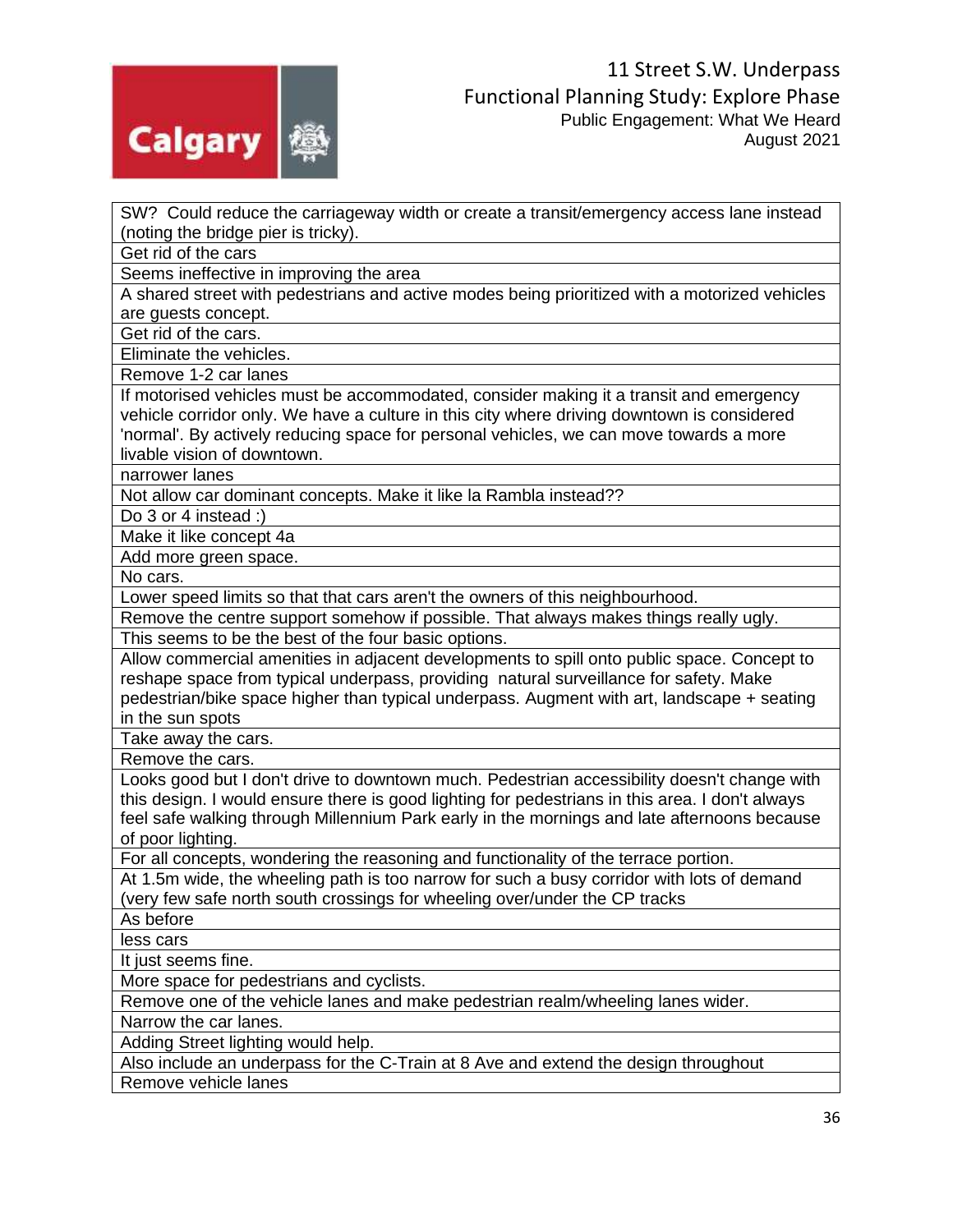| SW? Could reduce the carriageway width or create a transit/emergency access lane instead (noting the bridge pier is tricky). |
|---|
| Get rid of the cars |
| Seems ineffective in improving the area |
| A shared street with pedestrians and active modes being prioritized with a motorized vehicles are guests concept. |
| Get rid of the cars. |
| Eliminate the vehicles. |
| Remove 1-2 car lanes |
| If motorised vehicles must be accommodated, consider making it a transit and emergency vehicle corridor only. We have a culture in this city where driving downtown is considered 'normal'. By actively reducing space for personal vehicles, we can move towards a more livable vision of downtown. |
| narrower lanes |
| Not allow car dominant concepts. Make it like la Rambla instead?? |
| Do 3 or 4 instead :) |
| Make it like concept 4a |
| Add more green space. |
| No cars. |
| Lower speed limits so that that cars aren't the owners of this neighbourhood. |
| Remove the centre support somehow if possible. That always makes things really ugly. |
| This seems to be the best of the four basic options. |
| Allow commercial amenities in adjacent developments to spill onto public space. Concept to reshape space from typical underpass, providing natural surveillance for safety. Make pedestrian/bike space higher than typical underpass. Augment with art, landscape + seating in the sun spots |
| Take away the cars. |
| Remove the cars. |
| Looks good but I don't drive to downtown much. Pedestrian accessibility doesn't change with this design. I would ensure there is good lighting for pedestrians in this area. I don't always feel safe walking through Millennium Park early in the mornings and late afternoons because of poor lighting. |
| For all concepts, wondering the reasoning and functionality of the terrace portion. |
| At 1.5m wide, the wheeling path is too narrow for such a busy corridor with lots of demand (very few safe north south crossings for wheeling over/under the CP tracks |
| As before |
| less cars |
| It just seems fine. |
| More space for pedestrians and cyclists. |
| Remove one of the vehicle lanes and make pedestrian realm/wheeling lanes wider. |
| Narrow the car lanes. |
| Adding Street lighting would help. |
| Also include an underpass for the C-Train at 8 Ave and extend the design throughout |
| Remove vehicle lanes |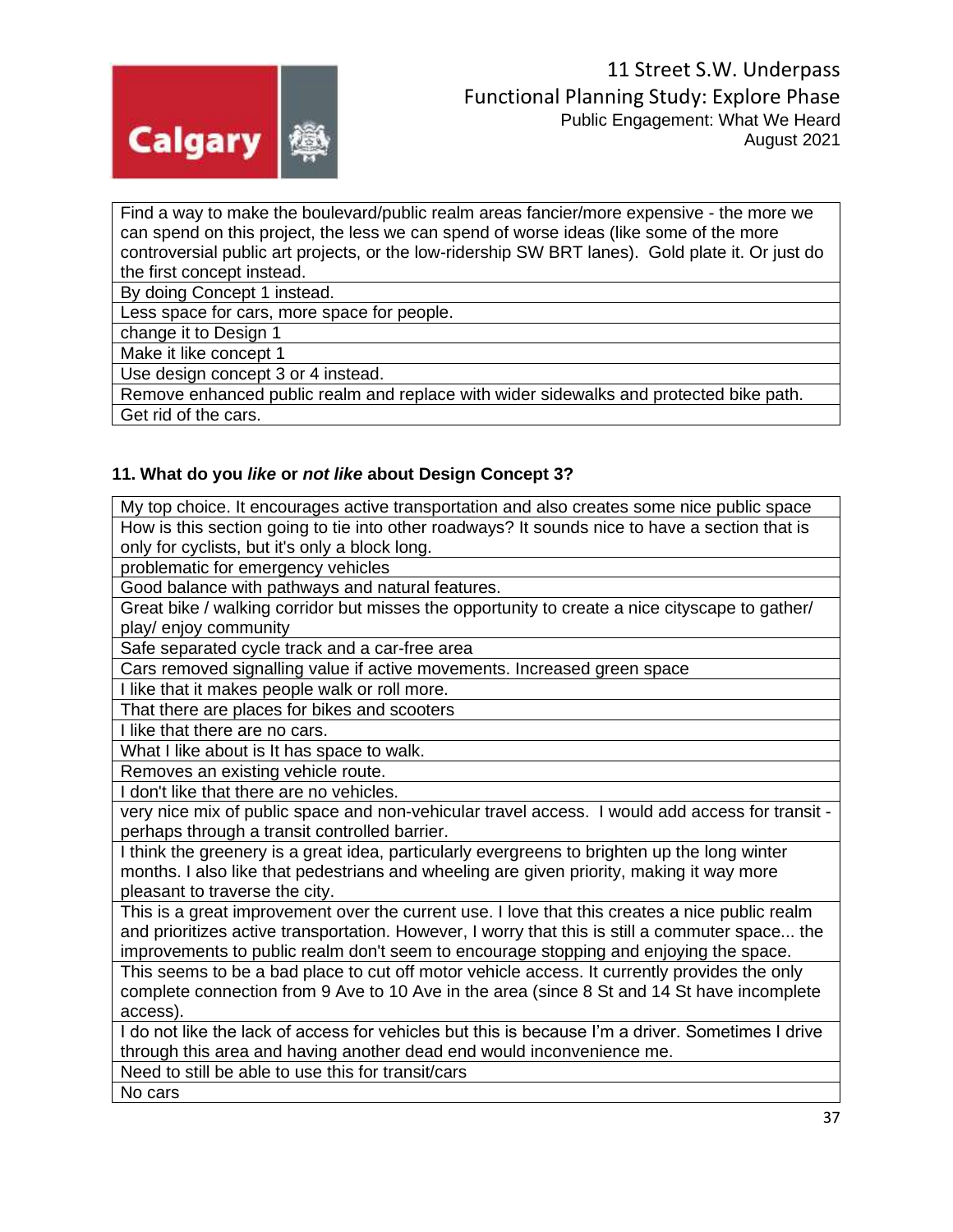| Find a way to make the boulevard/public realm areas fancier/more expensive - the more we can spend on this project, the less we can spend of worse ideas (like some of the more controversial public art projects, or the low-ridership SW BRT lanes). Gold plate it. Or just do the first concept instead. |
|---|
| By doing Concept 1 instead. |
| Less space for cars, more space for people. |
| change it to Design 1 |
| Make it like concept 1 |
| Use design concept 3 or 4 instead. |
| Remove enhanced public realm and replace with wider sidewalks and protected bike path. |
| Get rid of the cars. |

### 11. What do you *like* or *not like* about Design Concept 3?

| My top choice. It encourages active transportation and also creates some nice public space |
|---|
| How is this section going to tie into other roadways? It sounds nice to have a section that is only for cyclists, but it's only a block long. |
| problematic for emergency vehicles |
| Good balance with pathways and natural features. |
| Great bike / walking corridor but misses the opportunity to create a nice cityscape to gather/ play/ enjoy community |
| Safe separated cycle track and a car-free area |
| Cars removed signalling value if active movements. Increased green space |
| I like that it makes people walk or roll more. |
| That there are places for bikes and scooters |
| I like that there are no cars. |
| What I like about is It has space to walk. |
| Removes an existing vehicle route. |
| I don't like that there are no vehicles. |
| very nice mix of public space and non-vehicular travel access. I would add access for transit - perhaps through a transit controlled barrier. |
| I think the greenery is a great idea, particularly evergreens to brighten up the long winter months. I also like that pedestrians and wheeling are given priority, making it way more pleasant to traverse the city. |
| This is a great improvement over the current use. I love that this creates a nice public realm and prioritizes active transportation. However, I worry that this is still a commuter space... the improvements to public realm don't seem to encourage stopping and enjoying the space. |
| This seems to be a bad place to cut off motor vehicle access. It currently provides the only complete connection from 9 Ave to 10 Ave in the area (since 8 St and 14 St have incomplete access). |
| I do not like the lack of access for vehicles but this is because I'm a driver. Sometimes I drive through this area and having another dead end would inconvenience me. |
| Need to still be able to use this for transit/cars |
| No cars |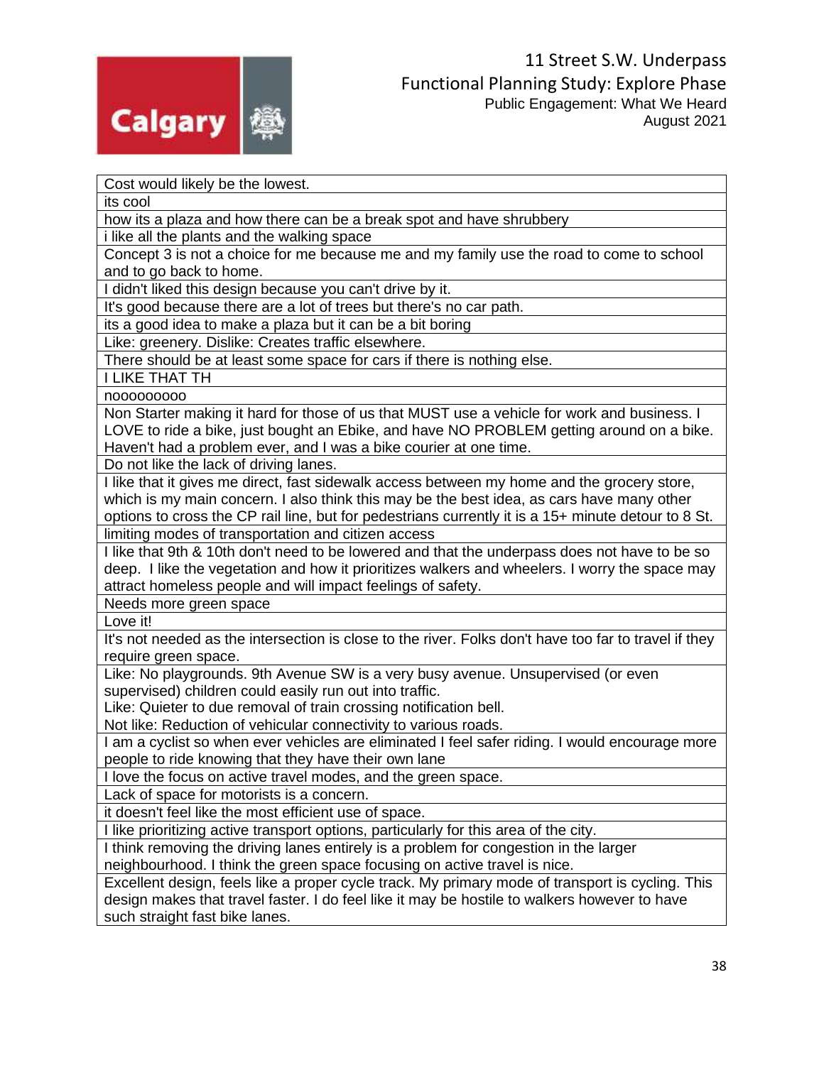| Cost would likely be the lowest. |
| --- |
| its cool |
| how its a plaza and how there can be a break spot and have shrubbery |
| i like all the plants and the walking space |
| Concept 3 is not a choice for me because me and my family use the road to come to school and to go back to home. |
| I didn't liked this design because you can't drive by it. |
| It's good because there are a lot of trees but there's no car path. |
| its a good idea to make a plaza but it can be a bit boring |
| Like: greenery. Dislike: Creates traffic elsewhere. |
| There should be at least some space for cars if there is nothing else. |
| I LIKE THAT TH |
| noooooooooo |
| Non Starter making it hard for those of us that MUST use a vehicle for work and business. I LOVE to ride a bike, just bought an Ebike, and have NO PROBLEM getting around on a bike. Haven't had a problem ever, and I was a bike courier at one time. |
| Do not like the lack of driving lanes. |
| I like that it gives me direct, fast sidewalk access between my home and the grocery store, which is my main concern. I also think this may be the best idea, as cars have many other options to cross the CP rail line, but for pedestrians currently it is a 15+ minute detour to 8 St. |
| limiting modes of transportation and citizen access |
| I like that 9th & 10th don't need to be lowered and that the underpass does not have to be so deep. I like the vegetation and how it prioritizes walkers and wheelers. I worry the space may attract homeless people and will impact feelings of safety. |
| Needs more green space |
| Love it! |
| It's not needed as the intersection is close to the river. Folks don't have too far to travel if they require green space. |
| Like: No playgrounds. 9th Avenue SW is a very busy avenue. Unsupervised (or even supervised) children could easily run out into traffic.<br>Like: Quieter to due removal of train crossing notification bell.<br>Not like: Reduction of vehicular connectivity to various roads. |
| I am a cyclist so when ever vehicles are eliminated I feel safer riding. I would encourage more people to ride knowing that they have their own lane |
| I love the focus on active travel modes, and the green space. |
| Lack of space for motorists is a concern. |
| it doesn't feel like the most efficient use of space. |
| I like prioritizing active transport options, particularly for this area of the city. |
| I think removing the driving lanes entirely is a problem for congestion in the larger neighbourhood. I think the green space focusing on active travel is nice. |
| Excellent design, feels like a proper cycle track. My primary mode of transport is cycling. This design makes that travel faster. I do feel like it may be hostile to walkers however to have such straight fast bike lanes. |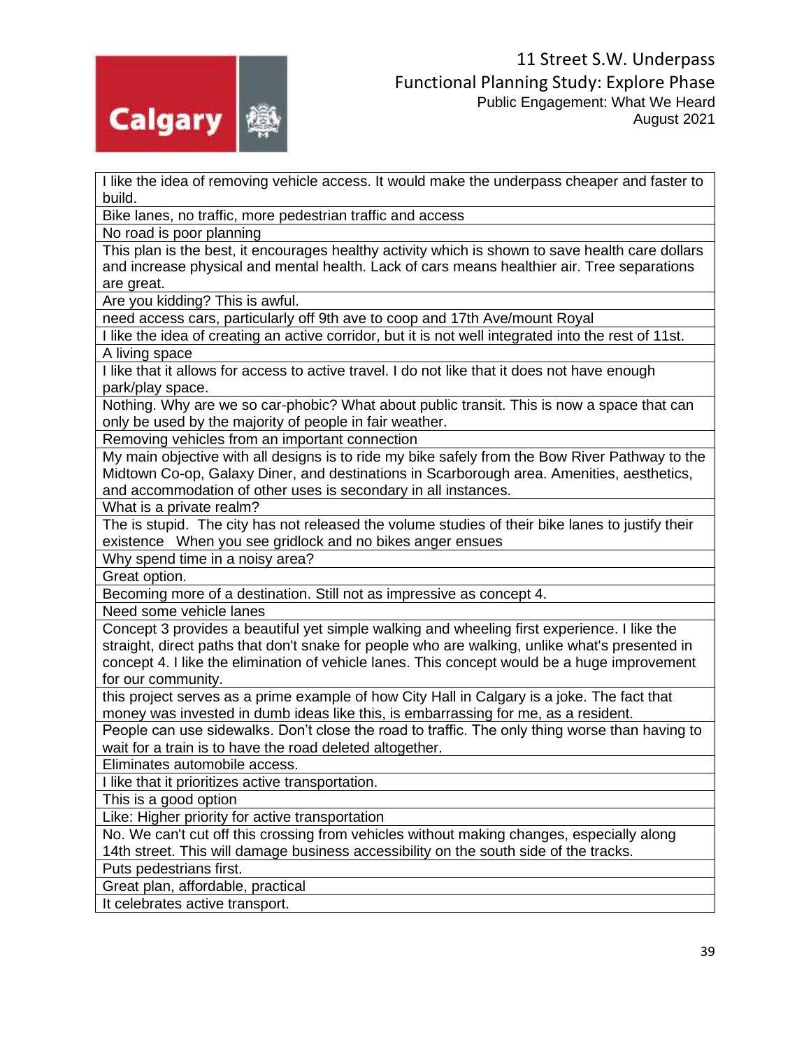| I like the idea of removing vehicle access. It would make the underpass cheaper and faster to build. |
| --- |
| Bike lanes, no traffic, more pedestrian traffic and access |
| No road is poor planning |
| This plan is the best, it encourages healthy activity which is shown to save health care dollars and increase physical and mental health. Lack of cars means healthier air. Tree separations are great. |
| Are you kidding? This is awful. |
| need access cars, particularly off 9th ave to coop and 17th Ave/mount Royal |
| I like the idea of creating an active corridor, but it is not well integrated into the rest of 11st. |
| A living space |
| I like that it allows for access to active travel. I do not like that it does not have enough park/play space. |
| Nothing. Why are we so car-phobic? What about public transit. This is now a space that can only be used by the majority of people in fair weather. |
| Removing vehicles from an important connection |
| My main objective with all designs is to ride my bike safely from the Bow River Pathway to the Midtown Co-op, Galaxy Diner, and destinations in Scarborough area. Amenities, aesthetics, and accommodation of other uses is secondary in all instances. |
| What is a private realm? |
| The is stupid. The city has not released the volume studies of their bike lanes to justify their existence When you see gridlock and no bikes anger ensues |
| Why spend time in a noisy area? |
| Great option. |
| Becoming more of a destination. Still not as impressive as concept 4. |
| Need some vehicle lanes |
| Concept 3 provides a beautiful yet simple walking and wheeling first experience. I like the straight, direct paths that don't snake for people who are walking, unlike what's presented in concept 4. I like the elimination of vehicle lanes. This concept would be a huge improvement for our community. |
| this project serves as a prime example of how City Hall in Calgary is a joke. The fact that money was invested in dumb ideas like this, is embarrassing for me, as a resident. |
| People can use sidewalks. Don't close the road to traffic. The only thing worse than having to wait for a train is to have the road deleted altogether. |
| Eliminates automobile access. |
| I like that it prioritizes active transportation. |
| This is a good option |
| Like: Higher priority for active transportation |
| No. We can't cut off this crossing from vehicles without making changes, especially along 14th street. This will damage business accessibility on the south side of the tracks. |
| Puts pedestrians first. |
| Great plan, affordable, practical |
| It celebrates active transport. |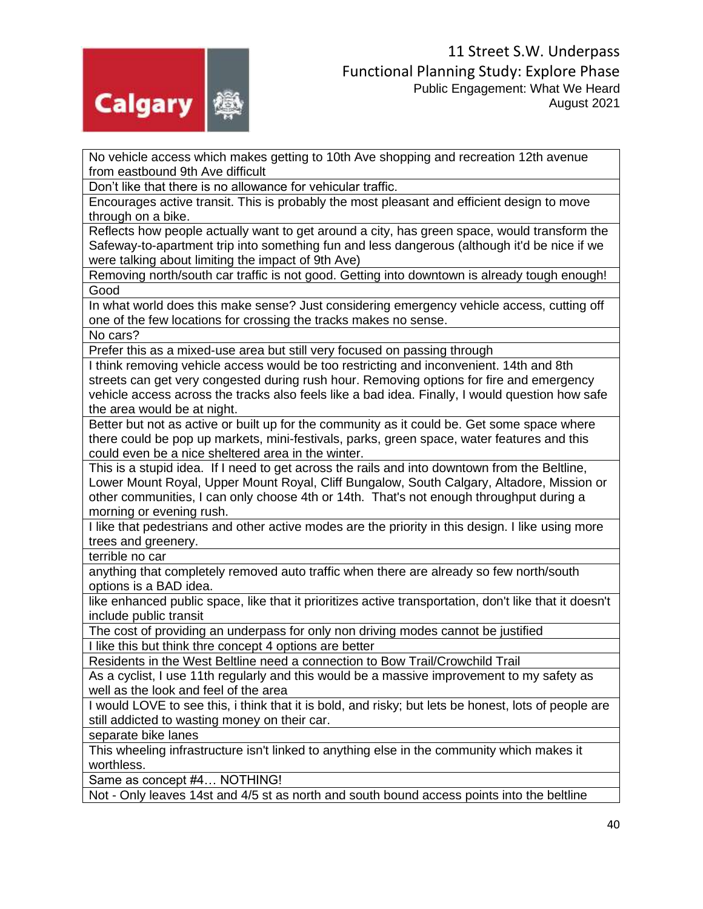| |
|---|
| No vehicle access which makes getting to 10th Ave shopping and recreation 12th avenue from eastbound 9th Ave difficult |
| Don't like that there is no allowance for vehicular traffic. |
| Encourages active transit. This is probably the most pleasant and efficient design to move through on a bike. |
| Reflects how people actually want to get around a city, has green space, would transform the Safeway-to-apartment trip into something fun and less dangerous (although it'd be nice if we were talking about limiting the impact of 9th Ave) |
| Removing north/south car traffic is not good. Getting into downtown is already tough enough! |
| Good |
| In what world does this make sense? Just considering emergency vehicle access, cutting off one of the few locations for crossing the tracks makes no sense. |
| No cars? |
| Prefer this as a mixed-use area but still very focused on passing through |
| I think removing vehicle access would be too restricting and inconvenient. 14th and 8th streets can get very congested during rush hour. Removing options for fire and emergency vehicle access across the tracks also feels like a bad idea. Finally, I would question how safe the area would be at night. |
| Better but not as active or built up for the community as it could be. Get some space where there could be pop up markets, mini-festivals, parks, green space, water features and this could even be a nice sheltered area in the winter. |
| This is a stupid idea. If I need to get across the rails and into downtown from the Beltline, Lower Mount Royal, Upper Mount Royal, Cliff Bungalow, South Calgary, Altadore, Mission or other communities, I can only choose 4th or 14th. That's not enough throughput during a morning or evening rush. |
| I like that pedestrians and other active modes are the priority in this design. I like using more trees and greenery. |
| terrible no car |
| anything that completely removed auto traffic when there are already so few north/south options is a BAD idea. |
| like enhanced public space, like that it prioritizes active transportation, don't like that it doesn't include public transit |
| The cost of providing an underpass for only non driving modes cannot be justified |
| I like this but think thre concept 4 options are better |
| Residents in the West Beltline need a connection to Bow Trail/Crowchild Trail |
| As a cyclist, I use 11th regularly and this would be a massive improvement to my safety as well as the look and feel of the area |
| I would LOVE to see this, i think that it is bold, and risky; but lets be honest, lots of people are still addicted to wasting money on their car. |
| separate bike lanes |
| This wheeling infrastructure isn't linked to anything else in the community which makes it worthless. |
| Same as concept #4… NOTHING! |
| Not - Only leaves 14st and 4/5 st as north and south bound access points into the beltline |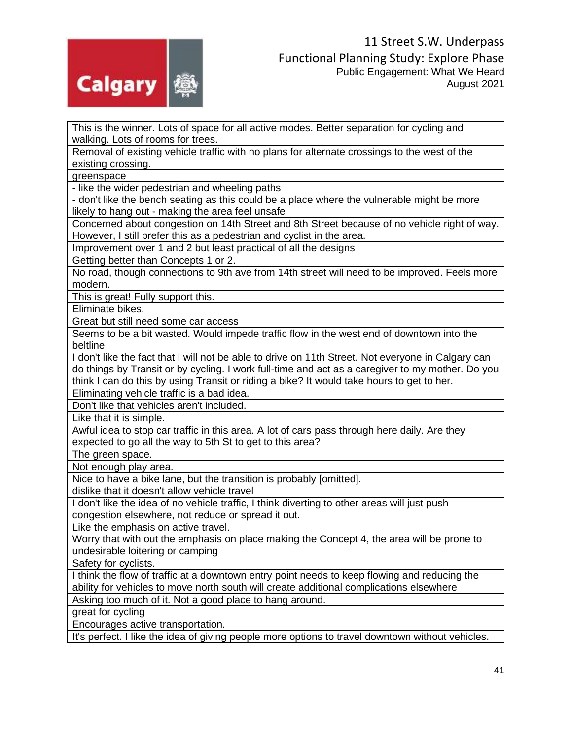| This is the winner. Lots of space for all active modes. Better separation for cycling and walking. Lots of rooms for trees. |
|---|
| Removal of existing vehicle traffic with no plans for alternate crossings to the west of the existing crossing. |
| greenspace |
| - like the wider pedestrian and wheeling paths<br>- don't like the bench seating as this could be a place where the vulnerable might be more likely to hang out - making the area feel unsafe |
| Concerned about congestion on 14th Street and 8th Street because of no vehicle right of way. However, I still prefer this as a pedestrian and cyclist in the area. |
| Improvement over 1 and 2 but least practical of all the designs |
| Getting better than Concepts 1 or 2. |
| No road, though connections to 9th ave from 14th street will need to be improved. Feels more modern. |
| This is great! Fully support this. |
| Eliminate bikes. |
| Great but still need some car access |
| Seems to be a bit wasted. Would impede traffic flow in the west end of downtown into the beltline |
| I don't like the fact that I will not be able to drive on 11th Street. Not everyone in Calgary can do things by Transit or by cycling. I work full-time and act as a caregiver to my mother. Do you think I can do this by using Transit or riding a bike? It would take hours to get to her. |
| Eliminating vehicle traffic is a bad idea. |
| Don't like that vehicles aren't included. |
| Like that it is simple. |
| Awful idea to stop car traffic in this area. A lot of cars pass through here daily. Are they expected to go all the way to 5th St to get to this area? |
| The green space. |
| Not enough play area. |
| Nice to have a bike lane, but the transition is probably [omitted]. |
| dislike that it doesn't allow vehicle travel |
| I don't like the idea of no vehicle traffic, I think diverting to other areas will just push congestion elsewhere, not reduce or spread it out. |
| Like the emphasis on active travel.<br>Worry that with out the emphasis on place making the Concept 4, the area will be prone to undesirable loitering or camping |
| Safety for cyclists. |
| I think the flow of traffic at a downtown entry point needs to keep flowing and reducing the ability for vehicles to move north south will create additional complications elsewhere |
| Asking too much of it. Not a good place to hang around. |
| great for cycling |
| Encourages active transportation. |
| It's perfect. I like the idea of giving people more options to travel downtown without vehicles. |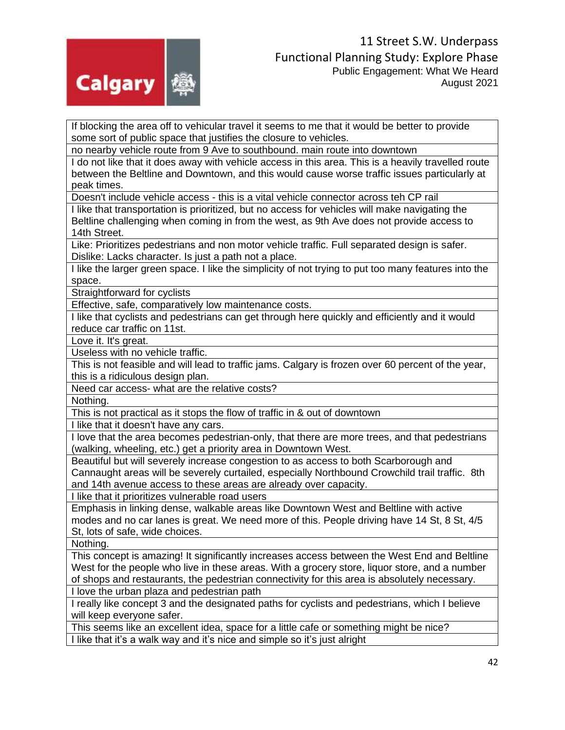| If blocking the area off to vehicular travel it seems to me that it would be better to provide some sort of public space that justifies the closure to vehicles. |
|---|
| no nearby vehicle route from 9 Ave to southbound. main route into downtown |
| I do not like that it does away with vehicle access in this area. This is a heavily travelled route between the Beltline and Downtown, and this would cause worse traffic issues particularly at peak times. |
| Doesn't include vehicle access - this is a vital vehicle connector across teh CP rail |
| I like that transportation is prioritized, but no access for vehicles will make navigating the Beltline challenging when coming in from the west, as 9th Ave does not provide access to 14th Street. |
| Like: Prioritizes pedestrians and non motor vehicle traffic. Full separated design is safer. Dislike: Lacks character. Is just a path not a place. |
| I like the larger green space. I like the simplicity of not trying to put too many features into the space. |
| Straightforward for cyclists |
| Effective, safe, comparatively low maintenance costs. |
| I like that cyclists and pedestrians can get through here quickly and efficiently and it would reduce car traffic on 11st. |
| Love it. It's great. |
| Useless with no vehicle traffic. |
| This is not feasible and will lead to traffic jams. Calgary is frozen over 60 percent of the year, this is a ridiculous design plan. |
| Need car access- what are the relative costs? |
| Nothing. |
| This is not practical as it stops the flow of traffic in & out of downtown |
| I like that it doesn't have any cars. |
| I love that the area becomes pedestrian-only, that there are more trees, and that pedestrians (walking, wheeling, etc.) get a priority area in Downtown West. |
| Beautiful but will severely increase congestion to as access to both Scarborough and Cannaught areas will be severely curtailed, especially Northbound Crowchild trail traffic. 8th and 14th avenue access to these areas are already over capacity. |
| I like that it prioritizes vulnerable road users |
| Emphasis in linking dense, walkable areas like Downtown West and Beltline with active modes and no car lanes is great. We need more of this. People driving have 14 St, 8 St, 4/5 St, lots of safe, wide choices. |
| Nothing. |
| This concept is amazing! It significantly increases access between the West End and Beltline West for the people who live in these areas. With a grocery store, liquor store, and a number of shops and restaurants, the pedestrian connectivity for this area is absolutely necessary. |
| I love the urban plaza and pedestrian path |
| I really like concept 3 and the designated paths for cyclists and pedestrians, which I believe will keep everyone safer. |
| This seems like an excellent idea, space for a little cafe or something might be nice? |
| I like that it's a walk way and it's nice and simple so it's just alright |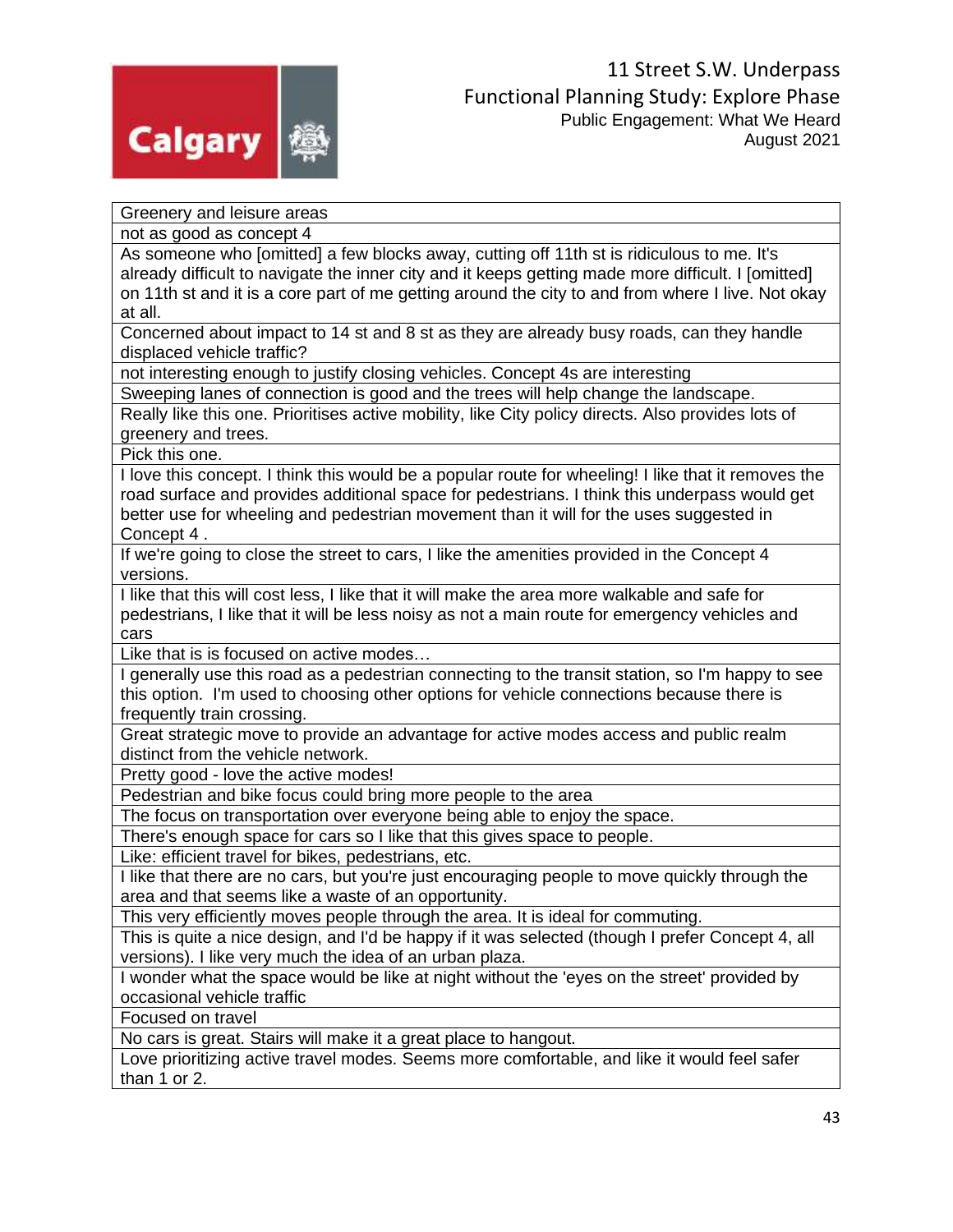| Greenery and leisure areas |
|---|
| not as good as concept 4 |
| As someone who [omitted] a few blocks away, cutting off 11th st is ridiculous to me. It's already difficult to navigate the inner city and it keeps getting made more difficult. I [omitted] on 11th st and it is a core part of me getting around the city to and from where I live. Not okay at all. |
| Concerned about impact to 14 st and 8 st as they are already busy roads, can they handle displaced vehicle traffic? |
| not interesting enough to justify closing vehicles. Concept 4s are interesting |
| Sweeping lanes of connection is good and the trees will help change the landscape. |
| Really like this one. Prioritises active mobility, like City policy directs. Also provides lots of greenery and trees. |
| Pick this one. |
| I love this concept. I think this would be a popular route for wheeling! I like that it removes the road surface and provides additional space for pedestrians. I think this underpass would get better use for wheeling and pedestrian movement than it will for the uses suggested in Concept 4 . |
| If we're going to close the street to cars, I like the amenities provided in the Concept 4 versions. |
| I like that this will cost less, I like that it will make the area more walkable and safe for pedestrians, I like that it will be less noisy as not a main route for emergency vehicles and cars |
| Like that is is focused on active modes… |
| I generally use this road as a pedestrian connecting to the transit station, so I'm happy to see this option. I'm used to choosing other options for vehicle connections because there is frequently train crossing. |
| Great strategic move to provide an advantage for active modes access and public realm distinct from the vehicle network. |
| Pretty good - love the active modes! |
| Pedestrian and bike focus could bring more people to the area |
| The focus on transportation over everyone being able to enjoy the space. |
| There's enough space for cars so I like that this gives space to people. |
| Like: efficient travel for bikes, pedestrians, etc. |
| I like that there are no cars, but you're just encouraging people to move quickly through the area and that seems like a waste of an opportunity. |
| This very efficiently moves people through the area. It is ideal for commuting. |
| This is quite a nice design, and I'd be happy if it was selected (though I prefer Concept 4, all versions). I like very much the idea of an urban plaza. |
| I wonder what the space would be like at night without the 'eyes on the street' provided by occasional vehicle traffic |
| Focused on travel |
| No cars is great. Stairs will make it a great place to hangout. |
| Love prioritizing active travel modes. Seems more comfortable, and like it would feel safer than 1 or 2. |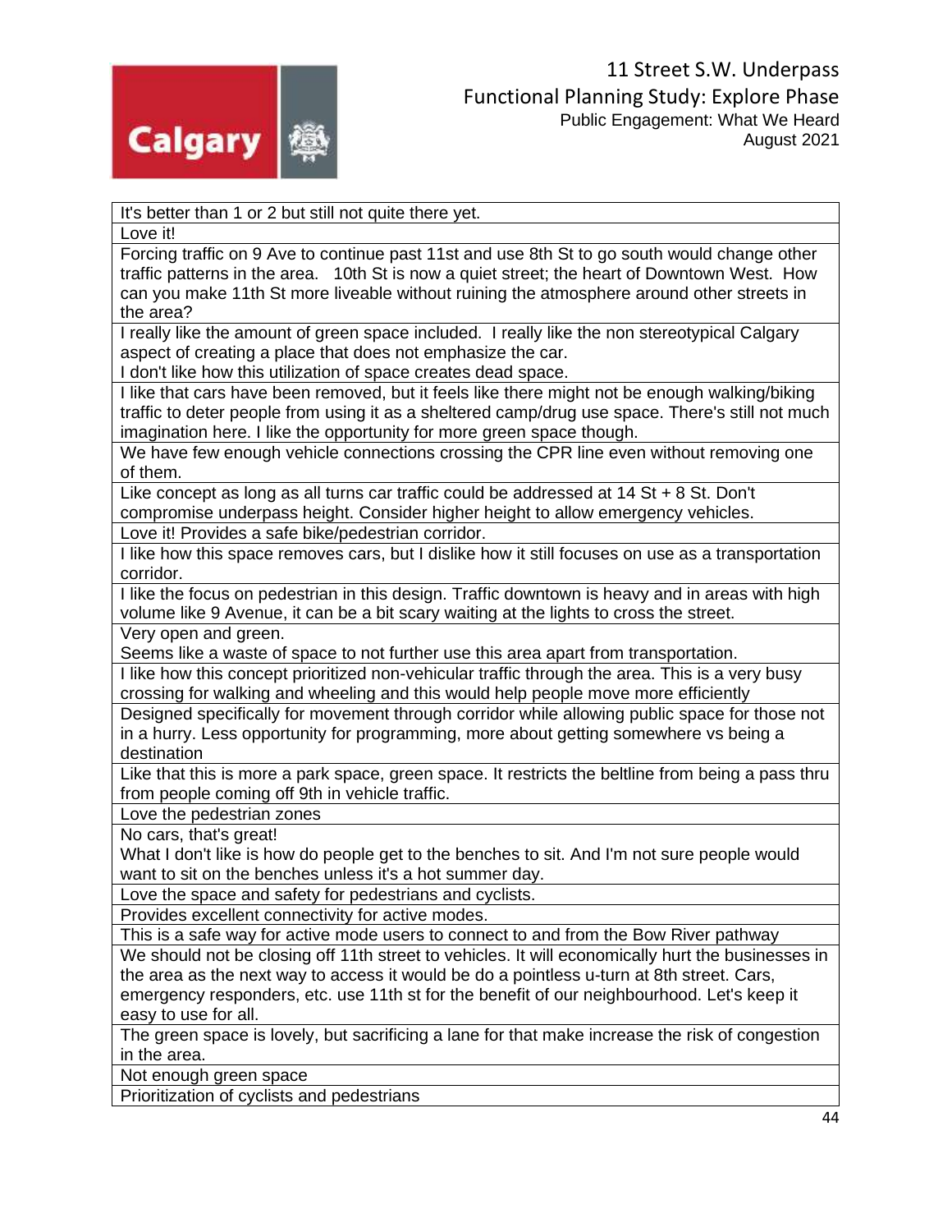| It's better than 1 or 2 but still not quite there yet. |
|---|
| Love it! |
| Forcing traffic on 9 Ave to continue past 11st and use 8th St to go south would change other traffic patterns in the area.   10th St is now a quiet street; the heart of Downtown West.  How can you make 11th St more liveable without ruining the atmosphere around other streets in the area? |
| I really like the amount of green space included.  I really like the non stereotypical Calgary aspect of creating a place that does not emphasize the car.<br>I don't like how this utilization of space creates dead space. |
| I like that cars have been removed, but it feels like there might not be enough walking/biking traffic to deter people from using it as a sheltered camp/drug use space. There's still not much imagination here. I like the opportunity for more green space though. |
| We have few enough vehicle connections crossing the CPR line even without removing one of them. |
| Like concept as long as all turns car traffic could be addressed at 14 St + 8 St. Don't compromise underpass height. Consider higher height to allow emergency vehicles. |
| Love it! Provides a safe bike/pedestrian corridor. |
| I like how this space removes cars, but I dislike how it still focuses on use as a transportation corridor. |
| I like the focus on pedestrian in this design. Traffic downtown is heavy and in areas with high volume like 9 Avenue, it can be a bit scary waiting at the lights to cross the street. |
| Very open and green.<br>Seems like a waste of space to not further use this area apart from transportation. |
| I like how this concept prioritized non-vehicular traffic through the area. This is a very busy crossing for walking and wheeling and this would help people move more efficiently |
| Designed specifically for movement through corridor while allowing public space for those not in a hurry. Less opportunity for programming, more about getting somewhere vs being a destination |
| Like that this is more a park space, green space. It restricts the beltline from being a pass thru from people coming off 9th in vehicle traffic. |
| Love the pedestrian zones |
| No cars, that's great!<br>What I don't like is how do people get to the benches to sit. And I'm not sure people would want to sit on the benches unless it's a hot summer day. |
| Love the space and safety for pedestrians and cyclists. |
| Provides excellent connectivity for active modes. |
| This is a safe way for active mode users to connect to and from the Bow River pathway |
| We should not be closing off 11th street to vehicles. It will economically hurt the businesses in the area as the next way to access it would be do a pointless u-turn at 8th street. Cars, emergency responders, etc. use 11th st for the benefit of our neighbourhood. Let's keep it easy to use for all. |
| The green space is lovely, but sacrificing a lane for that make increase the risk of congestion in the area. |
| Not enough green space |
| Prioritization of cyclists and pedestrians |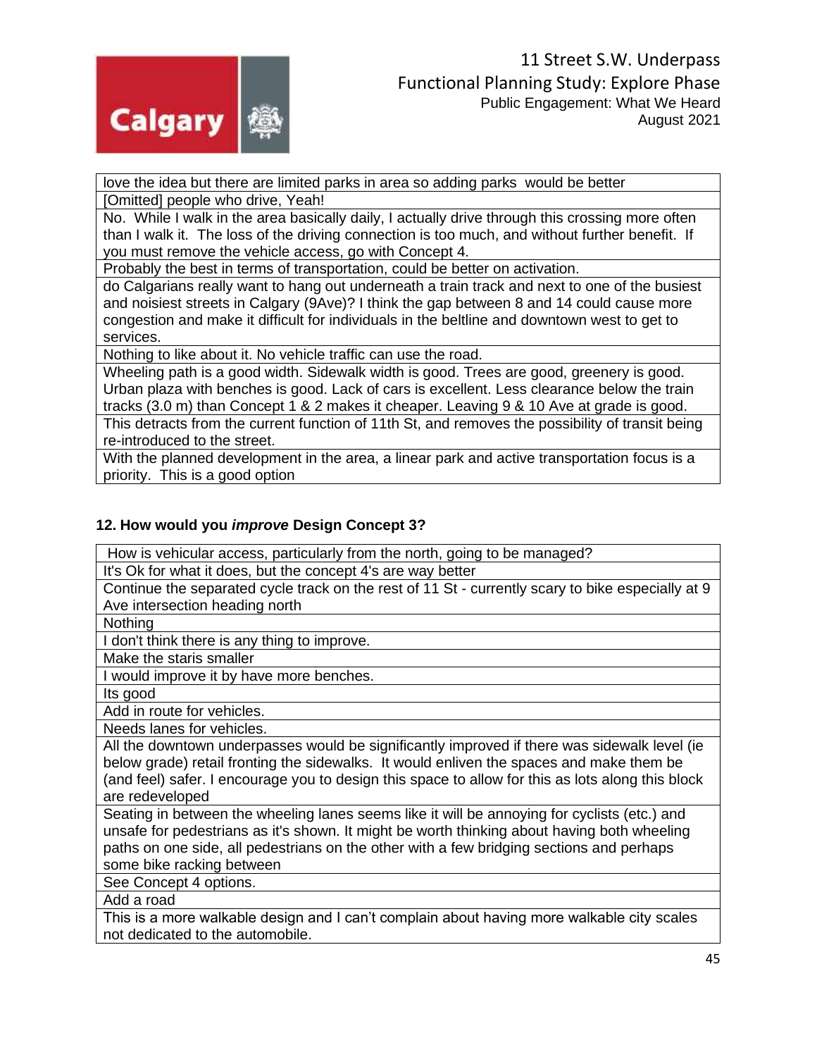| love the idea but there are limited parks in area so adding parks would be better |
|---|
| [Omitted] people who drive, Yeah! |
| No. While I walk in the area basically daily, I actually drive through this crossing more often than I walk it. The loss of the driving connection is too much, and without further benefit. If you must remove the vehicle access, go with Concept 4. |
| Probably the best in terms of transportation, could be better on activation. |
| do Calgarians really want to hang out underneath a train track and next to one of the busiest and noisiest streets in Calgary (9Ave)? I think the gap between 8 and 14 could cause more congestion and make it difficult for individuals in the beltline and downtown west to get to services. |
| Nothing to like about it. No vehicle traffic can use the road. |
| Wheeling path is a good width. Sidewalk width is good. Trees are good, greenery is good. Urban plaza with benches is good. Lack of cars is excellent. Less clearance below the train tracks (3.0 m) than Concept 1 & 2 makes it cheaper. Leaving 9 & 10 Ave at grade is good. |
| This detracts from the current function of 11th St, and removes the possibility of transit being re-introduced to the street. |
| With the planned development in the area, a linear park and active transportation focus is a priority. This is a good option |

### 12. How would you *improve* Design Concept 3?

| How is vehicular access, particularly from the north, going to be managed? |
|---|
| It's Ok for what it does, but the concept 4's are way better |
| Continue the separated cycle track on the rest of 11 St - currently scary to bike especially at 9 Ave intersection heading north |
| Nothing |
| I don't think there is any thing to improve. |
| Make the staris smaller |
| I would improve it by have more benches. |
| Its good |
| Add in route for vehicles. |
| Needs lanes for vehicles. |
| All the downtown underpasses would be significantly improved if there was sidewalk level (ie below grade) retail fronting the sidewalks. It would enliven the spaces and make them be (and feel) safer. I encourage you to design this space to allow for this as lots along this block are redeveloped |
| Seating in between the wheeling lanes seems like it will be annoying for cyclists (etc.) and unsafe for pedestrians as it's shown. It might be worth thinking about having both wheeling paths on one side, all pedestrians on the other with a few bridging sections and perhaps some bike racking between |
| See Concept 4 options. |
| Add a road |
| This is a more walkable design and I can't complain about having more walkable city scales not dedicated to the automobile. |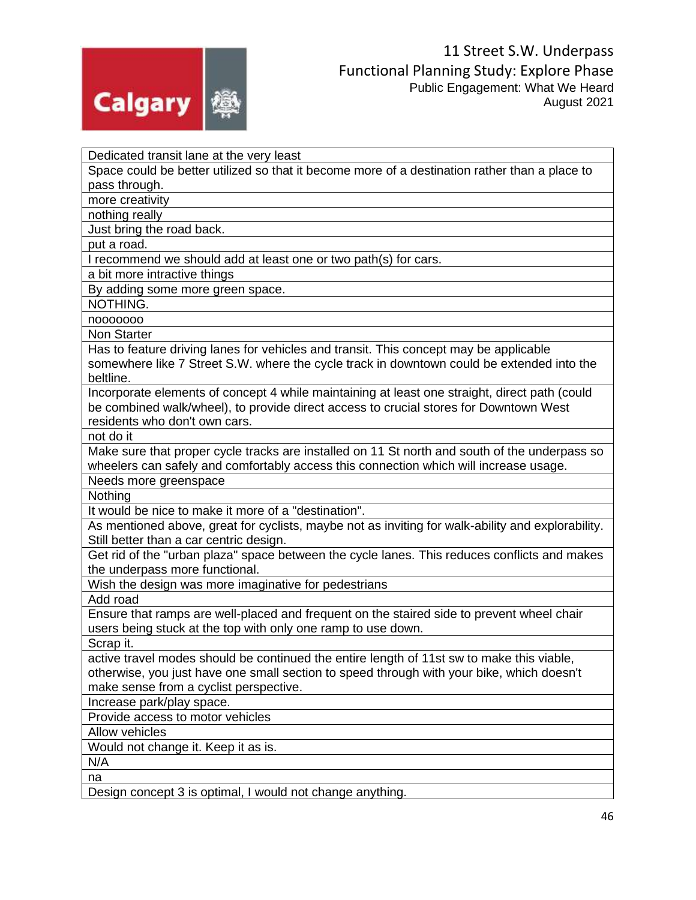| Dedicated transit lane at the very least |
|---|
| Space could be better utilized so that it become more of a destination rather than a place to pass through. |
| more creativity |
| nothing really |
| Just bring the road back. |
| put a road. |
| I recommend we should add at least one or two path(s) for cars. |
| a bit more intractive things |
| By adding some more green space. |
| NOTHING. |
| nooooooo |
| Non Starter |
| Has to feature driving lanes for vehicles and transit. This concept may be applicable somewhere like 7 Street S.W. where the cycle track in downtown could be extended into the beltline. |
| Incorporate elements of concept 4 while maintaining at least one straight, direct path (could be combined walk/wheel), to provide direct access to crucial stores for Downtown West residents who don't own cars. |
| not do it |
| Make sure that proper cycle tracks are installed on 11 St north and south of the underpass so wheelers can safely and comfortably access this connection which will increase usage. |
| Needs more greenspace |
| Nothing |
| It would be nice to make it more of a "destination". |
| As mentioned above, great for cyclists, maybe not as inviting for walk-ability and explorability. Still better than a car centric design. |
| Get rid of the "urban plaza" space between the cycle lanes. This reduces conflicts and makes the underpass more functional. |
| Wish the design was more imaginative for pedestrians |
| Add road |
| Ensure that ramps are well-placed and frequent on the staired side to prevent wheel chair users being stuck at the top with only one ramp to use down. |
| Scrap it. |
| active travel modes should be continued the entire length of 11st sw to make this viable, otherwise, you just have one small section to speed through with your bike, which doesn't make sense from a cyclist perspective. |
| Increase park/play space. |
| Provide access to motor vehicles |
| Allow vehicles |
| Would not change it. Keep it as is. |
| N/A |
| na |
| Design concept 3 is optimal, I would not change anything. |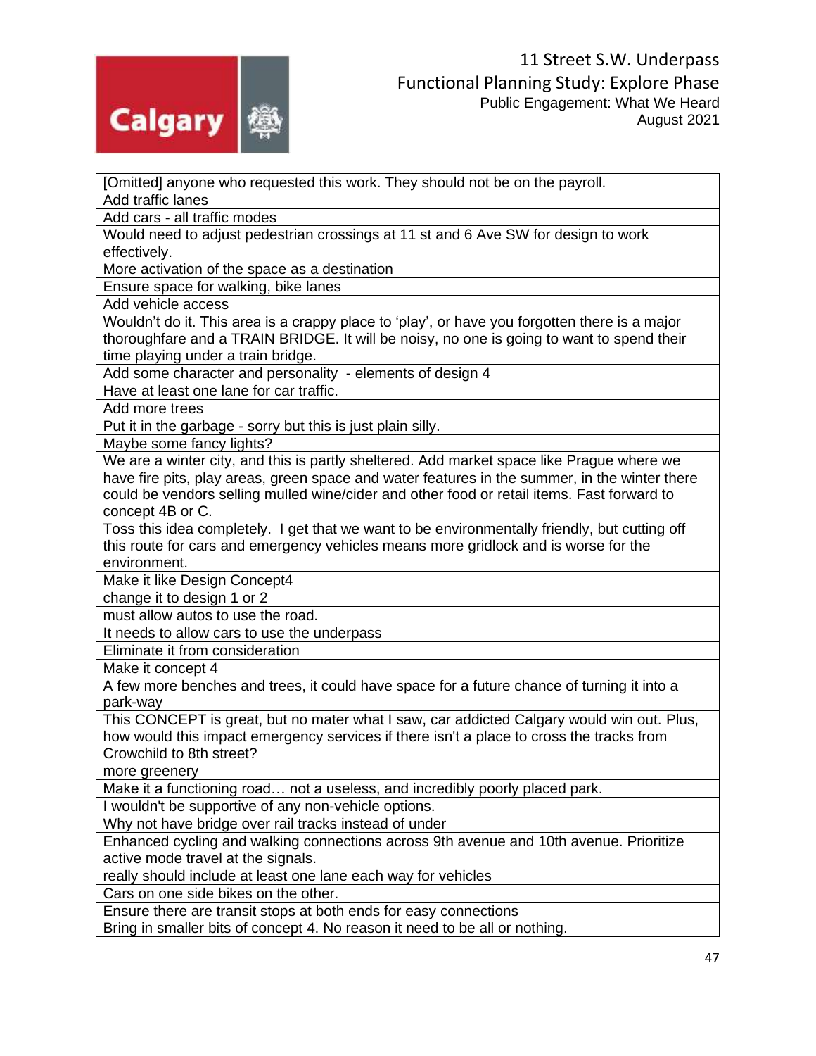| [Omitted] anyone who requested this work. They should not be on the payroll. |
|---|
| Add traffic lanes |
| Add cars - all traffic modes |
| Would need to adjust pedestrian crossings at 11 st and 6 Ave SW for design to work effectively. |
| More activation of the space as a destination |
| Ensure space for walking, bike lanes |
| Add vehicle access |
| Wouldn't do it. This area is a crappy place to 'play', or have you forgotten there is a major thoroughfare and a TRAIN BRIDGE. It will be noisy, no one is going to want to spend their time playing under a train bridge. |
| Add some character and personality - elements of design 4 |
| Have at least one lane for car traffic. |
| Add more trees |
| Put it in the garbage - sorry but this is just plain silly. |
| Maybe some fancy lights? |
| We are a winter city, and this is partly sheltered. Add market space like Prague where we have fire pits, play areas, green space and water features in the summer, in the winter there could be vendors selling mulled wine/cider and other food or retail items. Fast forward to concept 4B or C. |
| Toss this idea completely. I get that we want to be environmentally friendly, but cutting off this route for cars and emergency vehicles means more gridlock and is worse for the environment. |
| Make it like Design Concept4 |
| change it to design 1 or 2 |
| must allow autos to use the road. |
| It needs to allow cars to use the underpass |
| Eliminate it from consideration |
| Make it concept 4 |
| A few more benches and trees, it could have space for a future chance of turning it into a park-way |
| This CONCEPT is great, but no mater what I saw, car addicted Calgary would win out. Plus, how would this impact emergency services if there isn't a place to cross the tracks from Crowchild to 8th street? |
| more greenery |
| Make it a functioning road… not a useless, and incredibly poorly placed park. |
| I wouldn't be supportive of any non-vehicle options. |
| Why not have bridge over rail tracks instead of under |
| Enhanced cycling and walking connections across 9th avenue and 10th avenue. Prioritize active mode travel at the signals. |
| really should include at least one lane each way for vehicles |
| Cars on one side bikes on the other. |
| Ensure there are transit stops at both ends for easy connections |
| Bring in smaller bits of concept 4. No reason it need to be all or nothing. |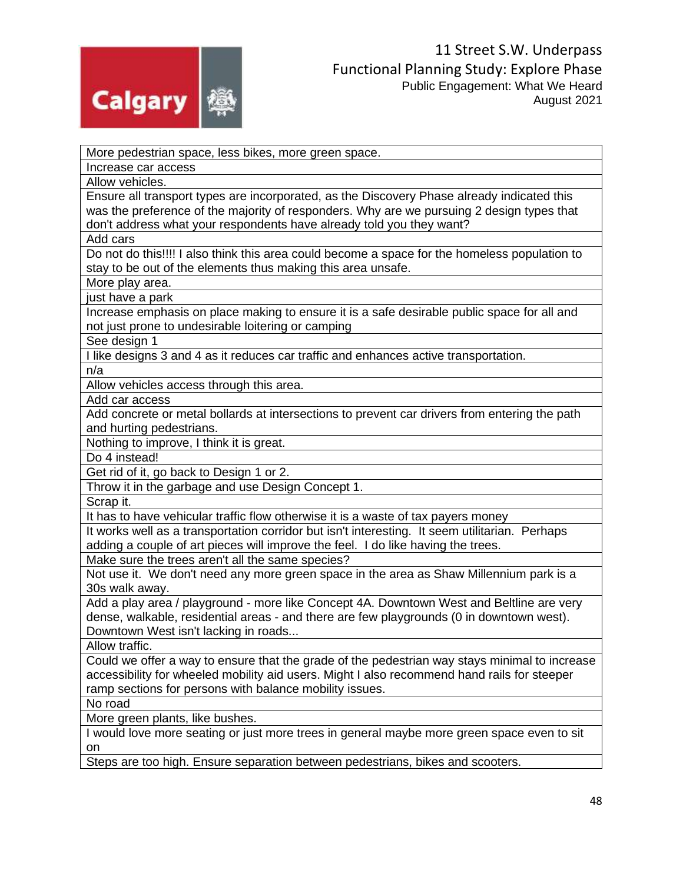| More pedestrian space, less bikes, more green space. |
|---|
| Increase car access |
| Allow vehicles. |
| Ensure all transport types are incorporated, as the Discovery Phase already indicated this was the preference of the majority of responders. Why are we pursuing 2 design types that don't address what your respondents have already told you they want? |
| Add cars |
| Do not do this!!!! I also think this area could become a space for the homeless population to stay to be out of the elements thus making this area unsafe. |
| More play area. |
| just have a park |
| Increase emphasis on place making to ensure it is a safe desirable public space for all and not just prone to undesirable loitering or camping |
| See design 1 |
| I like designs 3 and 4 as it reduces car traffic and enhances active transportation. |
| n/a |
| Allow vehicles access through this area. |
| Add car access |
| Add concrete or metal bollards at intersections to prevent car drivers from entering the path and hurting pedestrians. |
| Nothing to improve, I think it is great. |
| Do 4 instead! |
| Get rid of it, go back to Design 1 or 2. |
| Throw it in the garbage and use Design Concept 1. |
| Scrap it. |
| It has to have vehicular traffic flow otherwise it is a waste of tax payers money |
| It works well as a transportation corridor but isn't interesting. It seem utilitarian. Perhaps adding a couple of art pieces will improve the feel. I do like having the trees. |
| Make sure the trees aren't all the same species? |
| Not use it. We don't need any more green space in the area as Shaw Millennium park is a 30s walk away. |
| Add a play area / playground - more like Concept 4A. Downtown West and Beltline are very dense, walkable, residential areas - and there are few playgrounds (0 in downtown west). Downtown West isn't lacking in roads... |
| Allow traffic. |
| Could we offer a way to ensure that the grade of the pedestrian way stays minimal to increase accessibility for wheeled mobility aid users. Might I also recommend hand rails for steeper ramp sections for persons with balance mobility issues. |
| No road |
| More green plants, like bushes. |
| I would love more seating or just more trees in general maybe more green space even to sit on |
| Steps are too high. Ensure separation between pedestrians, bikes and scooters. |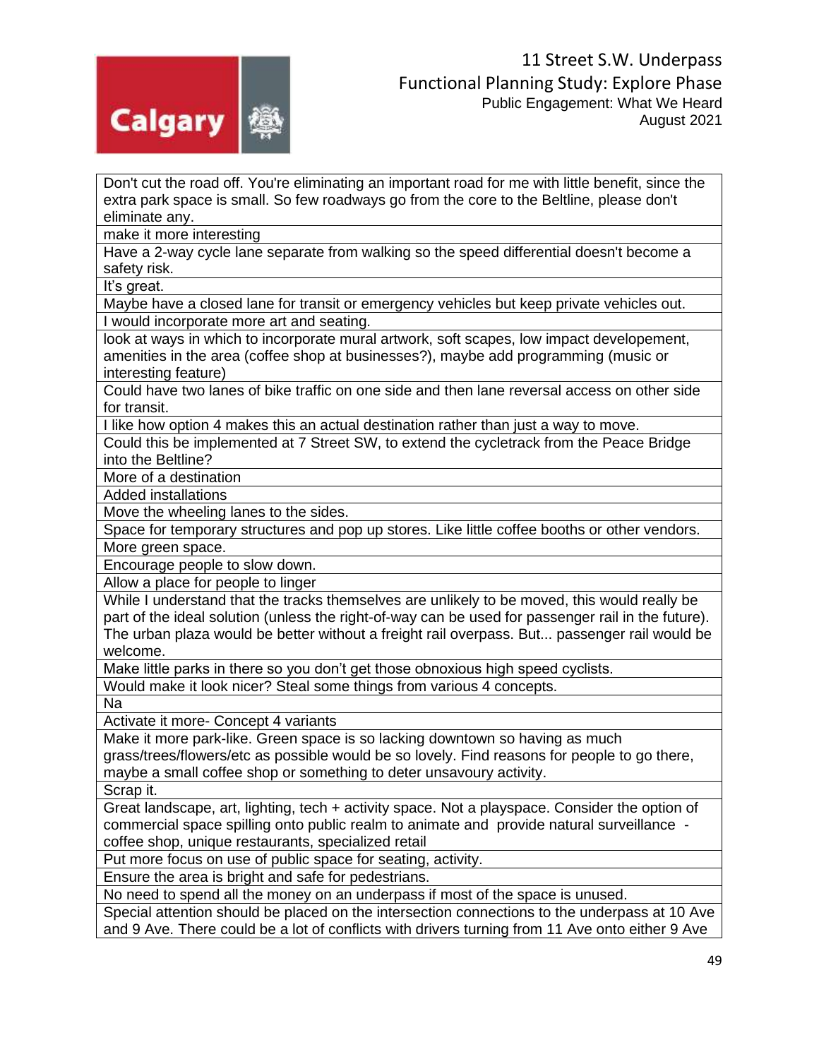| |
|---|
| Don't cut the road off. You're eliminating an important road for me with little benefit, since the extra park space is small. So few roadways go from the core to the Beltline, please don't eliminate any. |
| make it more interesting |
| Have a 2-way cycle lane separate from walking so the speed differential doesn't become a safety risk. |
| It's great. |
| Maybe have a closed lane for transit or emergency vehicles but keep private vehicles out. |
| I would incorporate more art and seating. |
| look at ways in which to incorporate mural artwork, soft scapes, low impact developement, amenities in the area (coffee shop at businesses?), maybe add programming (music or interesting feature) |
| Could have two lanes of bike traffic on one side and then lane reversal access on other side for transit. |
| I like how option 4 makes this an actual destination rather than just a way to move. |
| Could this be implemented at 7 Street SW, to extend the cycletrack from the Peace Bridge into the Beltline? |
| More of a destination |
| Added installations |
| Move the wheeling lanes to the sides. |
| Space for temporary structures and pop up stores. Like little coffee booths or other vendors. |
| More green space. |
| Encourage people to slow down. |
| Allow a place for people to linger |
| While I understand that the tracks themselves are unlikely to be moved, this would really be part of the ideal solution (unless the right-of-way can be used for passenger rail in the future). The urban plaza would be better without a freight rail overpass. But... passenger rail would be welcome. |
| Make little parks in there so you don't get those obnoxious high speed cyclists. |
| Would make it look nicer? Steal some things from various 4 concepts. |
| Na |
| Activate it more- Concept 4 variants |
| Make it more park-like. Green space is so lacking downtown so having as much grass/trees/flowers/etc as possible would be so lovely. Find reasons for people to go there, maybe a small coffee shop or something to deter unsavoury activity. |
| Scrap it. |
| Great landscape, art, lighting, tech + activity space. Not a playspace. Consider the option of commercial space spilling onto public realm to animate and provide natural surveillance - coffee shop, unique restaurants, specialized retail |
| Put more focus on use of public space for seating, activity. |
| Ensure the area is bright and safe for pedestrians. |
| No need to spend all the money on an underpass if most of the space is unused. |
| Special attention should be placed on the intersection connections to the underpass at 10 Ave and 9 Ave. There could be a lot of conflicts with drivers turning from 11 Ave onto either 9 Ave |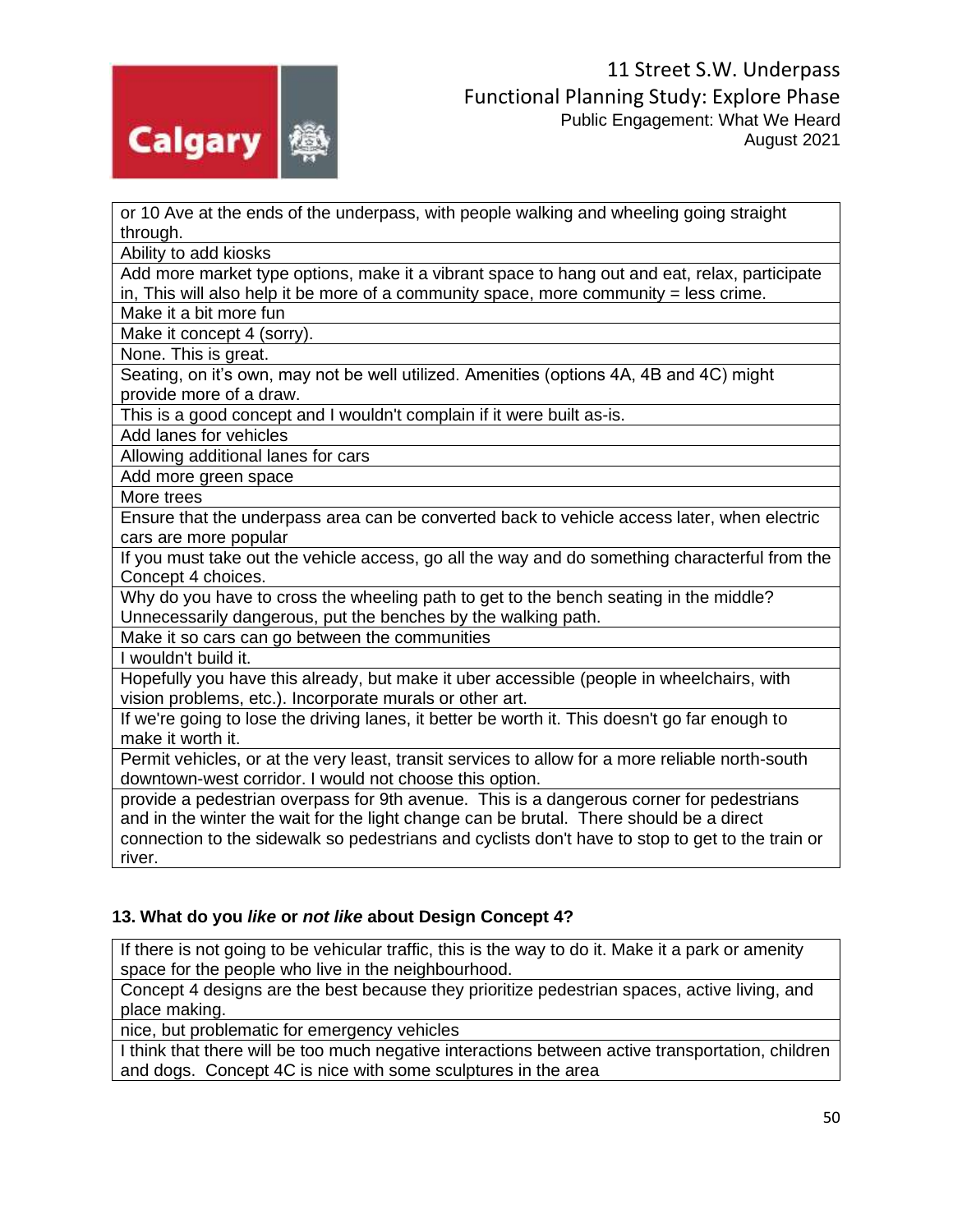| or 10 Ave at the ends of the underpass, with people walking and wheeling going straight through. |
|---|
| Ability to add kiosks |
| Add more market type options, make it a vibrant space to hang out and eat, relax, participate in, This will also help it be more of a community space, more community = less crime. |
| Make it a bit more fun |
| Make it concept 4 (sorry). |
| None. This is great. |
| Seating, on it's own, may not be well utilized. Amenities (options 4A, 4B and 4C) might provide more of a draw. |
| This is a good concept and I wouldn't complain if it were built as-is. |
| Add lanes for vehicles |
| Allowing additional lanes for cars |
| Add more green space |
| More trees |
| Ensure that the underpass area can be converted back to vehicle access later, when electric cars are more popular |
| If you must take out the vehicle access, go all the way and do something characterful from the Concept 4 choices. |
| Why do you have to cross the wheeling path to get to the bench seating in the middle? Unnecessarily dangerous, put the benches by the walking path. |
| Make it so cars can go between the communities |
| I wouldn't build it. |
| Hopefully you have this already, but make it uber accessible (people in wheelchairs, with vision problems, etc.). Incorporate murals or other art. |
| If we're going to lose the driving lanes, it better be worth it. This doesn't go far enough to make it worth it. |
| Permit vehicles, or at the very least, transit services to allow for a more reliable north-south downtown-west corridor. I would not choose this option. |
| provide a pedestrian overpass for 9th avenue. This is a dangerous corner for pedestrians and in the winter the wait for the light change can be brutal. There should be a direct connection to the sidewalk so pedestrians and cyclists don't have to stop to get to the train or river. |

### 13. What do you *like* or *not like* about Design Concept 4?

| If there is not going to be vehicular traffic, this is the way to do it. Make it a park or amenity space for the people who live in the neighbourhood. |
|---|
| Concept 4 designs are the best because they prioritize pedestrian spaces, active living, and place making. |
| nice, but problematic for emergency vehicles |
| I think that there will be too much negative interactions between active transportation, children and dogs. Concept 4C is nice with some sculptures in the area |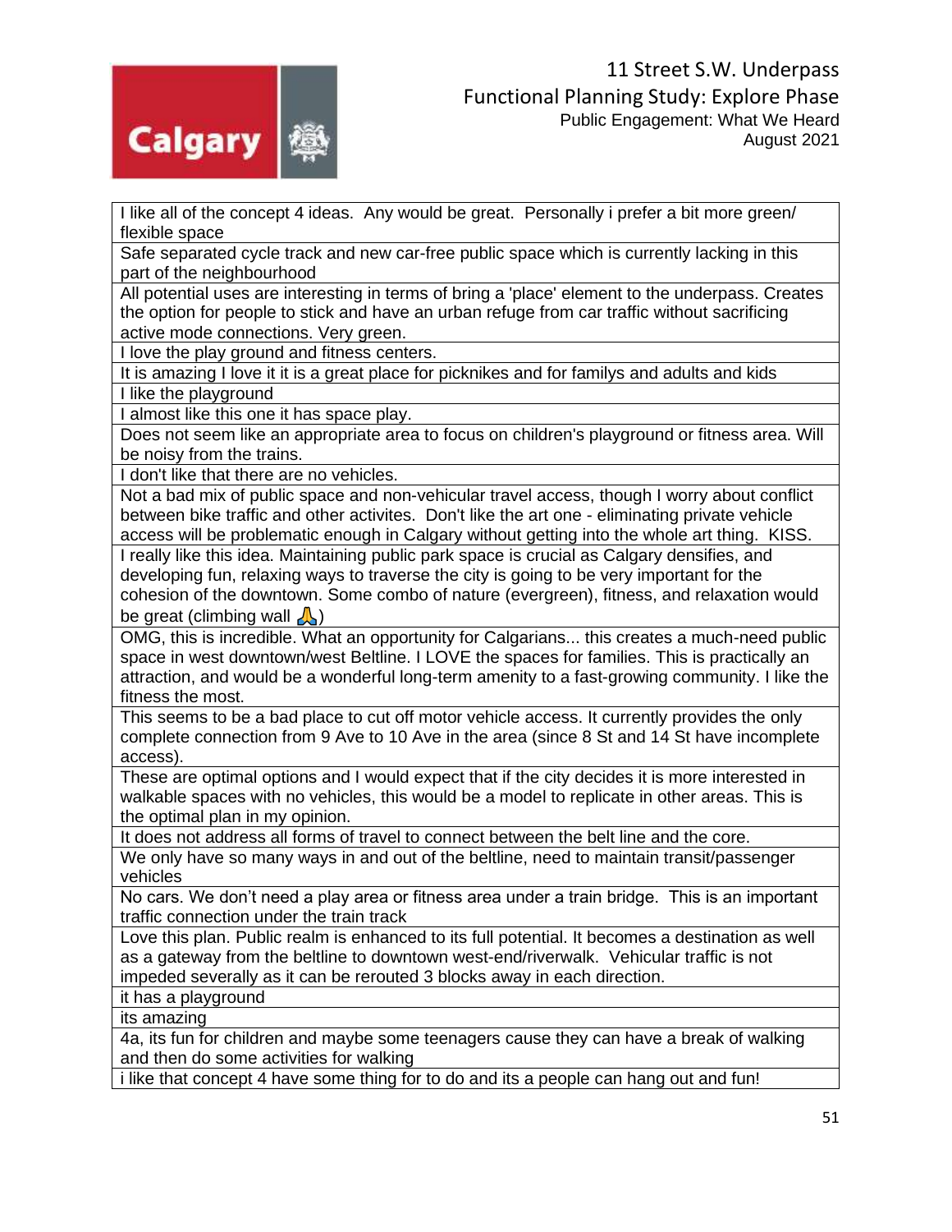| |
|---|
| I like all of the concept 4 ideas.  Any would be great.  Personally i prefer a bit more green/ flexible space |
| Safe separated cycle track and new car-free public space which is currently lacking in this part of the neighbourhood |
| All potential uses are interesting in terms of bring a 'place' element to the underpass. Creates the option for people to stick and have an urban refuge from car traffic without sacrificing active mode connections. Very green. |
| I love the play ground and fitness centers. |
| It is amazing I love it it is a great place for picknikes and for familys and adults and kids |
| I like the playground |
| I almost like this one it has space play. |
| Does not seem like an appropriate area to focus on children's playground or fitness area. Will be noisy from the trains. |
| I don't like that there are no vehicles. |
| Not a bad mix of public space and non-vehicular travel access, though I worry about conflict between bike traffic and other activites.  Don't like the art one - eliminating private vehicle access will be problematic enough in Calgary without getting into the whole art thing.  KISS. |
| I really like this idea. Maintaining public park space is crucial as Calgary densifies, and developing fun, relaxing ways to traverse the city is going to be very important for the cohesion of the downtown. Some combo of nature (evergreen), fitness, and relaxation would be great (climbing wall 🙏) |
| OMG, this is incredible. What an opportunity for Calgarians... this creates a much-need public space in west downtown/west Beltline. I LOVE the spaces for families. This is practically an attraction, and would be a wonderful long-term amenity to a fast-growing community. I like the fitness the most. |
| This seems to be a bad place to cut off motor vehicle access. It currently provides the only complete connection from 9 Ave to 10 Ave in the area (since 8 St and 14 St have incomplete access). |
| These are optimal options and I would expect that if the city decides it is more interested in walkable spaces with no vehicles, this would be a model to replicate in other areas. This is the optimal plan in my opinion. |
| It does not address all forms of travel to connect between the belt line and the core. |
| We only have so many ways in and out of the beltline, need to maintain transit/passenger vehicles |
| No cars. We don't need a play area or fitness area under a train bridge.  This is an important traffic connection under the train track |
| Love this plan. Public realm is enhanced to its full potential. It becomes a destination as well as a gateway from the beltline to downtown west-end/riverwalk.  Vehicular traffic is not impeded severally as it can be rerouted 3 blocks away in each direction. |
| it has a playground |
| its amazing |
| 4a, its fun for children and maybe some teenagers cause they can have a break of walking and then do some activities for walking |
| i like that concept 4 have some thing for to do and its a people can hang out and fun! |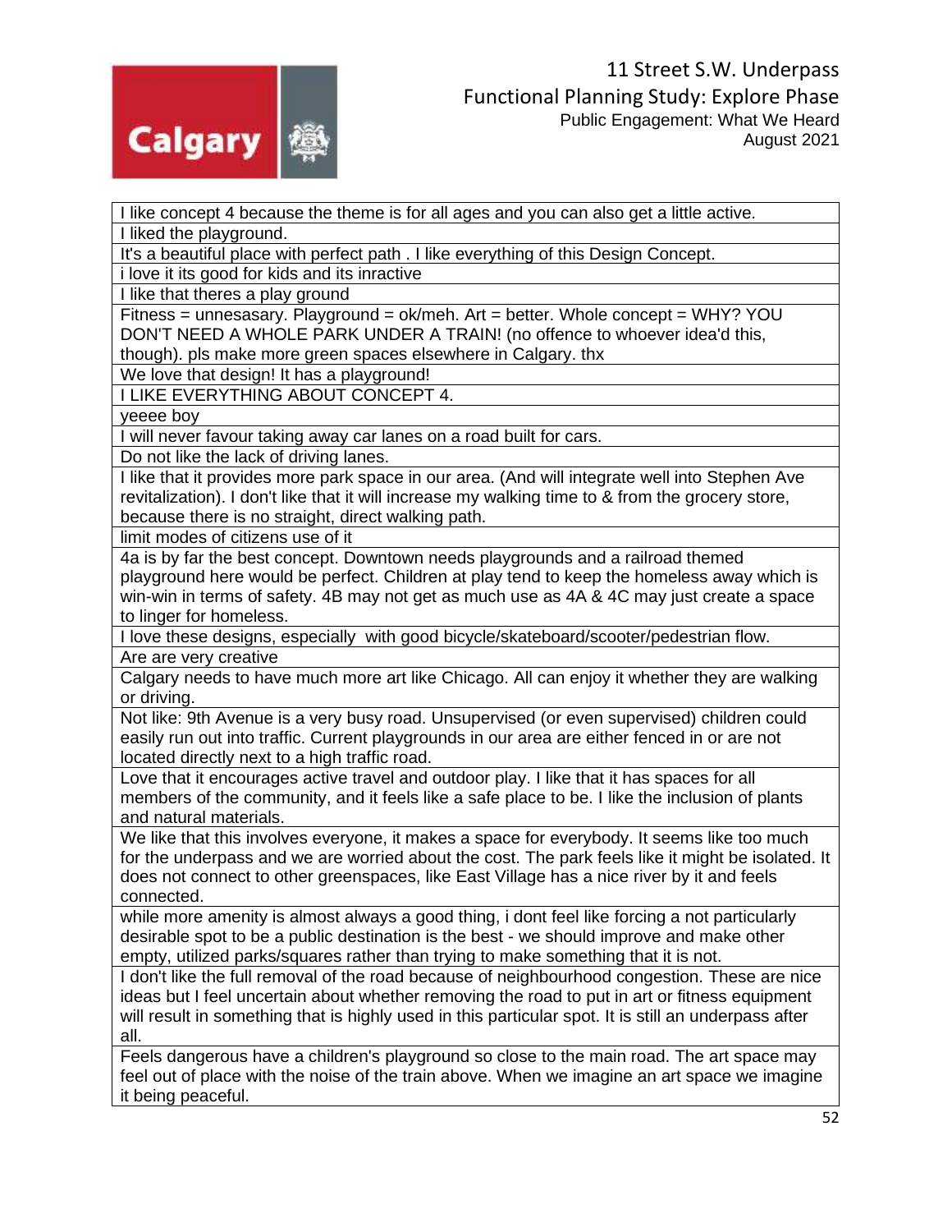| I like concept 4 because the theme is for all ages and you can also get a little active. |
|---|
| I liked the playground. |
| It's a beautiful place with perfect path . I like everything of this Design Concept. |
| i love it its good for kids and its inractive |
| I like that theres a play ground |
| Fitness = unnesasary. Playground = ok/meh. Art = better. Whole concept = WHY? YOU DON'T NEED A WHOLE PARK UNDER A TRAIN! (no offence to whoever idea'd this, though). pls make more green spaces elsewhere in Calgary. thx |
| We love that design! It has a playground! |
| I LIKE EVERYTHING ABOUT CONCEPT 4. |
| yeeee boy |
| I will never favour taking away car lanes on a road built for cars. |
| Do not like the lack of driving lanes. |
| I like that it provides more park space in our area. (And will integrate well into Stephen Ave revitalization). I don't like that it will increase my walking time to & from the grocery store, because there is no straight, direct walking path. |
| limit modes of citizens use of it |
| 4a is by far the best concept. Downtown needs playgrounds and a railroad themed playground here would be perfect. Children at play tend to keep the homeless away which is win-win in terms of safety. 4B may not get as much use as 4A & 4C may just create a space to linger for homeless. |
| I love these designs, especially with good bicycle/skateboard/scooter/pedestrian flow. |
| Are are very creative |
| Calgary needs to have much more art like Chicago. All can enjoy it whether they are walking or driving. |
| Not like: 9th Avenue is a very busy road. Unsupervised (or even supervised) children could easily run out into traffic. Current playgrounds in our area are either fenced in or are not located directly next to a high traffic road. |
| Love that it encourages active travel and outdoor play. I like that it has spaces for all members of the community, and it feels like a safe place to be. I like the inclusion of plants and natural materials. |
| We like that this involves everyone, it makes a space for everybody. It seems like too much for the underpass and we are worried about the cost. The park feels like it might be isolated. It does not connect to other greenspaces, like East Village has a nice river by it and feels connected. |
| while more amenity is almost always a good thing, i dont feel like forcing a not particularly desirable spot to be a public destination is the best - we should improve and make other empty, utilized parks/squares rather than trying to make something that it is not. |
| I don't like the full removal of the road because of neighbourhood congestion. These are nice ideas but I feel uncertain about whether removing the road to put in art or fitness equipment will result in something that is highly used in this particular spot. It is still an underpass after all. |
| Feels dangerous have a children's playground so close to the main road. The art space may feel out of place with the noise of the train above. When we imagine an art space we imagine it being peaceful. |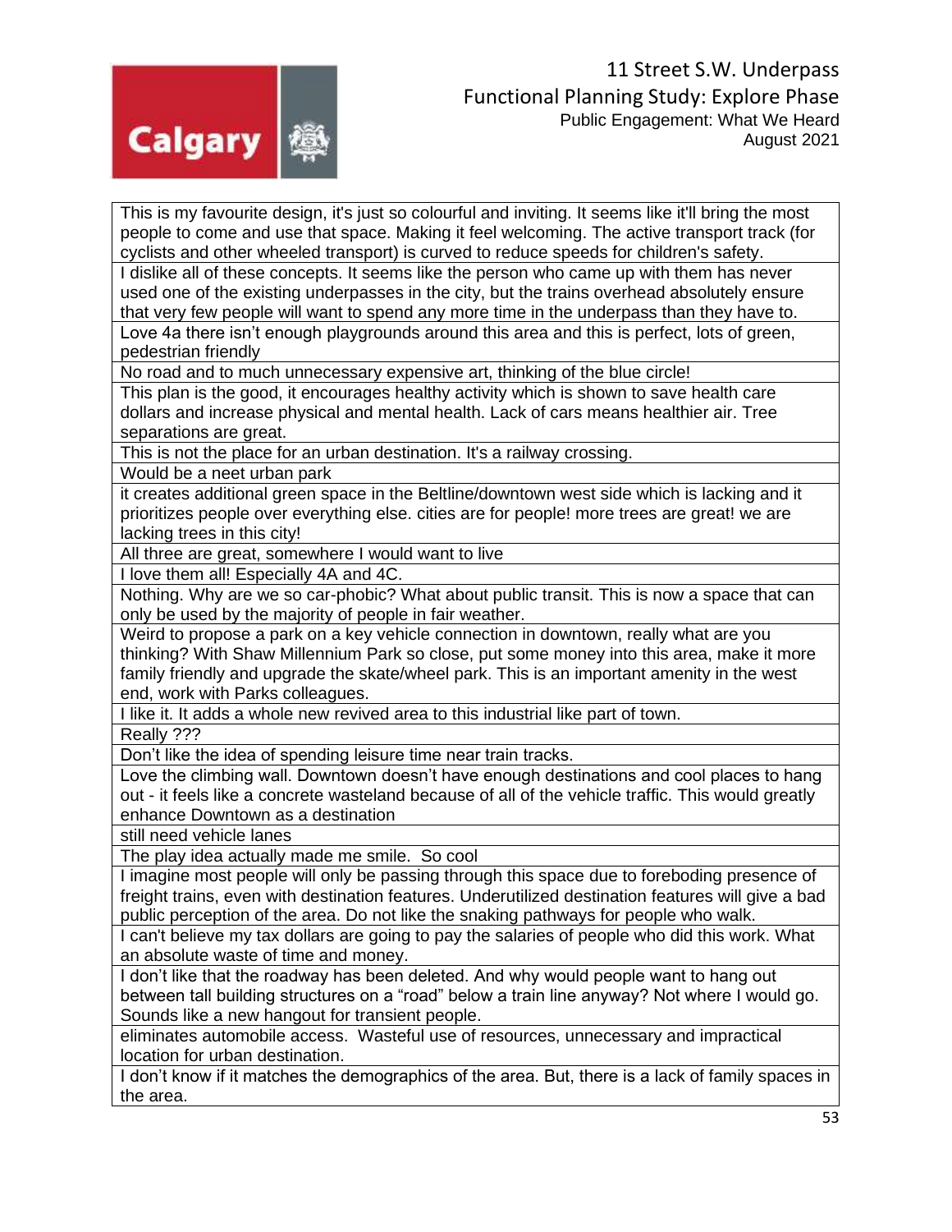| This is my favourite design, it's just so colourful and inviting. It seems like it'll bring the most people to come and use that space. Making it feel welcoming. The active transport track (for cyclists and other wheeled transport) is curved to reduce speeds for children's safety. |
|---|
| I dislike all of these concepts. It seems like the person who came up with them has never used one of the existing underpasses in the city, but the trains overhead absolutely ensure that very few people will want to spend any more time in the underpass than they have to. |
| Love 4a there isn't enough playgrounds around this area and this is perfect, lots of green, pedestrian friendly |
| No road and to much unnecessary expensive art, thinking of the blue circle! |
| This plan is the good, it encourages healthy activity which is shown to save health care dollars and increase physical and mental health. Lack of cars means healthier air. Tree separations are great. |
| This is not the place for an urban destination. It's a railway crossing. |
| Would be a neet urban park |
| it creates additional green space in the Beltline/downtown west side which is lacking and it prioritizes people over everything else. cities are for people! more trees are great! we are lacking trees in this city! |
| All three are great, somewhere I would want to live |
| I love them all! Especially 4A and 4C. |
| Nothing. Why are we so car-phobic? What about public transit. This is now a space that can only be used by the majority of people in fair weather. |
| Weird to propose a park on a key vehicle connection in downtown, really what are you thinking? With Shaw Millennium Park so close, put some money into this area, make it more family friendly and upgrade the skate/wheel park. This is an important amenity in the west end, work with Parks colleagues. |
| I like it. It adds a whole new revived area to this industrial like part of town. |
| Really ??? |
| Don't like the idea of spending leisure time near train tracks. |
| Love the climbing wall. Downtown doesn't have enough destinations and cool places to hang out - it feels like a concrete wasteland because of all of the vehicle traffic. This would greatly enhance Downtown as a destination |
| still need vehicle lanes |
| The play idea actually made me smile. So cool |
| I imagine most people will only be passing through this space due to foreboding presence of freight trains, even with destination features. Underutilized destination features will give a bad public perception of the area. Do not like the snaking pathways for people who walk. |
| I can't believe my tax dollars are going to pay the salaries of people who did this work. What an absolute waste of time and money. |
| I don't like that the roadway has been deleted. And why would people want to hang out between tall building structures on a "road" below a train line anyway? Not where I would go. Sounds like a new hangout for transient people. |
| eliminates automobile access. Wasteful use of resources, unnecessary and impractical location for urban destination. |
| I don't know if it matches the demographics of the area. But, there is a lack of family spaces in the area. |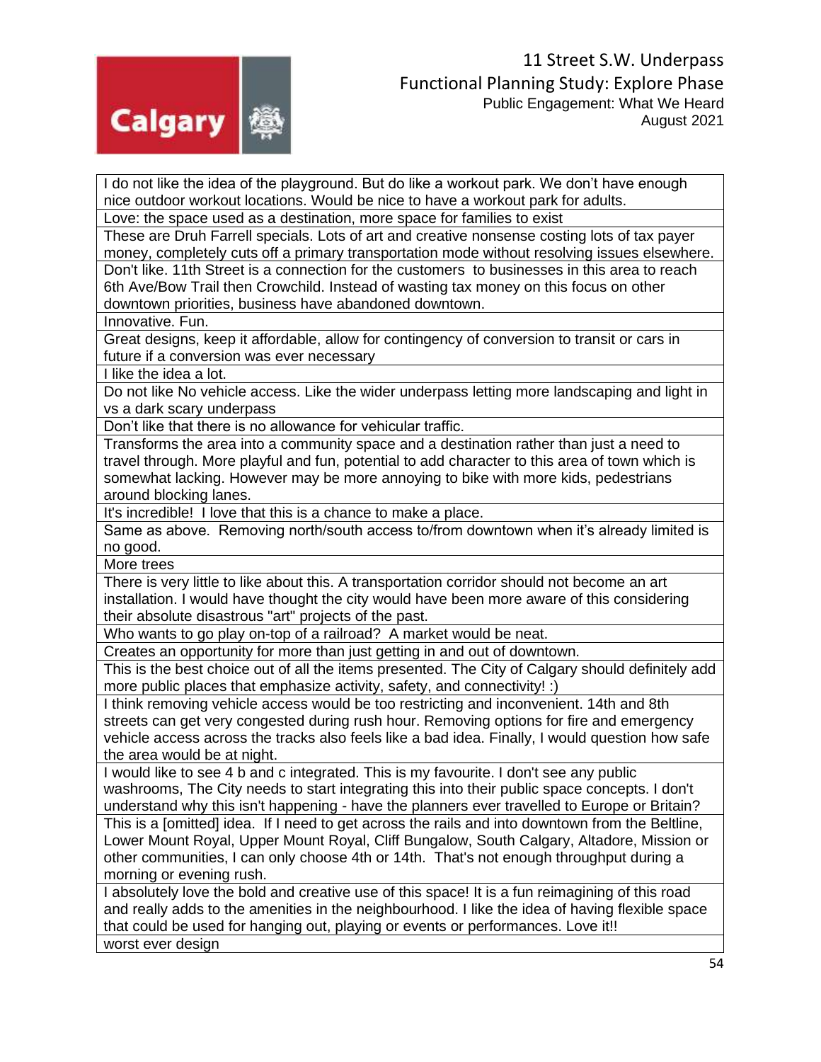| I do not like the idea of the playground. But do like a workout park. We don't have enough nice outdoor workout locations. Would be nice to have a workout park for adults. |
|---|
| Love: the space used as a destination, more space for families to exist |
| These are Druh Farrell specials. Lots of art and creative nonsense costing lots of tax payer money, completely cuts off a primary transportation mode without resolving issues elsewhere. |
| Don't like. 11th Street is a connection for the customers to businesses in this area to reach 6th Ave/Bow Trail then Crowchild. Instead of wasting tax money on this focus on other downtown priorities, business have abandoned downtown. |
| Innovative. Fun. |
| Great designs, keep it affordable, allow for contingency of conversion to transit or cars in future if a conversion was ever necessary |
| I like the idea a lot. |
| Do not like No vehicle access. Like the wider underpass letting more landscaping and light in vs a dark scary underpass |
| Don't like that there is no allowance for vehicular traffic. |
| Transforms the area into a community space and a destination rather than just a need to travel through. More playful and fun, potential to add character to this area of town which is somewhat lacking. However may be more annoying to bike with more kids, pedestrians around blocking lanes. |
| It's incredible! I love that this is a chance to make a place. |
| Same as above. Removing north/south access to/from downtown when it's already limited is no good. |
| More trees |
| There is very little to like about this. A transportation corridor should not become an art installation. I would have thought the city would have been more aware of this considering their absolute disastrous "art" projects of the past. |
| Who wants to go play on-top of a railroad? A market would be neat. |
| Creates an opportunity for more than just getting in and out of downtown. |
| This is the best choice out of all the items presented. The City of Calgary should definitely add more public places that emphasize activity, safety, and connectivity! :) |
| I think removing vehicle access would be too restricting and inconvenient. 14th and 8th streets can get very congested during rush hour. Removing options for fire and emergency vehicle access across the tracks also feels like a bad idea. Finally, I would question how safe the area would be at night. |
| I would like to see 4 b and c integrated. This is my favourite. I don't see any public washrooms, The City needs to start integrating this into their public space concepts. I don't understand why this isn't happening - have the planners ever travelled to Europe or Britain? |
| This is a [omitted] idea. If I need to get across the rails and into downtown from the Beltline, Lower Mount Royal, Upper Mount Royal, Cliff Bungalow, South Calgary, Altadore, Mission or other communities, I can only choose 4th or 14th. That's not enough throughput during a morning or evening rush. |
| I absolutely love the bold and creative use of this space! It is a fun reimagining of this road and really adds to the amenities in the neighbourhood. I like the idea of having flexible space that could be used for hanging out, playing or events or performances. Love it!! |
| worst ever design |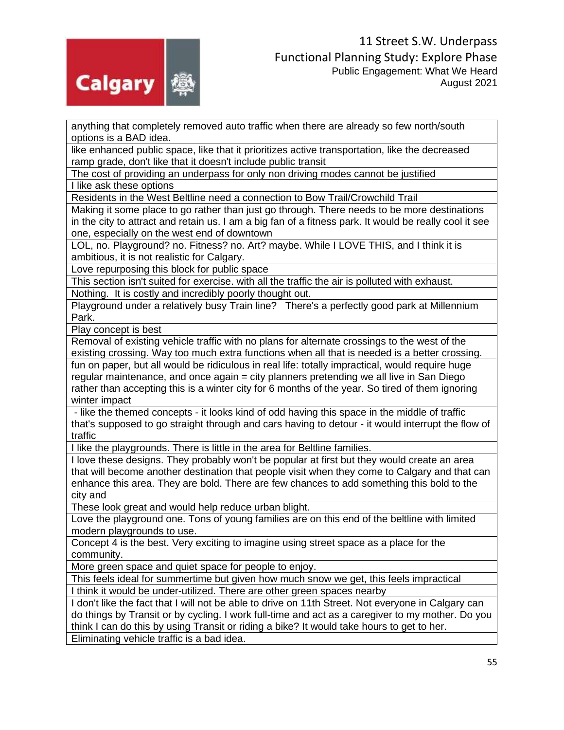| anything that completely removed auto traffic when there are already so few north/south options is a BAD idea. |
|---|
| like enhanced public space, like that it prioritizes active transportation, like the decreased ramp grade, don't like that it doesn't include public transit |
| The cost of providing an underpass for only non driving modes cannot be justified |
| I like ask these options |
| Residents in the West Beltline need a connection to Bow Trail/Crowchild Trail |
| Making it some place to go rather than just go through. There needs to be more destinations in the city to attract and retain us. I am a big fan of a fitness park. It would be really cool it see one, especially on the west end of downtown |
| LOL, no. Playground? no. Fitness? no. Art? maybe. While I LOVE THIS, and I think it is ambitious, it is not realistic for Calgary. |
| Love repurposing this block for public space |
| This section isn't suited for exercise. with all the traffic the air is polluted with exhaust. |
| Nothing. It is costly and incredibly poorly thought out. |
| Playground under a relatively busy Train line? There's a perfectly good park at Millennium Park. |
| Play concept is best |
| Removal of existing vehicle traffic with no plans for alternate crossings to the west of the existing crossing. Way too much extra functions when all that is needed is a better crossing. |
| fun on paper, but all would be ridiculous in real life: totally impractical, would require huge regular maintenance, and once again = city planners pretending we all live in San Diego rather than accepting this is a winter city for 6 months of the year. So tired of them ignoring winter impact |
| - like the themed concepts - it looks kind of odd having this space in the middle of traffic that's supposed to go straight through and cars having to detour - it would interrupt the flow of traffic |
| I like the playgrounds. There is little in the area for Beltline families. |
| I love these designs. They probably won't be popular at first but they would create an area that will become another destination that people visit when they come to Calgary and that can enhance this area. They are bold. There are few chances to add something this bold to the city and |
| These look great and would help reduce urban blight. |
| Love the playground one. Tons of young families are on this end of the beltline with limited modern playgrounds to use. |
| Concept 4 is the best. Very exciting to imagine using street space as a place for the community. |
| More green space and quiet space for people to enjoy. |
| This feels ideal for summertime but given how much snow we get, this feels impractical |
| I think it would be under-utilized. There are other green spaces nearby |
| I don't like the fact that I will not be able to drive on 11th Street. Not everyone in Calgary can do things by Transit or by cycling. I work full-time and act as a caregiver to my mother. Do you think I can do this by using Transit or riding a bike? It would take hours to get to her. |
| Eliminating vehicle traffic is a bad idea. |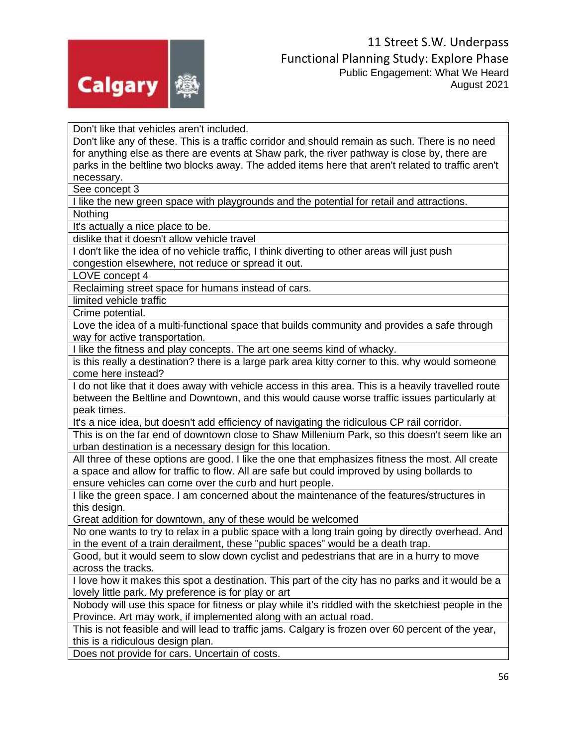| Don't like that vehicles aren't included. |
|---|
| Don't like any of these. This is a traffic corridor and should remain as such. There is no need for anything else as there are events at Shaw park, the river pathway is close by, there are parks in the beltline two blocks away. The added items here that aren't related to traffic aren't necessary. |
| See concept 3 |
| I like the new green space with playgrounds and the potential for retail and attractions. |
| Nothing |
| It's actually a nice place to be. |
| dislike that it doesn't allow vehicle travel |
| I don't like the idea of no vehicle traffic, I think diverting to other areas will just push congestion elsewhere, not reduce or spread it out. |
| LOVE concept 4 |
| Reclaiming street space for humans instead of cars. |
| limited vehicle traffic |
| Crime potential. |
| Love the idea of a multi-functional space that builds community and provides a safe through way for active transportation. |
| I like the fitness and play concepts. The art one seems kind of whacky. |
| is this really a destination? there is a large park area kitty corner to this. why would someone come here instead? |
| I do not like that it does away with vehicle access in this area. This is a heavily travelled route between the Beltline and Downtown, and this would cause worse traffic issues particularly at peak times. |
| It's a nice idea, but doesn't add efficiency of navigating the ridiculous CP rail corridor. |
| This is on the far end of downtown close to Shaw Millenium Park, so this doesn't seem like an urban destination is a necessary design for this location. |
| All three of these options are good. I like the one that emphasizes fitness the most. All create a space and allow for traffic to flow. All are safe but could improved by using bollards to ensure vehicles can come over the curb and hurt people. |
| I like the green space. I am concerned about the maintenance of the features/structures in this design. |
| Great addition for downtown, any of these would be welcomed |
| No one wants to try to relax in a public space with a long train going by directly overhead. And in the event of a train derailment, these "public spaces" would be a death trap. |
| Good, but it would seem to slow down cyclist and pedestrians that are in a hurry to move across the tracks. |
| I love how it makes this spot a destination. This part of the city has no parks and it would be a lovely little park. My preference is for play or art |
| Nobody will use this space for fitness or play while it's riddled with the sketchiest people in the Province. Art may work, if implemented along with an actual road. |
| This is not feasible and will lead to traffic jams. Calgary is frozen over 60 percent of the year, this is a ridiculous design plan. |
| Does not provide for cars. Uncertain of costs. |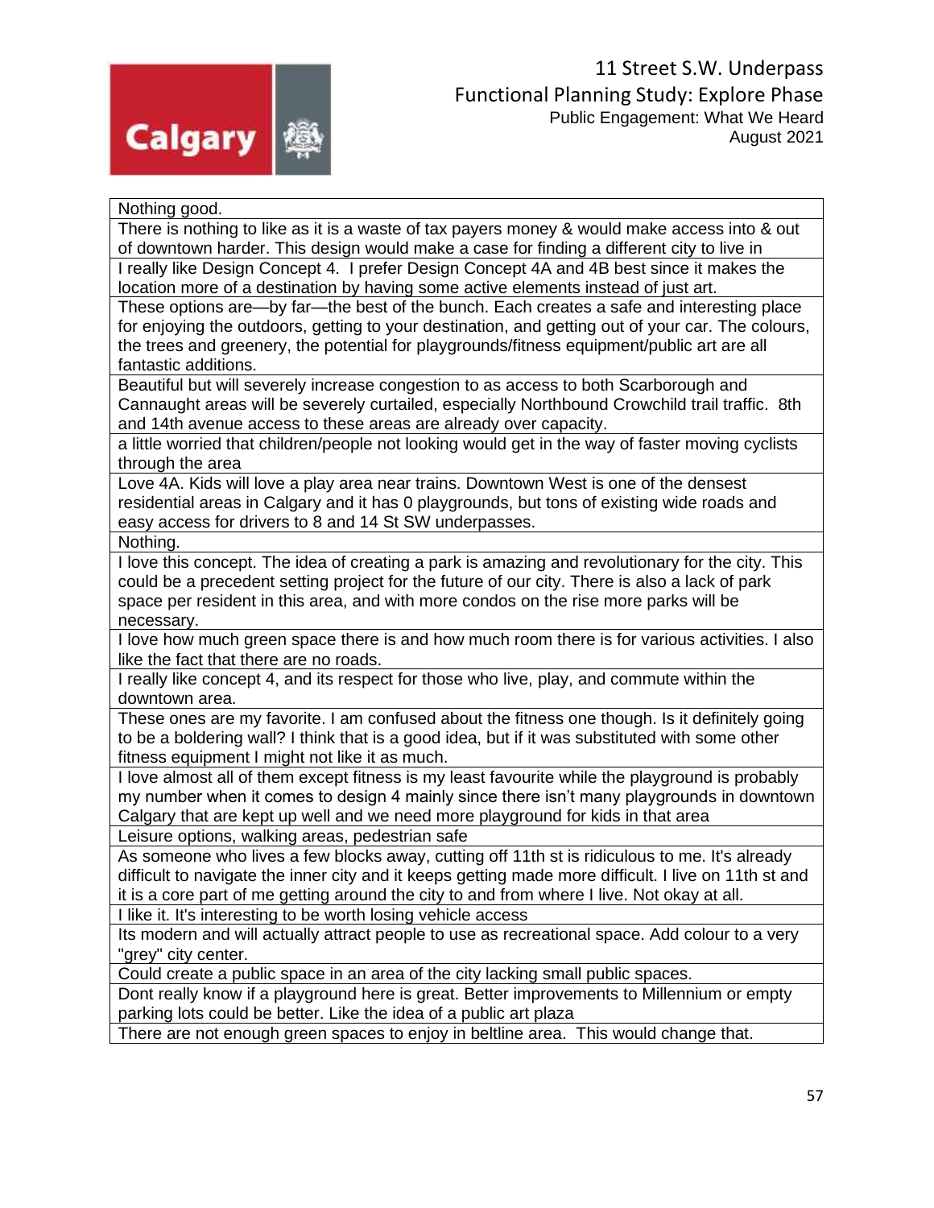| Nothing good. |
|---|
| There is nothing to like as it is a waste of tax payers money & would make access into & out of downtown harder. This design would make a case for finding a different city to live in |
| I really like Design Concept 4. I prefer Design Concept 4A and 4B best since it makes the location more of a destination by having some active elements instead of just art. |
| These options are—by far—the best of the bunch. Each creates a safe and interesting place for enjoying the outdoors, getting to your destination, and getting out of your car. The colours, the trees and greenery, the potential for playgrounds/fitness equipment/public art are all fantastic additions. |
| Beautiful but will severely increase congestion to as access to both Scarborough and Cannaught areas will be severely curtailed, especially Northbound Crowchild trail traffic. 8th and 14th avenue access to these areas are already over capacity. |
| a little worried that children/people not looking would get in the way of faster moving cyclists through the area |
| Love 4A. Kids will love a play area near trains. Downtown West is one of the densest residential areas in Calgary and it has 0 playgrounds, but tons of existing wide roads and easy access for drivers to 8 and 14 St SW underpasses. |
| Nothing. |
| I love this concept. The idea of creating a park is amazing and revolutionary for the city. This could be a precedent setting project for the future of our city. There is also a lack of park space per resident in this area, and with more condos on the rise more parks will be necessary. |
| I love how much green space there is and how much room there is for various activities. I also like the fact that there are no roads. |
| I really like concept 4, and its respect for those who live, play, and commute within the downtown area. |
| These ones are my favorite. I am confused about the fitness one though. Is it definitely going to be a boldering wall? I think that is a good idea, but if it was substituted with some other fitness equipment I might not like it as much. |
| I love almost all of them except fitness is my least favourite while the playground is probably my number when it comes to design 4 mainly since there isn't many playgrounds in downtown Calgary that are kept up well and we need more playground for kids in that area |
| Leisure options, walking areas, pedestrian safe |
| As someone who lives a few blocks away, cutting off 11th st is ridiculous to me. It's already difficult to navigate the inner city and it keeps getting made more difficult. I live on 11th st and it is a core part of me getting around the city to and from where I live. Not okay at all. |
| I like it. It's interesting to be worth losing vehicle access |
| Its modern and will actually attract people to use as recreational space. Add colour to a very "grey" city center. |
| Could create a public space in an area of the city lacking small public spaces. |
| Dont really know if a playground here is great. Better improvements to Millennium or empty parking lots could be better. Like the idea of a public art plaza |
| There are not enough green spaces to enjoy in beltline area. This would change that. |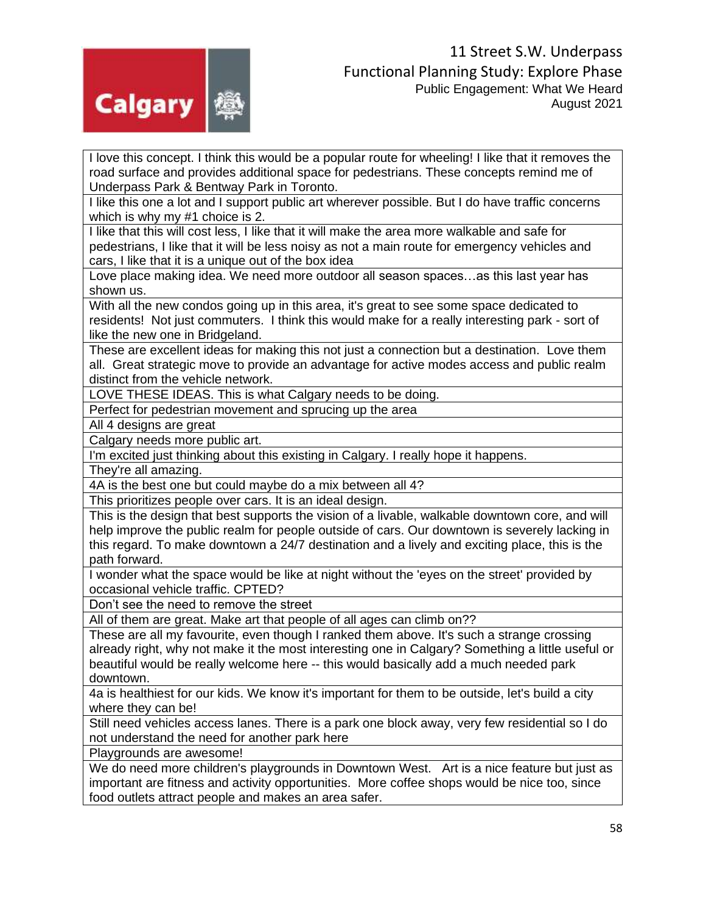| |
|---|
| I love this concept. I think this would be a popular route for wheeling! I like that it removes the road surface and provides additional space for pedestrians. These concepts remind me of Underpass Park & Bentway Park in Toronto. |
| I like this one a lot and I support public art wherever possible. But I do have traffic concerns which is why my #1 choice is 2. |
| I like that this will cost less, I like that it will make the area more walkable and safe for pedestrians, I like that it will be less noisy as not a main route for emergency vehicles and cars, I like that it is a unique out of the box idea |
| Love place making idea. We need more outdoor all season spaces…as this last year has shown us. |
| With all the new condos going up in this area, it's great to see some space dedicated to residents! Not just commuters. I think this would make for a really interesting park - sort of like the new one in Bridgeland. |
| These are excellent ideas for making this not just a connection but a destination. Love them all. Great strategic move to provide an advantage for active modes access and public realm distinct from the vehicle network. |
| LOVE THESE IDEAS. This is what Calgary needs to be doing. |
| Perfect for pedestrian movement and sprucing up the area |
| All 4 designs are great |
| Calgary needs more public art. |
| I'm excited just thinking about this existing in Calgary. I really hope it happens. |
| They're all amazing. |
| 4A is the best one but could maybe do a mix between all 4? |
| This prioritizes people over cars. It is an ideal design. |
| This is the design that best supports the vision of a livable, walkable downtown core, and will help improve the public realm for people outside of cars. Our downtown is severely lacking in this regard. To make downtown a 24/7 destination and a lively and exciting place, this is the path forward. |
| I wonder what the space would be like at night without the 'eyes on the street' provided by occasional vehicle traffic. CPTED? |
| Don't see the need to remove the street |
| All of them are great. Make art that people of all ages can climb on?? |
| These are all my favourite, even though I ranked them above. It's such a strange crossing already right, why not make it the most interesting one in Calgary? Something a little useful or beautiful would be really welcome here -- this would basically add a much needed park downtown. |
| 4a is healthiest for our kids. We know it's important for them to be outside, let's build a city where they can be! |
| Still need vehicles access lanes. There is a park one block away, very few residential so I do not understand the need for another park here |
| Playgrounds are awesome! |
| We do need more children's playgrounds in Downtown West. Art is a nice feature but just as important are fitness and activity opportunities. More coffee shops would be nice too, since food outlets attract people and makes an area safer. |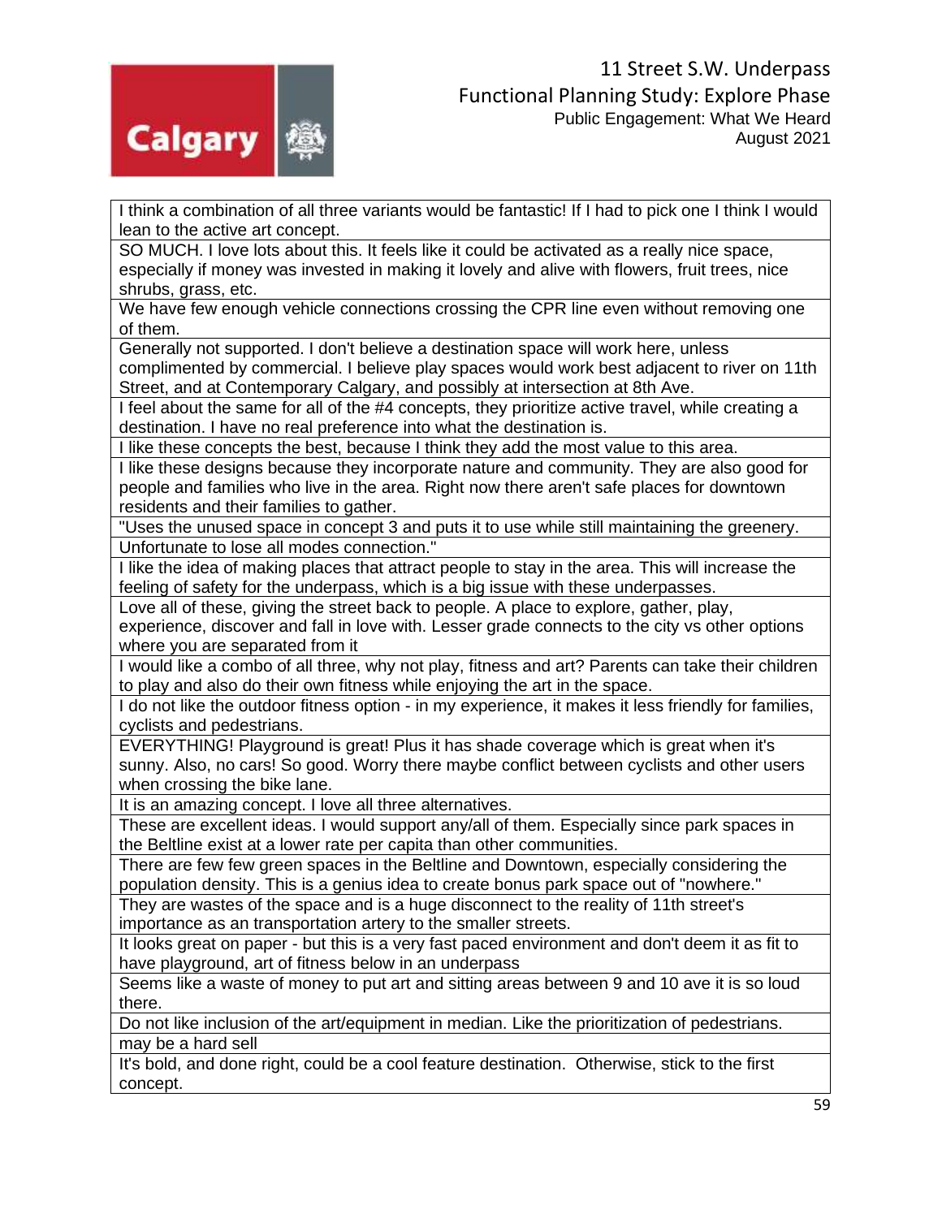| |
|---|
| I think a combination of all three variants would be fantastic! If I had to pick one I think I would lean to the active art concept. |
| SO MUCH. I love lots about this. It feels like it could be activated as a really nice space, especially if money was invested in making it lovely and alive with flowers, fruit trees, nice shrubs, grass, etc. |
| We have few enough vehicle connections crossing the CPR line even without removing one of them. |
| Generally not supported. I don't believe a destination space will work here, unless complimented by commercial. I believe play spaces would work best adjacent to river on 11th Street, and at Contemporary Calgary, and possibly at intersection at 8th Ave. |
| I feel about the same for all of the #4 concepts, they prioritize active travel, while creating a destination. I have no real preference into what the destination is. |
| I like these concepts the best, because I think they add the most value to this area. |
| I like these designs because they incorporate nature and community. They are also good for people and families who live in the area. Right now there aren't safe places for downtown residents and their families to gather. |
| "Uses the unused space in concept 3 and puts it to use while still maintaining the greenery. |
| Unfortunate to lose all modes connection." |
| I like the idea of making places that attract people to stay in the area. This will increase the feeling of safety for the underpass, which is a big issue with these underpasses. |
| Love all of these, giving the street back to people. A place to explore, gather, play, experience, discover and fall in love with. Lesser grade connects to the city vs other options where you are separated from it |
| I would like a combo of all three, why not play, fitness and art? Parents can take their children to play and also do their own fitness while enjoying the art in the space. |
| I do not like the outdoor fitness option - in my experience, it makes it less friendly for families, cyclists and pedestrians. |
| EVERYTHING! Playground is great! Plus it has shade coverage which is great when it's sunny. Also, no cars! So good. Worry there maybe conflict between cyclists and other users when crossing the bike lane. |
| It is an amazing concept. I love all three alternatives. |
| These are excellent ideas. I would support any/all of them. Especially since park spaces in the Beltline exist at a lower rate per capita than other communities. |
| There are few few green spaces in the Beltline and Downtown, especially considering the population density. This is a genius idea to create bonus park space out of "nowhere." |
| They are wastes of the space and is a huge disconnect to the reality of 11th street's importance as an transportation artery to the smaller streets. |
| It looks great on paper - but this is a very fast paced environment and don't deem it as fit to have playground, art of fitness below in an underpass |
| Seems like a waste of money to put art and sitting areas between 9 and 10 ave it is so loud there. |
| Do not like inclusion of the art/equipment in median. Like the prioritization of pedestrians. |
| may be a hard sell |
| It's bold, and done right, could be a cool feature destination. Otherwise, stick to the first concept. |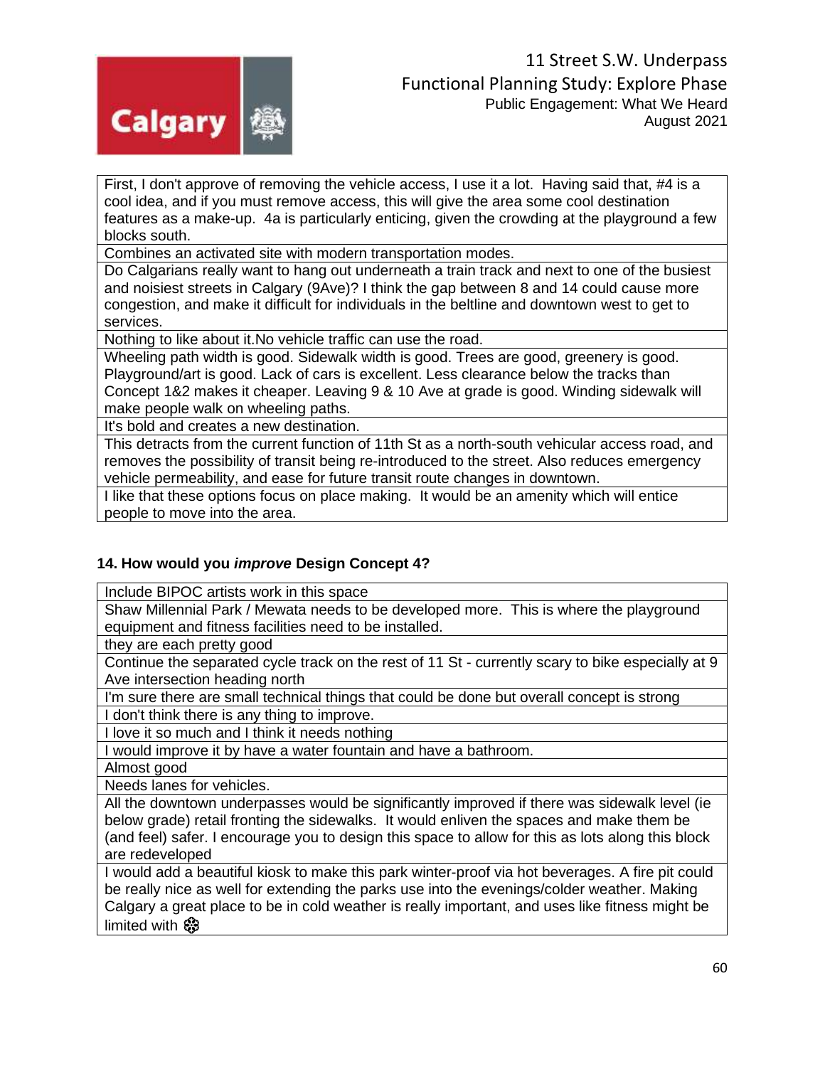| |
|---|
| First, I don't approve of removing the vehicle access, I use it a lot. Having said that, #4 is a cool idea, and if you must remove access, this will give the area some cool destination features as a make-up. 4a is particularly enticing, given the crowding at the playground a few blocks south. |
| Combines an activated site with modern transportation modes. |
| Do Calgarians really want to hang out underneath a train track and next to one of the busiest and noisiest streets in Calgary (9Ave)? I think the gap between 8 and 14 could cause more congestion, and make it difficult for individuals in the beltline and downtown west to get to services. |
| Nothing to like about it.No vehicle traffic can use the road. |
| Wheeling path width is good. Sidewalk width is good. Trees are good, greenery is good. Playground/art is good. Lack of cars is excellent. Less clearance below the tracks than Concept 1&2 makes it cheaper. Leaving 9 & 10 Ave at grade is good. Winding sidewalk will make people walk on wheeling paths. |
| It's bold and creates a new destination. |
| This detracts from the current function of 11th St as a north-south vehicular access road, and removes the possibility of transit being re-introduced to the street. Also reduces emergency vehicle permeability, and ease for future transit route changes in downtown. |
| I like that these options focus on place making. It would be an amenity which will entice people to move into the area. |

**14. How would you *improve* Design Concept 4?**

| |
|---|
| Include BIPOC artists work in this space |
| Shaw Millennial Park / Mewata needs to be developed more. This is where the playground equipment and fitness facilities need to be installed. |
| they are each pretty good |
| Continue the separated cycle track on the rest of 11 St - currently scary to bike especially at 9 Ave intersection heading north |
| I'm sure there are small technical things that could be done but overall concept is strong |
| I don't think there is any thing to improve. |
| I love it so much and I think it needs nothing |
| I would improve it by have a water fountain and have a bathroom. |
| Almost good |
| Needs lanes for vehicles. |
| All the downtown underpasses would be significantly improved if there was sidewalk level (ie below grade) retail fronting the sidewalks. It would enliven the spaces and make them be (and feel) safer. I encourage you to design this space to allow for this as lots along this block are redeveloped |
| I would add a beautiful kiosk to make this park winter-proof via hot beverages. A fire pit could be really nice as well for extending the parks use into the evenings/colder weather. Making Calgary a great place to be in cold weather is really important, and uses like fitness might be limited with ❄ |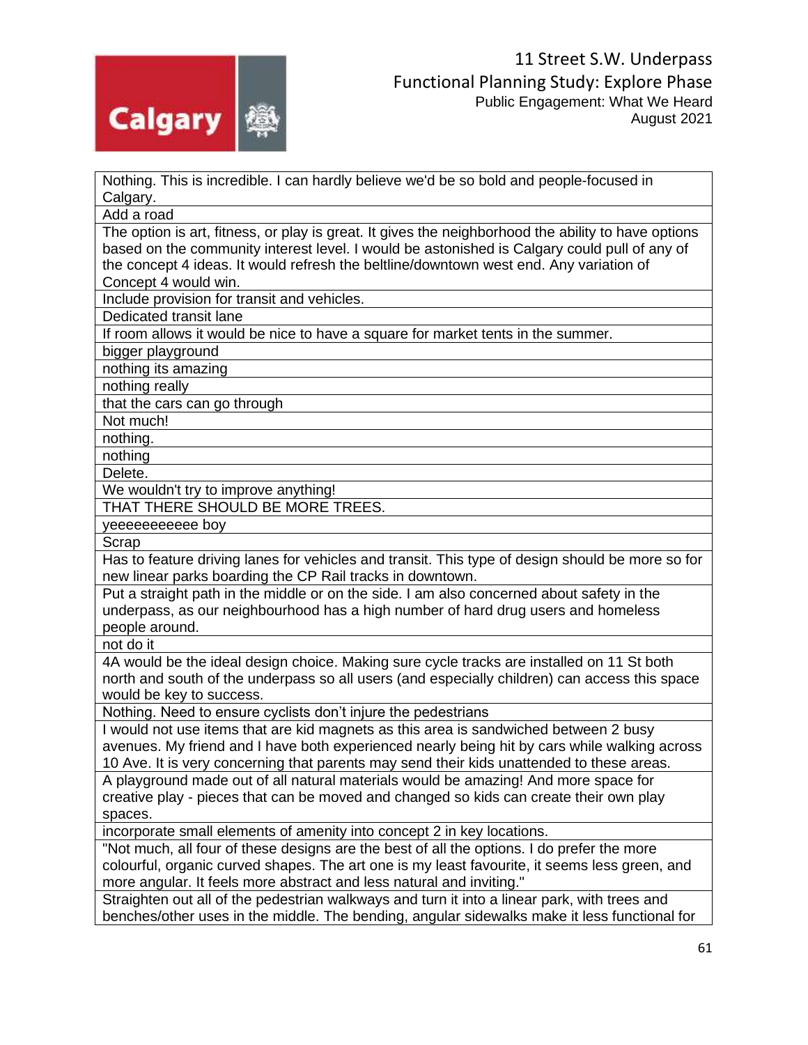| Nothing. This is incredible. I can hardly believe we'd be so bold and people-focused in Calgary. |
|---|
| Add a road |
| The option is art, fitness, or play is great. It gives the neighborhood the ability to have options based on the community interest level. I would be astonished is Calgary could pull of any of the concept 4 ideas. It would refresh the beltline/downtown west end. Any variation of Concept 4 would win. |
| Include provision for transit and vehicles. |
| Dedicated transit lane |
| If room allows it would be nice to have a square for market tents in the summer. |
| bigger playground |
| nothing its amazing |
| nothing really |
| that the cars can go through |
| Not much! |
| nothing. |
| nothing |
| Delete. |
| We wouldn't try to improve anything! |
| THAT THERE SHOULD BE MORE TREES. |
| yeeeeeeeeeee boy |
| Scrap |
| Has to feature driving lanes for vehicles and transit. This type of design should be more so for new linear parks boarding the CP Rail tracks in downtown. |
| Put a straight path in the middle or on the side. I am also concerned about safety in the underpass, as our neighbourhood has a high number of hard drug users and homeless people around. |
| not do it |
| 4A would be the ideal design choice. Making sure cycle tracks are installed on 11 St both north and south of the underpass so all users (and especially children) can access this space would be key to success. |
| Nothing. Need to ensure cyclists don't injure the pedestrians |
| I would not use items that are kid magnets as this area is sandwiched between 2 busy avenues. My friend and I have both experienced nearly being hit by cars while walking across 10 Ave. It is very concerning that parents may send their kids unattended to these areas. |
| A playground made out of all natural materials would be amazing! And more space for creative play - pieces that can be moved and changed so kids can create their own play spaces. |
| incorporate small elements of amenity into concept 2 in key locations. |
| "Not much, all four of these designs are the best of all the options. I do prefer the more colourful, organic curved shapes. The art one is my least favourite, it seems less green, and more angular. It feels more abstract and less natural and inviting." |
| Straighten out all of the pedestrian walkways and turn it into a linear park, with trees and benches/other uses in the middle. The bending, angular sidewalks make it less functional for |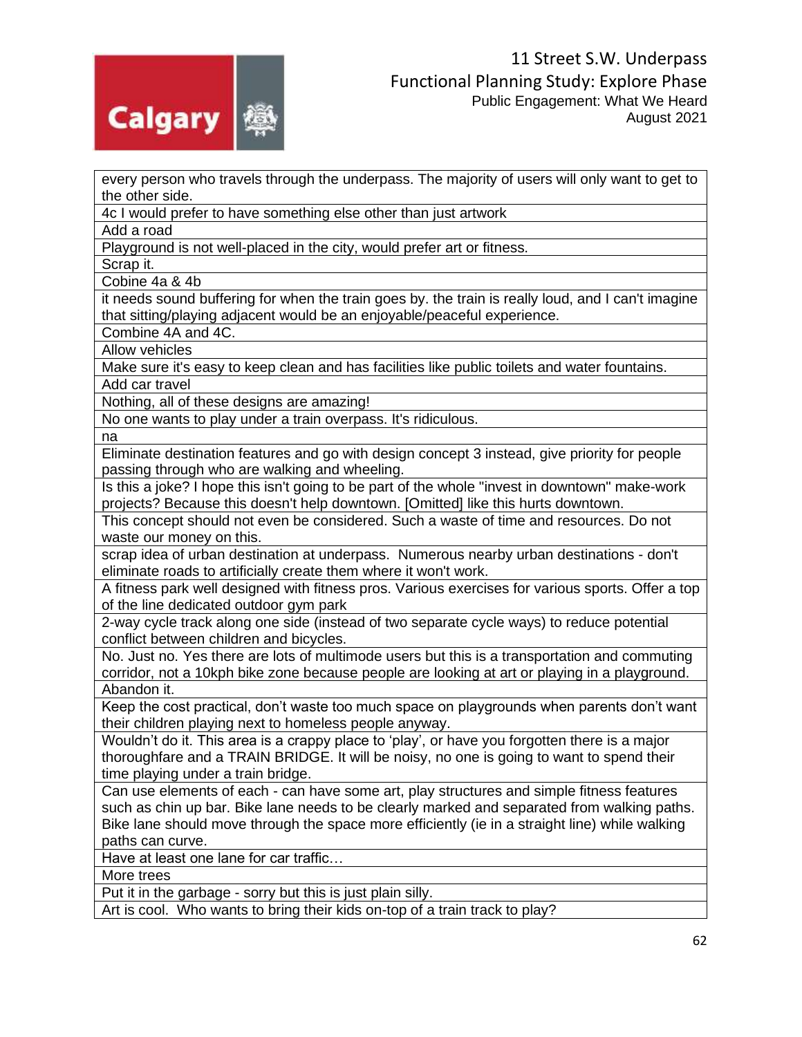| every person who travels through the underpass. The majority of users will only want to get to the other side. |
|---|
| 4c I would prefer to have something else other than just artwork |
| Add a road |
| Playground is not well-placed in the city, would prefer art or fitness. |
| Scrap it. |
| Cobine 4a & 4b |
| it needs sound buffering for when the train goes by. the train is really loud, and I can't imagine that sitting/playing adjacent would be an enjoyable/peaceful experience. |
| Combine 4A and 4C. |
| Allow vehicles |
| Make sure it's easy to keep clean and has facilities like public toilets and water fountains. |
| Add car travel |
| Nothing, all of these designs are amazing! |
| No one wants to play under a train overpass. It's ridiculous. |
| na |
| Eliminate destination features and go with design concept 3 instead, give priority for people passing through who are walking and wheeling. |
| Is this a joke? I hope this isn't going to be part of the whole "invest in downtown" make-work projects? Because this doesn't help downtown. [Omitted] like this hurts downtown. |
| This concept should not even be considered. Such a waste of time and resources. Do not waste our money on this. |
| scrap idea of urban destination at underpass.  Numerous nearby urban destinations - don't eliminate roads to artificially create them where it won't work. |
| A fitness park well designed with fitness pros. Various exercises for various sports. Offer a top of the line dedicated outdoor gym park |
| 2-way cycle track along one side (instead of two separate cycle ways) to reduce potential conflict between children and bicycles. |
| No. Just no. Yes there are lots of multimode users but this is a transportation and commuting corridor, not a 10kph bike zone because people are looking at art or playing in a playground. |
| Abandon it. |
| Keep the cost practical, don't waste too much space on playgrounds when parents don't want their children playing next to homeless people anyway. |
| Wouldn't do it. This area is a crappy place to 'play', or have you forgotten there is a major thoroughfare and a TRAIN BRIDGE. It will be noisy, no one is going to want to spend their time playing under a train bridge. |
| Can use elements of each - can have some art, play structures and simple fitness features such as chin up bar. Bike lane needs to be clearly marked and separated from walking paths. Bike lane should move through the space more efficiently (ie in a straight line) while walking paths can curve. |
| Have at least one lane for car traffic… |
| More trees |
| Put it in the garbage - sorry but this is just plain silly. |
| Art is cool.  Who wants to bring their kids on-top of a train track to play? |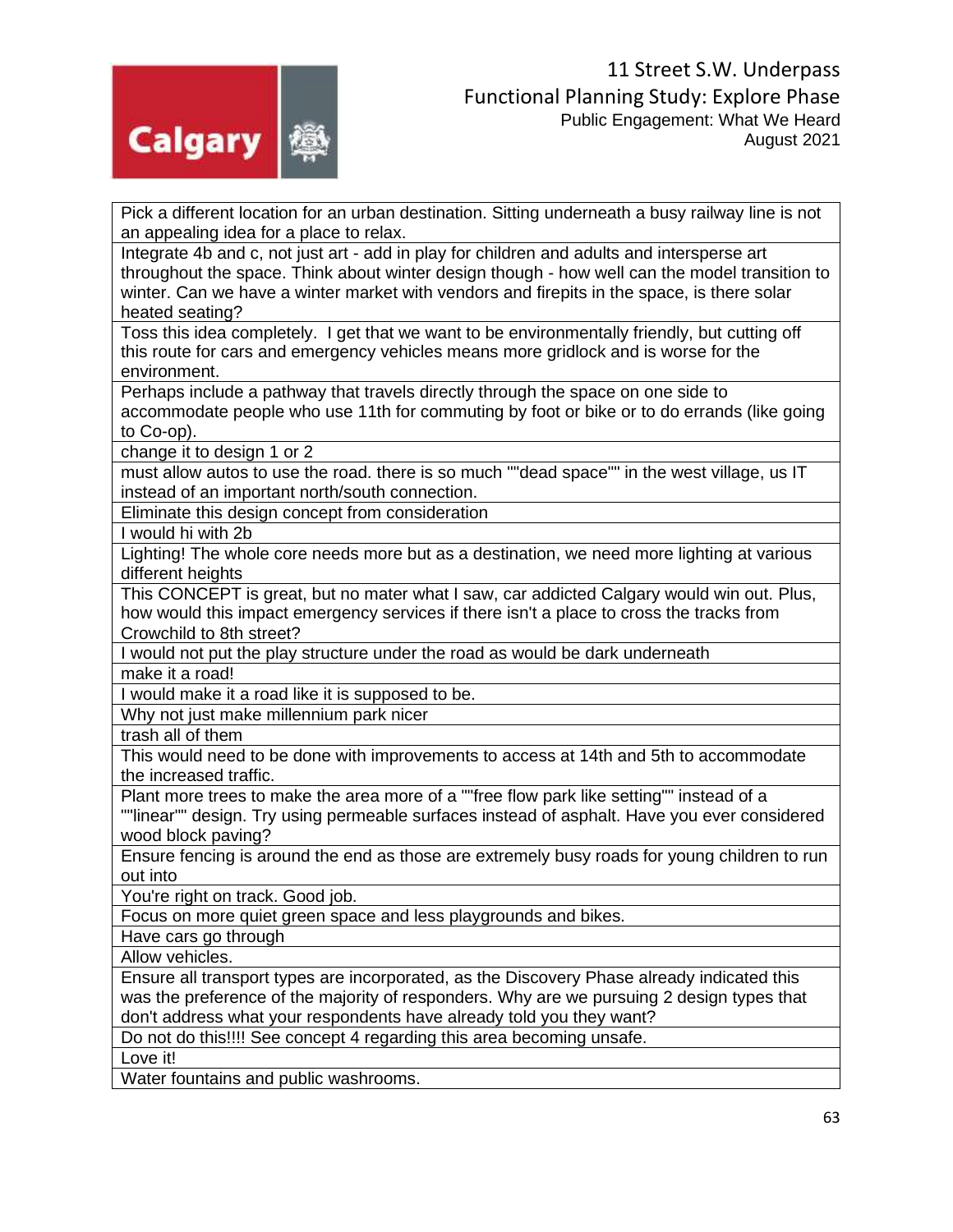| |
|---|
| Pick a different location for an urban destination. Sitting underneath a busy railway line is not an appealing idea for a place to relax. |
| Integrate 4b and c, not just art - add in play for children and adults and intersperse art throughout the space. Think about winter design though - how well can the model transition to winter. Can we have a winter market with vendors and firepits in the space, is there solar heated seating? |
| Toss this idea completely. I get that we want to be environmentally friendly, but cutting off this route for cars and emergency vehicles means more gridlock and is worse for the environment. |
| Perhaps include a pathway that travels directly through the space on one side to accommodate people who use 11th for commuting by foot or bike or to do errands (like going to Co-op). |
| change it to design 1 or 2 |
| must allow autos to use the road. there is so much ""dead space"" in the west village, us IT instead of an important north/south connection. |
| Eliminate this design concept from consideration |
| I would hi with 2b |
| Lighting! The whole core needs more but as a destination, we need more lighting at various different heights |
| This CONCEPT is great, but no mater what I saw, car addicted Calgary would win out. Plus, how would this impact emergency services if there isn't a place to cross the tracks from Crowchild to 8th street? |
| I would not put the play structure under the road as would be dark underneath |
| make it a road! |
| I would make it a road like it is supposed to be. |
| Why not just make millennium park nicer |
| trash all of them |
| This would need to be done with improvements to access at 14th and 5th to accommodate the increased traffic. |
| Plant more trees to make the area more of a ""free flow park like setting"" instead of a ""linear"" design. Try using permeable surfaces instead of asphalt. Have you ever considered wood block paving? |
| Ensure fencing is around the end as those are extremely busy roads for young children to run out into |
| You're right on track. Good job. |
| Focus on more quiet green space and less playgrounds and bikes. |
| Have cars go through |
| Allow vehicles. |
| Ensure all transport types are incorporated, as the Discovery Phase already indicated this was the preference of the majority of responders. Why are we pursuing 2 design types that don't address what your respondents have already told you they want? |
| Do not do this!!!! See concept 4 regarding this area becoming unsafe. |
| Love it! |
| Water fountains and public washrooms. |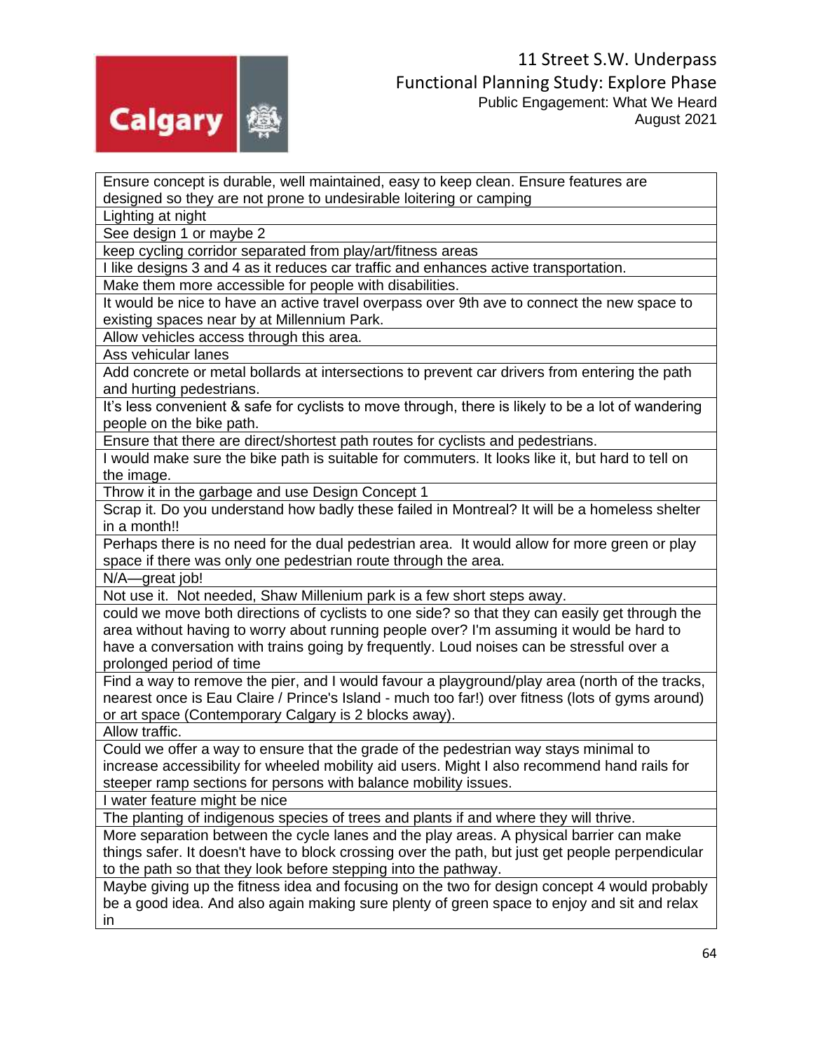| |
|---|
| Ensure concept is durable, well maintained, easy to keep clean. Ensure features are designed so they are not prone to undesirable loitering or camping |
| Lighting at night |
| See design 1 or maybe 2 |
| keep cycling corridor separated from play/art/fitness areas |
| I like designs 3 and 4 as it reduces car traffic and enhances active transportation. |
| Make them more accessible for people with disabilities. |
| It would be nice to have an active travel overpass over 9th ave to connect the new space to existing spaces near by at Millennium Park. |
| Allow vehicles access through this area. |
| Ass vehicular lanes |
| Add concrete or metal bollards at intersections to prevent car drivers from entering the path and hurting pedestrians. |
| It’s less convenient & safe for cyclists to move through, there is likely to be a lot of wandering people on the bike path. |
| Ensure that there are direct/shortest path routes for cyclists and pedestrians. |
| I would make sure the bike path is suitable for commuters. It looks like it, but hard to tell on the image. |
| Throw it in the garbage and use Design Concept 1 |
| Scrap it. Do you understand how badly these failed in Montreal? It will be a homeless shelter in a month!! |
| Perhaps there is no need for the dual pedestrian area. It would allow for more green or play space if there was only one pedestrian route through the area. |
| N/A—great job! |
| Not use it. Not needed, Shaw Millenium park is a few short steps away. |
| could we move both directions of cyclists to one side? so that they can easily get through the area without having to worry about running people over? I'm assuming it would be hard to have a conversation with trains going by frequently. Loud noises can be stressful over a prolonged period of time |
| Find a way to remove the pier, and I would favour a playground/play area (north of the tracks, nearest once is Eau Claire / Prince's Island - much too far!) over fitness (lots of gyms around) or art space (Contemporary Calgary is 2 blocks away). |
| Allow traffic. |
| Could we offer a way to ensure that the grade of the pedestrian way stays minimal to increase accessibility for wheeled mobility aid users. Might I also recommend hand rails for steeper ramp sections for persons with balance mobility issues. |
| I water feature might be nice |
| The planting of indigenous species of trees and plants if and where they will thrive. |
| More separation between the cycle lanes and the play areas. A physical barrier can make things safer. It doesn't have to block crossing over the path, but just get people perpendicular to the path so that they look before stepping into the pathway. |
| Maybe giving up the fitness idea and focusing on the two for design concept 4 would probably be a good idea. And also again making sure plenty of green space to enjoy and sit and relax in |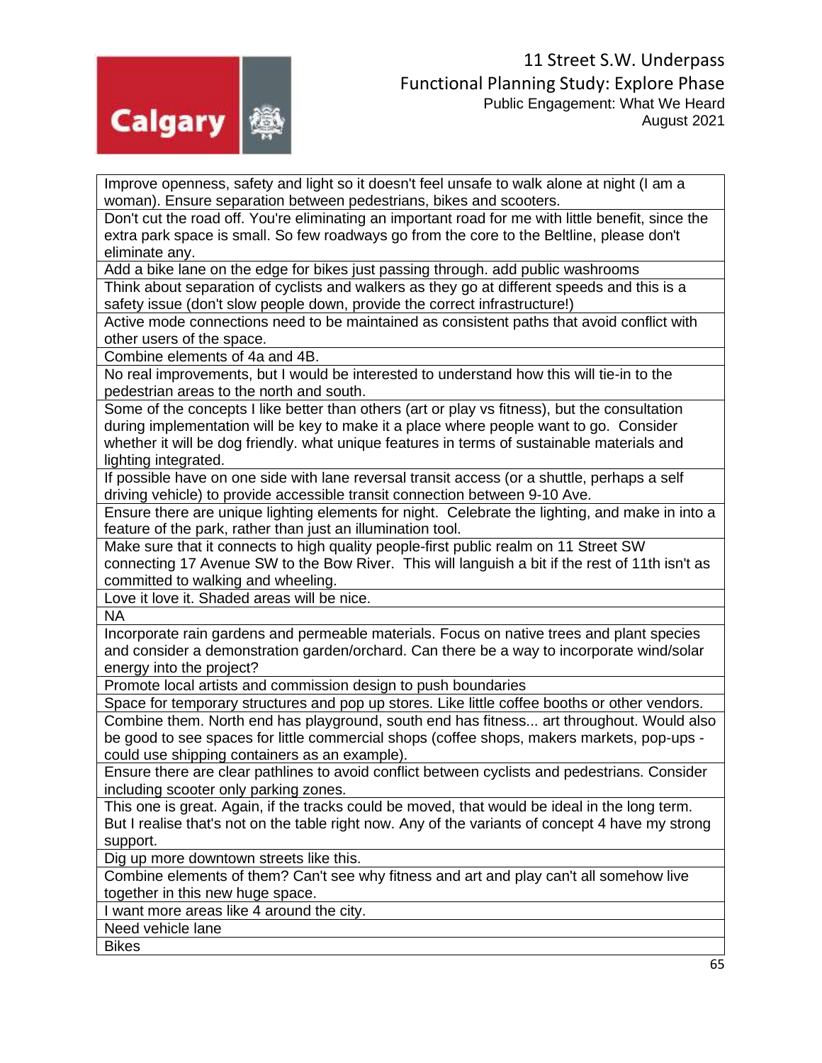| Improve openness, safety and light so it doesn't feel unsafe to walk alone at night (I am a woman). Ensure separation between pedestrians, bikes and scooters. |
|---|
| Don't cut the road off. You're eliminating an important road for me with little benefit, since the extra park space is small. So few roadways go from the core to the Beltline, please don't eliminate any. |
| Add a bike lane on the edge for bikes just passing through. add public washrooms |
| Think about separation of cyclists and walkers as they go at different speeds and this is a safety issue (don't slow people down, provide the correct infrastructure!) |
| Active mode connections need to be maintained as consistent paths that avoid conflict with other users of the space. |
| Combine elements of 4a and 4B. |
| No real improvements, but I would be interested to understand how this will tie-in to the pedestrian areas to the north and south. |
| Some of the concepts I like better than others (art or play vs fitness), but the consultation during implementation will be key to make it a place where people want to go. Consider whether it will be dog friendly. what unique features in terms of sustainable materials and lighting integrated. |
| If possible have on one side with lane reversal transit access (or a shuttle, perhaps a self driving vehicle) to provide accessible transit connection between 9-10 Ave. |
| Ensure there are unique lighting elements for night. Celebrate the lighting, and make in into a feature of the park, rather than just an illumination tool. |
| Make sure that it connects to high quality people-first public realm on 11 Street SW connecting 17 Avenue SW to the Bow River. This will languish a bit if the rest of 11th isn't as committed to walking and wheeling. |
| Love it love it. Shaded areas will be nice. |
| NA |
| Incorporate rain gardens and permeable materials. Focus on native trees and plant species and consider a demonstration garden/orchard. Can there be a way to incorporate wind/solar energy into the project? |
| Promote local artists and commission design to push boundaries |
| Space for temporary structures and pop up stores. Like little coffee booths or other vendors. |
| Combine them. North end has playground, south end has fitness... art throughout. Would also be good to see spaces for little commercial shops (coffee shops, makers markets, pop-ups - could use shipping containers as an example). |
| Ensure there are clear pathlines to avoid conflict between cyclists and pedestrians. Consider including scooter only parking zones. |
| This one is great. Again, if the tracks could be moved, that would be ideal in the long term. But I realise that's not on the table right now. Any of the variants of concept 4 have my strong support. |
| Dig up more downtown streets like this. |
| Combine elements of them? Can't see why fitness and art and play can't all somehow live together in this new huge space. |
| I want more areas like 4 around the city. |
| Need vehicle lane |
| Bikes |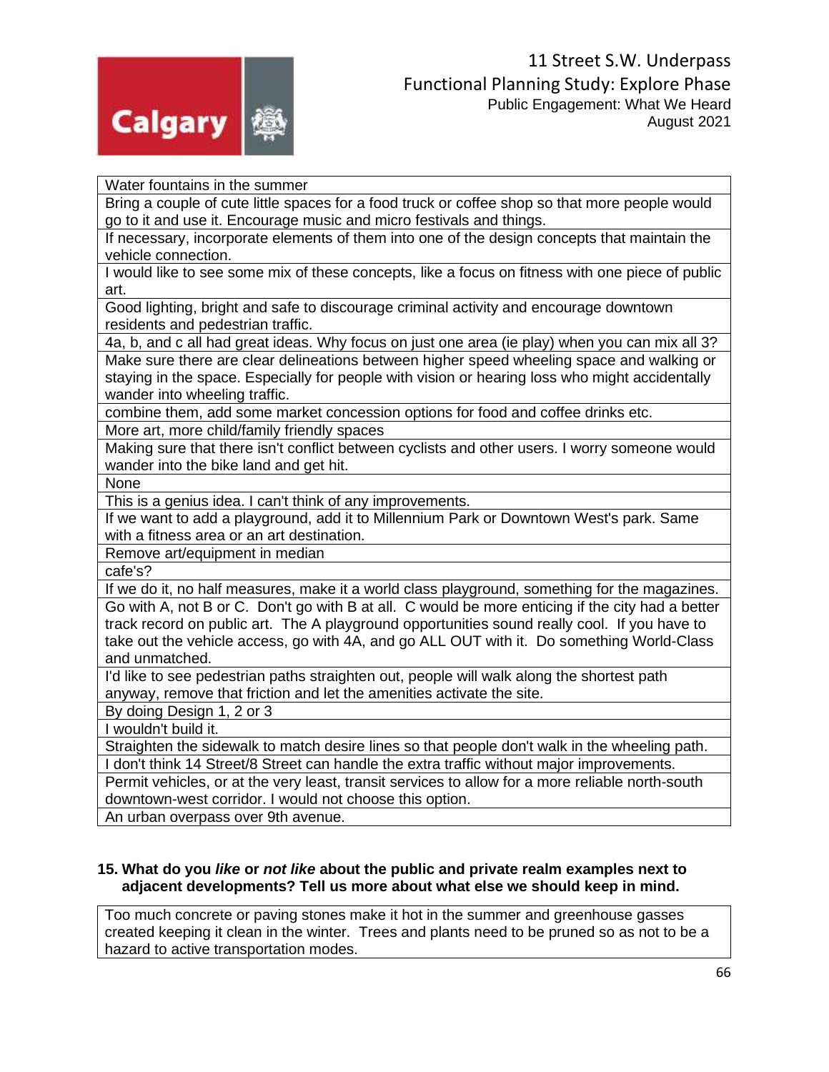| Water fountains in the summer |
|---|
| Bring a couple of cute little spaces for a food truck or coffee shop so that more people would go to it and use it. Encourage music and micro festivals and things. |
| If necessary, incorporate elements of them into one of the design concepts that maintain the vehicle connection. |
| I would like to see some mix of these concepts, like a focus on fitness with one piece of public art. |
| Good lighting, bright and safe to discourage criminal activity and encourage downtown residents and pedestrian traffic. |
| 4a, b, and c all had great ideas. Why focus on just one area (ie play) when you can mix all 3? |
| Make sure there are clear delineations between higher speed wheeling space and walking or staying in the space. Especially for people with vision or hearing loss who might accidentally wander into wheeling traffic. |
| combine them, add some market concession options for food and coffee drinks etc. |
| More art, more child/family friendly spaces |
| Making sure that there isn't conflict between cyclists and other users. I worry someone would wander into the bike land and get hit. |
| None |
| This is a genius idea. I can't think of any improvements. |
| If we want to add a playground, add it to Millennium Park or Downtown West's park. Same with a fitness area or an art destination. |
| Remove art/equipment in median |
| cafe's? |
| If we do it, no half measures, make it a world class playground, something for the magazines. |
| Go with A, not B or C. Don't go with B at all. C would be more enticing if the city had a better track record on public art. The A playground opportunities sound really cool. If you have to take out the vehicle access, go with 4A, and go ALL OUT with it. Do something World-Class and unmatched. |
| I'd like to see pedestrian paths straighten out, people will walk along the shortest path anyway, remove that friction and let the amenities activate the site. |
| By doing Design 1, 2 or 3 |
| I wouldn't build it. |
| Straighten the sidewalk to match desire lines so that people don't walk in the wheeling path. |
| I don't think 14 Street/8 Street can handle the extra traffic without major improvements. |
| Permit vehicles, or at the very least, transit services to allow for a more reliable north-south downtown-west corridor. I would not choose this option. |
| An urban overpass over 9th avenue. |

**15. What do you *like* or *not like* about the public and private realm examples next to adjacent developments? Tell us more about what else we should keep in mind.**

| Too much concrete or paving stones make it hot in the summer and greenhouse gasses created keeping it clean in the winter. Trees and plants need to be pruned so as not to be a hazard to active transportation modes. |
|---|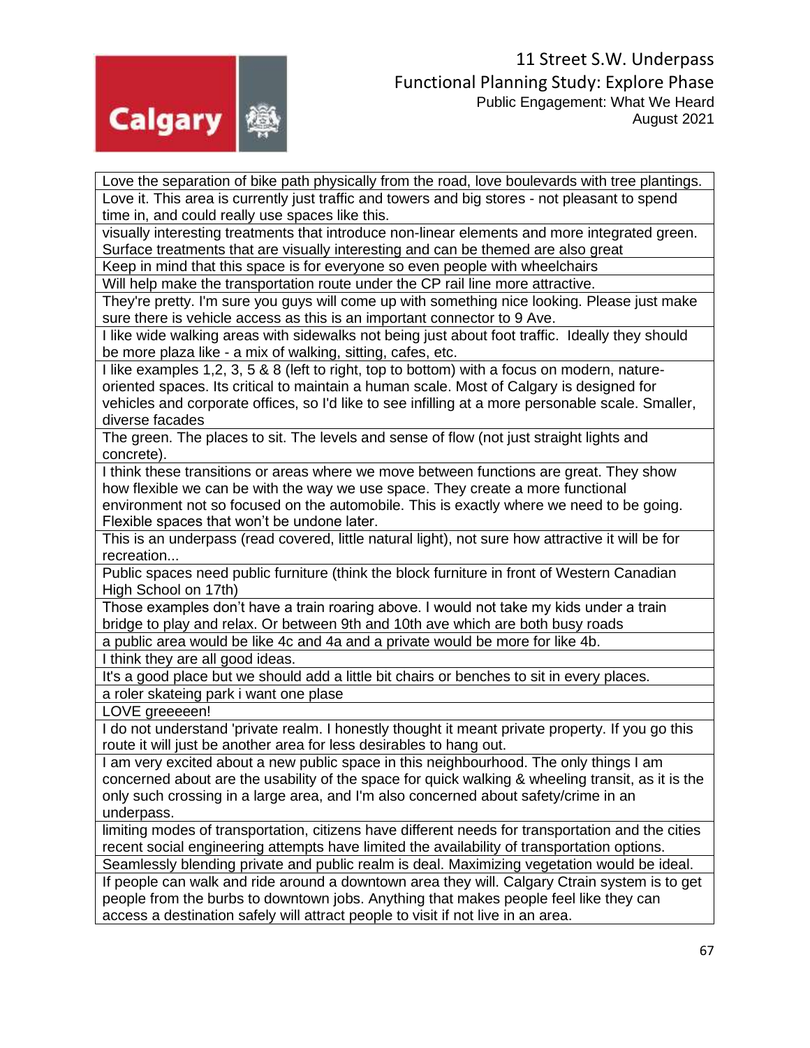| |
|---|
| Love the separation of bike path physically from the road, love boulevards with tree plantings. |
| Love it. This area is currently just traffic and towers and big stores - not pleasant to spend time in, and could really use spaces like this. |
| visually interesting treatments that introduce non-linear elements and more integrated green. Surface treatments that are visually interesting and can be themed are also great |
| Keep in mind that this space is for everyone so even people with wheelchairs |
| Will help make the transportation route under the CP rail line more attractive. |
| They're pretty. I'm sure you guys will come up with something nice looking. Please just make sure there is vehicle access as this is an important connector to 9 Ave. |
| I like wide walking areas with sidewalks not being just about foot traffic. Ideally they should be more plaza like - a mix of walking, sitting, cafes, etc. |
| I like examples 1,2, 3, 5 & 8 (left to right, top to bottom) with a focus on modern, nature-oriented spaces. Its critical to maintain a human scale. Most of Calgary is designed for vehicles and corporate offices, so I'd like to see infilling at a more personable scale. Smaller, diverse facades |
| The green. The places to sit. The levels and sense of flow (not just straight lights and concrete). |
| I think these transitions or areas where we move between functions are great. They show how flexible we can be with the way we use space. They create a more functional environment not so focused on the automobile. This is exactly where we need to be going. Flexible spaces that won't be undone later. |
| This is an underpass (read covered, little natural light), not sure how attractive it will be for recreation... |
| Public spaces need public furniture (think the block furniture in front of Western Canadian High School on 17th) |
| Those examples don't have a train roaring above. I would not take my kids under a train bridge to play and relax. Or between 9th and 10th ave which are both busy roads |
| a public area would be like 4c and 4a and a private would be more for like 4b. |
| I think they are all good ideas. |
| It's a good place but we should add a little bit chairs or benches to sit in every places. |
| a roler skateing park i want one plase |
| LOVE greeeeen! |
| I do not understand 'private realm. I honestly thought it meant private property. If you go this route it will just be another area for less desirables to hang out. |
| I am very excited about a new public space in this neighbourhood. The only things I am concerned about are the usability of the space for quick walking & wheeling transit, as it is the only such crossing in a large area, and I'm also concerned about safety/crime in an underpass. |
| limiting modes of transportation, citizens have different needs for transportation and the cities recent social engineering attempts have limited the availability of transportation options. |
| Seamlessly blending private and public realm is deal. Maximizing vegetation would be ideal. |
| If people can walk and ride around a downtown area they will. Calgary Ctrain system is to get people from the burbs to downtown jobs. Anything that makes people feel like they can access a destination safely will attract people to visit if not live in an area. |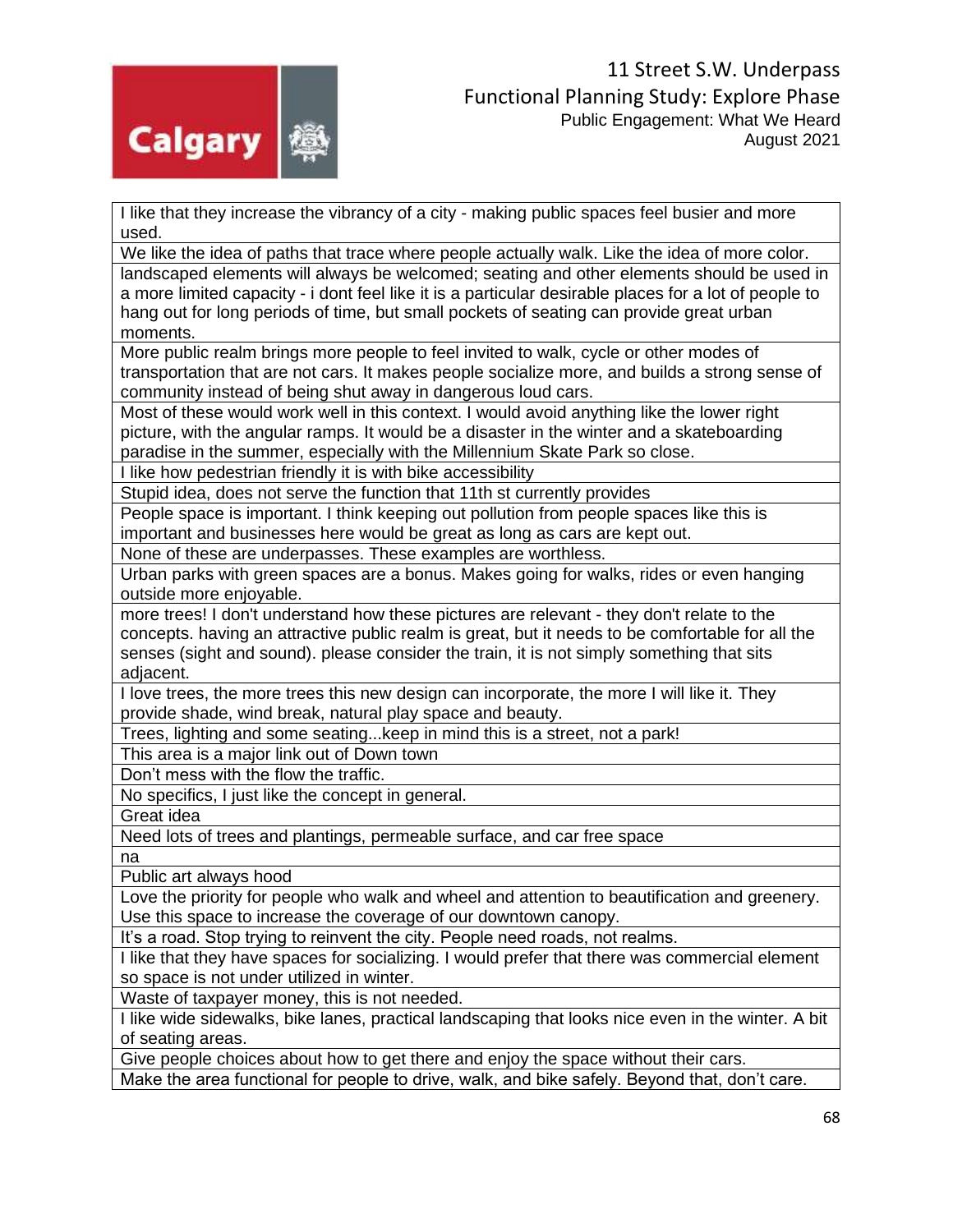| I like that they increase the vibrancy of a city - making public spaces feel busier and more used. |
|---|
| We like the idea of paths that trace where people actually walk. Like the idea of more color. |
| landscaped elements will always be welcomed; seating and other elements should be used in a more limited capacity - i dont feel like it is a particular desirable places for a lot of people to hang out for long periods of time, but small pockets of seating can provide great urban moments. |
| More public realm brings more people to feel invited to walk, cycle or other modes of transportation that are not cars. It makes people socialize more, and builds a strong sense of community instead of being shut away in dangerous loud cars. |
| Most of these would work well in this context. I would avoid anything like the lower right picture, with the angular ramps. It would be a disaster in the winter and a skateboarding paradise in the summer, especially with the Millennium Skate Park so close. |
| I like how pedestrian friendly it is with bike accessibility |
| Stupid idea, does not serve the function that 11th st currently provides |
| People space is important. I think keeping out pollution from people spaces like this is important and businesses here would be great as long as cars are kept out. |
| None of these are underpasses. These examples are worthless. |
| Urban parks with green spaces are a bonus. Makes going for walks, rides or even hanging outside more enjoyable. |
| more trees! I don't understand how these pictures are relevant - they don't relate to the concepts. having an attractive public realm is great, but it needs to be comfortable for all the senses (sight and sound). please consider the train, it is not simply something that sits adjacent. |
| I love trees, the more trees this new design can incorporate, the more I will like it. They provide shade, wind break, natural play space and beauty. |
| Trees, lighting and some seating...keep in mind this is a street, not a park! |
| This area is a major link out of Down town |
| Don't mess with the flow the traffic. |
| No specifics, I just like the concept in general. |
| Great idea |
| Need lots of trees and plantings, permeable surface, and car free space |
| na |
| Public art always hood |
| Love the priority for people who walk and wheel and attention to beautification and greenery. Use this space to increase the coverage of our downtown canopy. |
| It's a road. Stop trying to reinvent the city. People need roads, not realms. |
| I like that they have spaces for socializing. I would prefer that there was commercial element so space is not under utilized in winter. |
| Waste of taxpayer money, this is not needed. |
| I like wide sidewalks, bike lanes, practical landscaping that looks nice even in the winter. A bit of seating areas. |
| Give people choices about how to get there and enjoy the space without their cars. |
| Make the area functional for people to drive, walk, and bike safely. Beyond that, don't care. |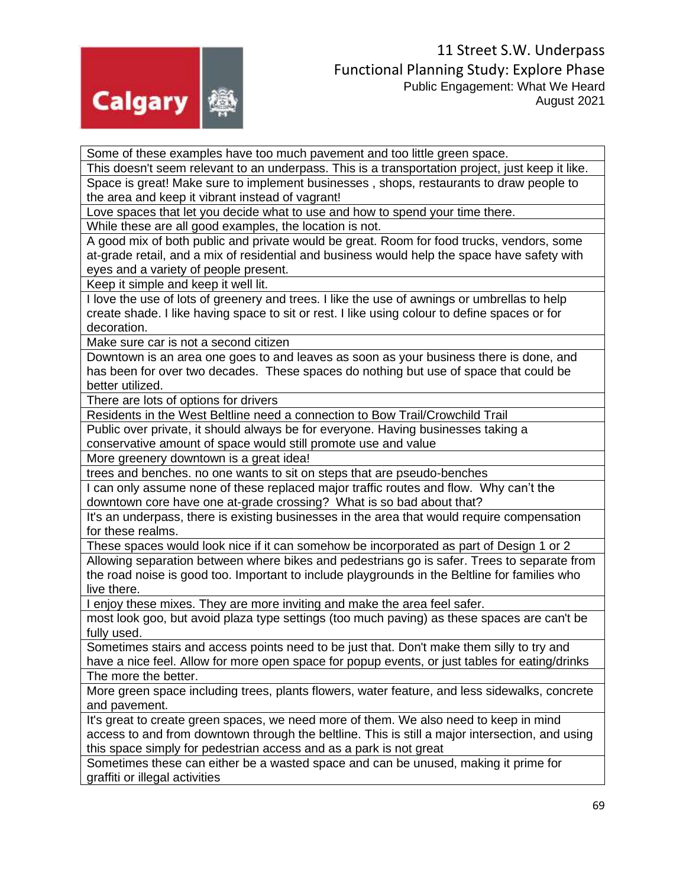| Some of these examples have too much pavement and too little green space. |
|---|
| This doesn't seem relevant to an underpass. This is a transportation project, just keep it like. |
| Space is great! Make sure to implement businesses , shops, restaurants to draw people to the area and keep it vibrant instead of vagrant! |
| Love spaces that let you decide what to use and how to spend your time there. |
| While these are all good examples, the location is not. |
| A good mix of both public and private would be great. Room for food trucks, vendors, some at-grade retail, and a mix of residential and business would help the space have safety with eyes and a variety of people present. |
| Keep it simple and keep it well lit. |
| I love the use of lots of greenery and trees. I like the use of awnings or umbrellas to help create shade. I like having space to sit or rest. I like using colour to define spaces or for decoration. |
| Make sure car is not a second citizen |
| Downtown is an area one goes to and leaves as soon as your business there is done, and has been for over two decades. These spaces do nothing but use of space that could be better utilized. |
| There are lots of options for drivers |
| Residents in the West Beltline need a connection to Bow Trail/Crowchild Trail |
| Public over private, it should always be for everyone. Having businesses taking a conservative amount of space would still promote use and value |
| More greenery downtown is a great idea! |
| trees and benches. no one wants to sit on steps that are pseudo-benches |
| I can only assume none of these replaced major traffic routes and flow. Why can't the downtown core have one at-grade crossing? What is so bad about that? |
| It's an underpass, there is existing businesses in the area that would require compensation for these realms. |
| These spaces would look nice if it can somehow be incorporated as part of Design 1 or 2 |
| Allowing separation between where bikes and pedestrians go is safer. Trees to separate from the road noise is good too. Important to include playgrounds in the Beltline for families who live there. |
| I enjoy these mixes. They are more inviting and make the area feel safer. |
| most look goo, but avoid plaza type settings (too much paving) as these spaces are can't be fully used. |
| Sometimes stairs and access points need to be just that. Don't make them silly to try and have a nice feel. Allow for more open space for popup events, or just tables for eating/drinks |
| The more the better. |
| More green space including trees, plants flowers, water feature, and less sidewalks, concrete and pavement. |
| It's great to create green spaces, we need more of them. We also need to keep in mind access to and from downtown through the beltline. This is still a major intersection, and using this space simply for pedestrian access and as a park is not great |
| Sometimes these can either be a wasted space and can be unused, making it prime for graffiti or illegal activities |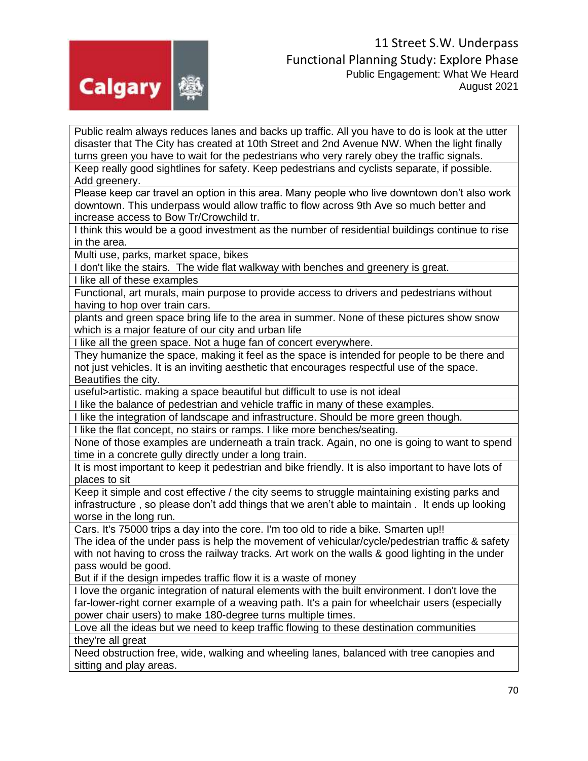| |
|---|
| Public realm always reduces lanes and backs up traffic. All you have to do is look at the utter disaster that The City has created at 10th Street and 2nd Avenue NW. When the light finally turns green you have to wait for the pedestrians who very rarely obey the traffic signals. |
| Keep really good sightlines for safety. Keep pedestrians and cyclists separate, if possible. Add greenery. |
| Please keep car travel an option in this area. Many people who live downtown don't also work downtown. This underpass would allow traffic to flow across 9th Ave so much better and increase access to Bow Tr/Crowchild tr. |
| I think this would be a good investment as the number of residential buildings continue to rise in the area. |
| Multi use, parks, market space, bikes |
| I don't like the stairs. The wide flat walkway with benches and greenery is great. |
| I like all of these examples |
| Functional, art murals, main purpose to provide access to drivers and pedestrians without having to hop over train cars. |
| plants and green space bring life to the area in summer. None of these pictures show snow which is a major feature of our city and urban life |
| I like all the green space. Not a huge fan of concert everywhere. |
| They humanize the space, making it feel as the space is intended for people to be there and not just vehicles. It is an inviting aesthetic that encourages respectful use of the space. Beautifies the city. |
| useful>artistic. making a space beautiful but difficult to use is not ideal |
| I like the balance of pedestrian and vehicle traffic in many of these examples. |
| I like the integration of landscape and infrastructure. Should be more green though. |
| I like the flat concept, no stairs or ramps. I like more benches/seating. |
| None of those examples are underneath a train track. Again, no one is going to want to spend time in a concrete gully directly under a long train. |
| It is most important to keep it pedestrian and bike friendly. It is also important to have lots of places to sit |
| Keep it simple and cost effective / the city seems to struggle maintaining existing parks and infrastructure , so please don't add things that we aren't able to maintain . It ends up looking worse in the long run. |
| Cars. It's 75000 trips a day into the core. I'm too old to ride a bike. Smarten up!! |
| The idea of the under pass is help the movement of vehicular/cycle/pedestrian traffic & safety with not having to cross the railway tracks. Art work on the walls & good lighting in the under pass would be good. But if if the design impedes traffic flow it is a waste of money |
| I love the organic integration of natural elements with the built environment. I don't love the far-lower-right corner example of a weaving path. It's a pain for wheelchair users (especially power chair users) to make 180-degree turns multiple times. |
| Love all the ideas but we need to keep traffic flowing to these destination communities |
| they're all great |
| Need obstruction free, wide, walking and wheeling lanes, balanced with tree canopies and sitting and play areas. |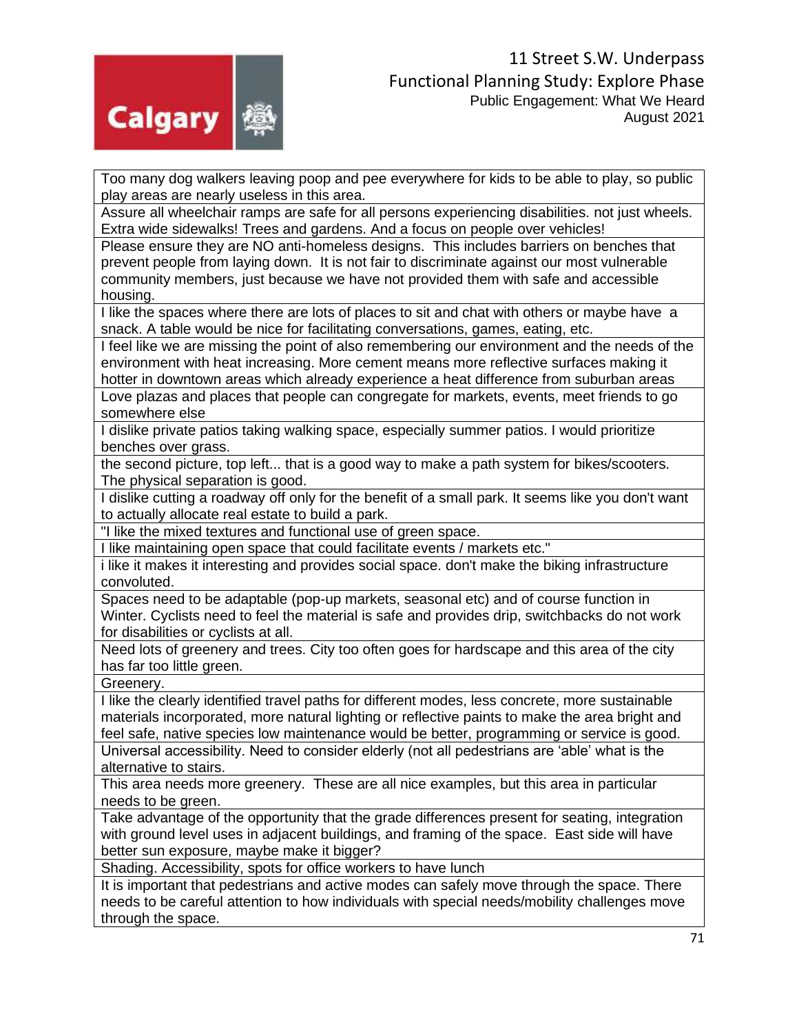| |
|---|
| Too many dog walkers leaving poop and pee everywhere for kids to be able to play, so public play areas are nearly useless in this area. |
| Assure all wheelchair ramps are safe for all persons experiencing disabilities. not just wheels. Extra wide sidewalks! Trees and gardens. And a focus on people over vehicles! |
| Please ensure they are NO anti-homeless designs. This includes barriers on benches that prevent people from laying down. It is not fair to discriminate against our most vulnerable community members, just because we have not provided them with safe and accessible housing. |
| I like the spaces where there are lots of places to sit and chat with others or maybe have a snack. A table would be nice for facilitating conversations, games, eating, etc. |
| I feel like we are missing the point of also remembering our environment and the needs of the environment with heat increasing. More cement means more reflective surfaces making it hotter in downtown areas which already experience a heat difference from suburban areas |
| Love plazas and places that people can congregate for markets, events, meet friends to go somewhere else |
| I dislike private patios taking walking space, especially summer patios. I would prioritize benches over grass. |
| the second picture, top left... that is a good way to make a path system for bikes/scooters. The physical separation is good. |
| I dislike cutting a roadway off only for the benefit of a small park. It seems like you don't want to actually allocate real estate to build a park. |
| "I like the mixed textures and functional use of green space. |
| I like maintaining open space that could facilitate events / markets etc." |
| i like it makes it interesting and provides social space. don't make the biking infrastructure convoluted. |
| Spaces need to be adaptable (pop-up markets, seasonal etc) and of course function in Winter. Cyclists need to feel the material is safe and provides drip, switchbacks do not work for disabilities or cyclists at all. |
| Need lots of greenery and trees. City too often goes for hardscape and this area of the city has far too little green. |
| Greenery. |
| I like the clearly identified travel paths for different modes, less concrete, more sustainable materials incorporated, more natural lighting or reflective paints to make the area bright and feel safe, native species low maintenance would be better, programming or service is good. |
| Universal accessibility. Need to consider elderly (not all pedestrians are 'able' what is the alternative to stairs. |
| This area needs more greenery. These are all nice examples, but this area in particular needs to be green. |
| Take advantage of the opportunity that the grade differences present for seating, integration with ground level uses in adjacent buildings, and framing of the space. East side will have better sun exposure, maybe make it bigger? |
| Shading. Accessibility, spots for office workers to have lunch |
| It is important that pedestrians and active modes can safely move through the space. There needs to be careful attention to how individuals with special needs/mobility challenges move through the space. |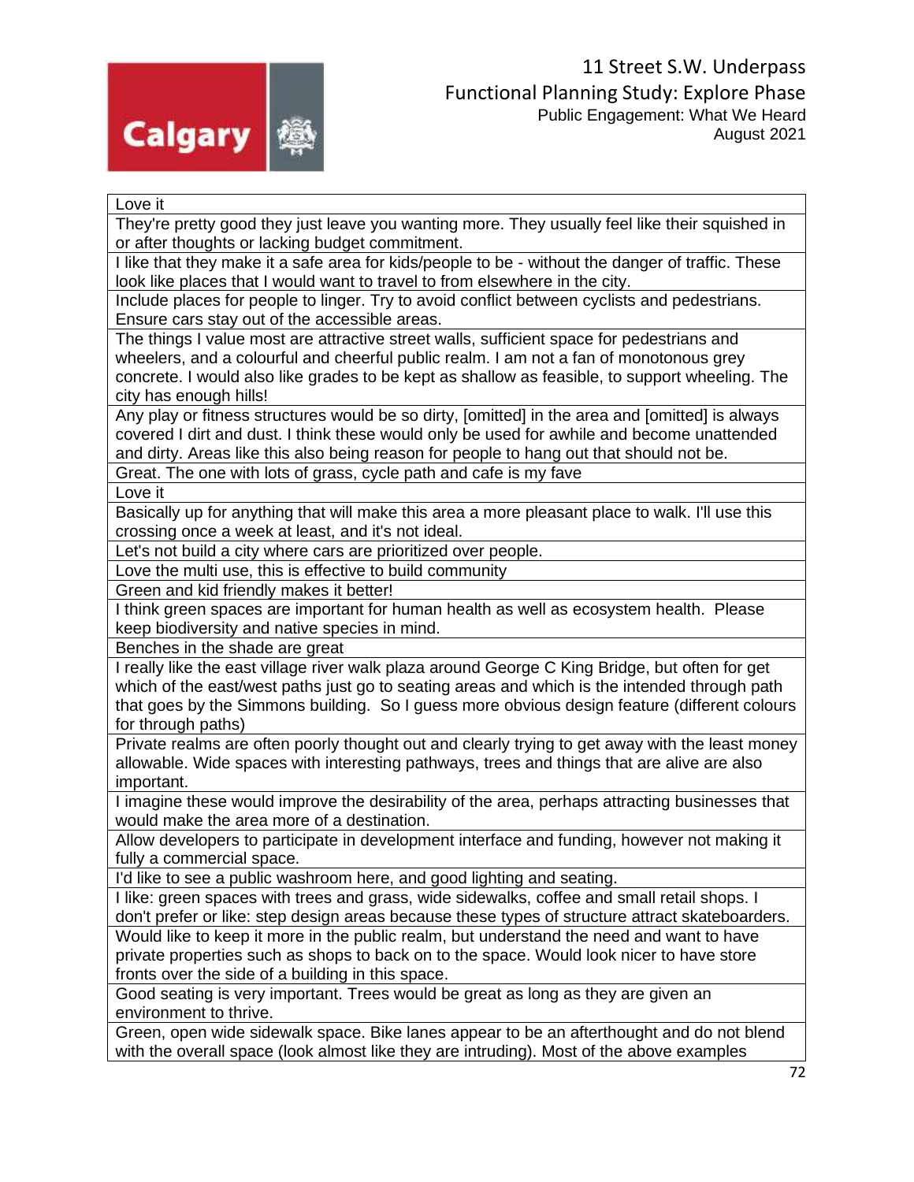| Love it |
|---|
| They're pretty good they just leave you wanting more. They usually feel like their squished in or after thoughts or lacking budget commitment. |
| I like that they make it a safe area for kids/people to be - without the danger of traffic. These look like places that I would want to travel to from elsewhere in the city. |
| Include places for people to linger. Try to avoid conflict between cyclists and pedestrians. Ensure cars stay out of the accessible areas. |
| The things I value most are attractive street walls, sufficient space for pedestrians and wheelers, and a colourful and cheerful public realm. I am not a fan of monotonous grey concrete. I would also like grades to be kept as shallow as feasible, to support wheeling. The city has enough hills! |
| Any play or fitness structures would be so dirty, [omitted] in the area and [omitted] is always covered I dirt and dust. I think these would only be used for awhile and become unattended and dirty. Areas like this also being reason for people to hang out that should not be. |
| Great. The one with lots of grass, cycle path and cafe is my fave |
| Love it |
| Basically up for anything that will make this area a more pleasant place to walk. I'll use this crossing once a week at least, and it's not ideal. |
| Let's not build a city where cars are prioritized over people. |
| Love the multi use, this is effective to build community |
| Green and kid friendly makes it better! |
| I think green spaces are important for human health as well as ecosystem health. Please keep biodiversity and native species in mind. |
| Benches in the shade are great |
| I really like the east village river walk plaza around George C King Bridge, but often for get which of the east/west paths just go to seating areas and which is the intended through path that goes by the Simmons building. So I guess more obvious design feature (different colours for through paths) |
| Private realms are often poorly thought out and clearly trying to get away with the least money allowable. Wide spaces with interesting pathways, trees and things that are alive are also important. |
| I imagine these would improve the desirability of the area, perhaps attracting businesses that would make the area more of a destination. |
| Allow developers to participate in development interface and funding, however not making it fully a commercial space. |
| I'd like to see a public washroom here, and good lighting and seating. |
| I like: green spaces with trees and grass, wide sidewalks, coffee and small retail shops. I don't prefer or like: step design areas because these types of structure attract skateboarders. |
| Would like to keep it more in the public realm, but understand the need and want to have private properties such as shops to back on to the space. Would look nicer to have store fronts over the side of a building in this space. |
| Good seating is very important. Trees would be great as long as they are given an environment to thrive. |
| Green, open wide sidewalk space. Bike lanes appear to be an afterthought and do not blend with the overall space (look almost like they are intruding). Most of the above examples |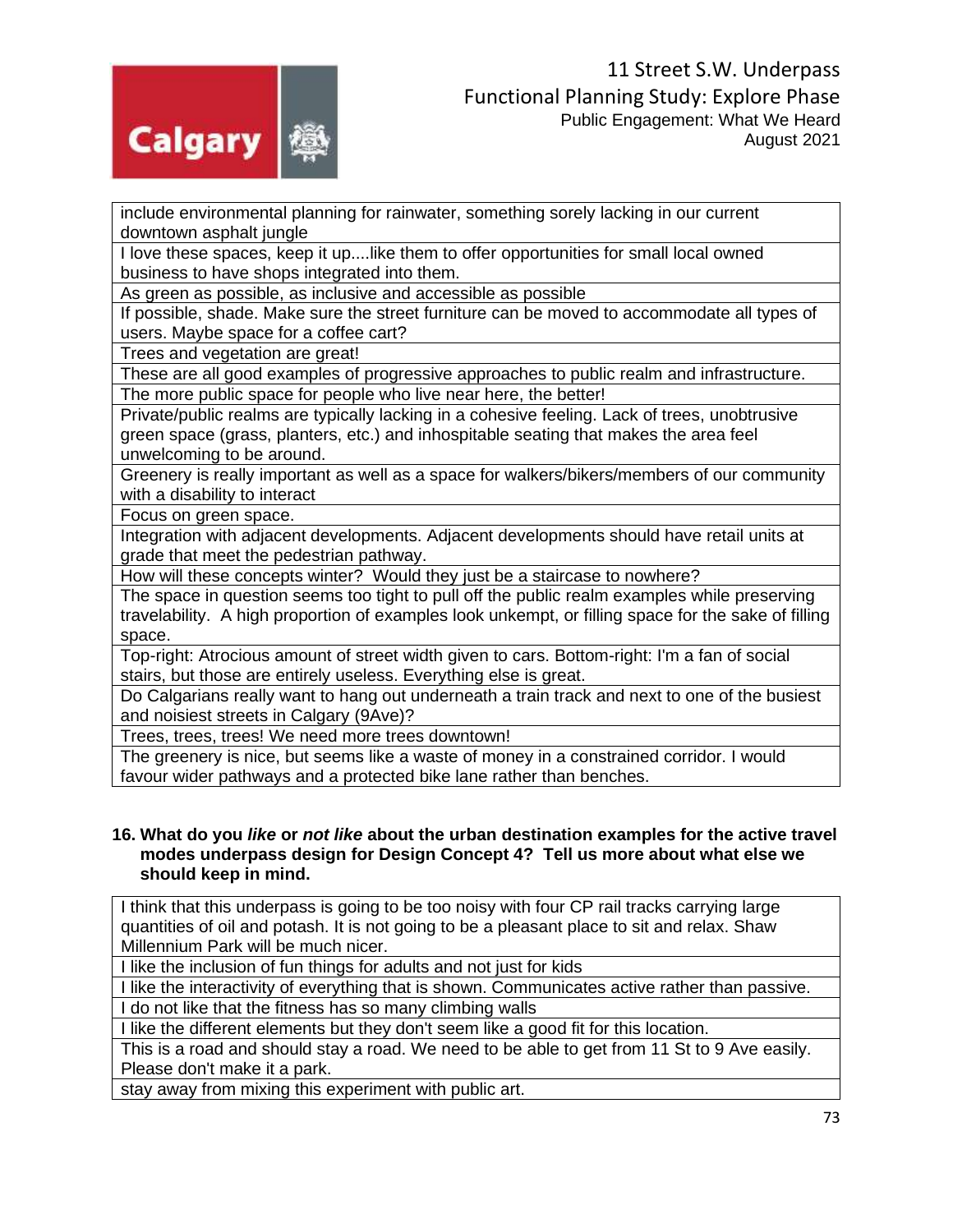| include environmental planning for rainwater, something sorely lacking in our current downtown asphalt jungle |
|---|
| I love these spaces, keep it up....like them to offer opportunities for small local owned business to have shops integrated into them. |
| As green as possible, as inclusive and accessible as possible |
| If possible, shade. Make sure the street furniture can be moved to accommodate all types of users. Maybe space for a coffee cart? |
| Trees and vegetation are great! |
| These are all good examples of progressive approaches to public realm and infrastructure. |
| The more public space for people who live near here, the better! |
| Private/public realms are typically lacking in a cohesive feeling. Lack of trees, unobtrusive green space (grass, planters, etc.) and inhospitable seating that makes the area feel unwelcoming to be around. |
| Greenery is really important as well as a space for walkers/bikers/members of our community with a disability to interact |
| Focus on green space. |
| Integration with adjacent developments. Adjacent developments should have retail units at grade that meet the pedestrian pathway. |
| How will these concepts winter? Would they just be a staircase to nowhere? |
| The space in question seems too tight to pull off the public realm examples while preserving travelability. A high proportion of examples look unkempt, or filling space for the sake of filling space. |
| Top-right: Atrocious amount of street width given to cars. Bottom-right: I'm a fan of social stairs, but those are entirely useless. Everything else is great. |
| Do Calgarians really want to hang out underneath a train track and next to one of the busiest and noisiest streets in Calgary (9Ave)? |
| Trees, trees, trees! We need more trees downtown! |
| The greenery is nice, but seems like a waste of money in a constrained corridor. I would favour wider pathways and a protected bike lane rather than benches. |

**16. What do you *like* or *not like* about the urban destination examples for the active travel modes underpass design for Design Concept 4? Tell us more about what else we should keep in mind.**

| I think that this underpass is going to be too noisy with four CP rail tracks carrying large quantities of oil and potash. It is not going to be a pleasant place to sit and relax. Shaw Millennium Park will be much nicer. |
|---|
| I like the inclusion of fun things for adults and not just for kids |
| I like the interactivity of everything that is shown. Communicates active rather than passive. |
| I do not like that the fitness has so many climbing walls |
| I like the different elements but they don't seem like a good fit for this location. |
| This is a road and should stay a road. We need to be able to get from 11 St to 9 Ave easily. Please don't make it a park. |
| stay away from mixing this experiment with public art. |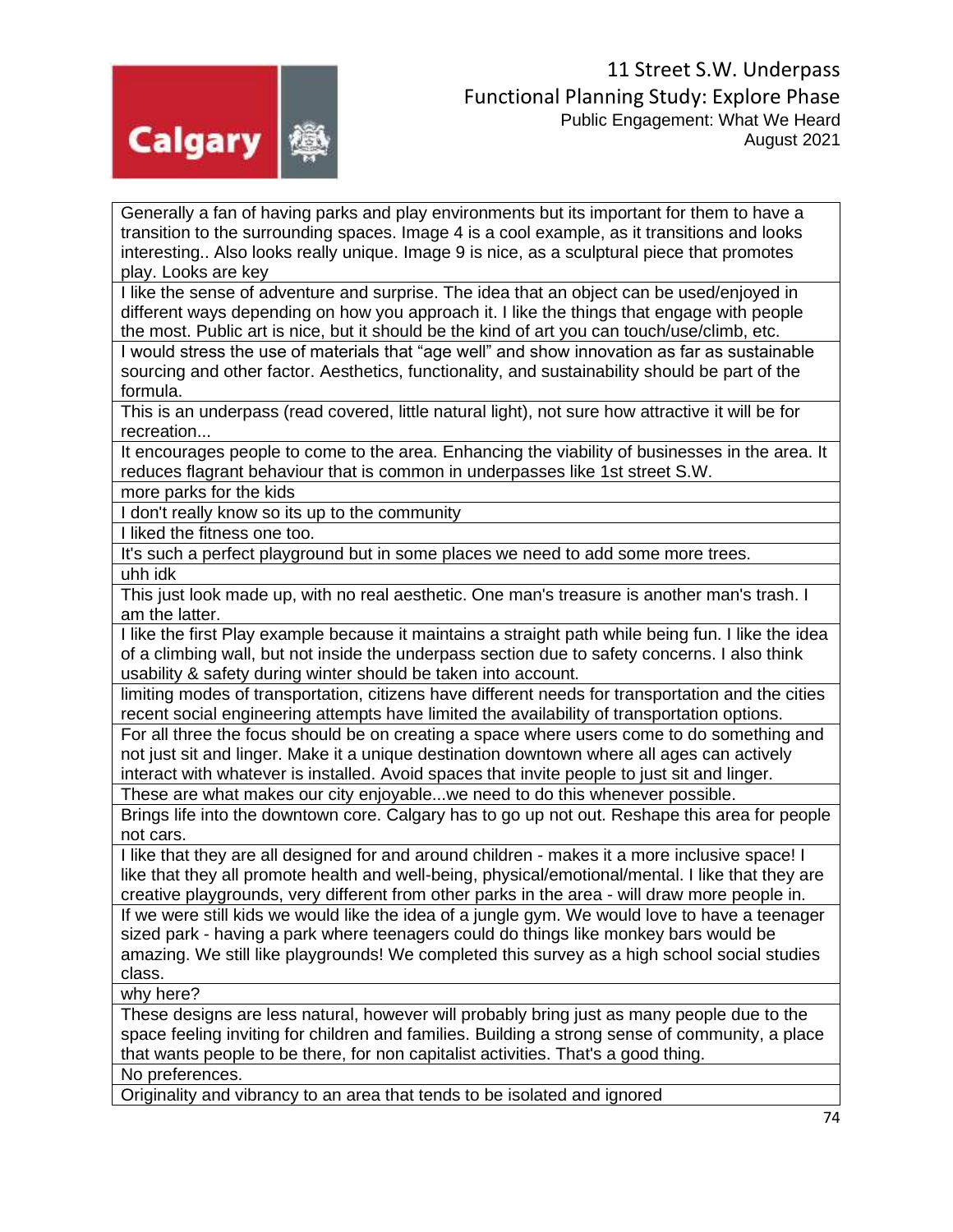| |
|---|
| Generally a fan of having parks and play environments but its important for them to have a transition to the surrounding spaces. Image 4 is a cool example, as it transitions and looks interesting.. Also looks really unique. Image 9 is nice, as a sculptural piece that promotes play. Looks are key |
| I like the sense of adventure and surprise. The idea that an object can be used/enjoyed in different ways depending on how you approach it. I like the things that engage with people the most. Public art is nice, but it should be the kind of art you can touch/use/climb, etc. |
| I would stress the use of materials that "age well" and show innovation as far as sustainable sourcing and other factor. Aesthetics, functionality, and sustainability should be part of the formula. |
| This is an underpass (read covered, little natural light), not sure how attractive it will be for recreation... |
| It encourages people to come to the area. Enhancing the viability of businesses in the area. It reduces flagrant behaviour that is common in underpasses like 1st street S.W. |
| more parks for the kids |
| I don't really know so its up to the community |
| I liked the fitness one too. |
| It's such a perfect playground but in some places we need to add some more trees. |
| uhh idk |
| This just look made up, with no real aesthetic. One man's treasure is another man's trash. I am the latter. |
| I like the first Play example because it maintains a straight path while being fun. I like the idea of a climbing wall, but not inside the underpass section due to safety concerns. I also think usability & safety during winter should be taken into account. |
| limiting modes of transportation, citizens have different needs for transportation and the cities recent social engineering attempts have limited the availability of transportation options. |
| For all three the focus should be on creating a space where users come to do something and not just sit and linger. Make it a unique destination downtown where all ages can actively interact with whatever is installed. Avoid spaces that invite people to just sit and linger. |
| These are what makes our city enjoyable...we need to do this whenever possible. |
| Brings life into the downtown core. Calgary has to go up not out. Reshape this area for people not cars. |
| I like that they are all designed for and around children - makes it a more inclusive space! I like that they all promote health and well-being, physical/emotional/mental. I like that they are creative playgrounds, very different from other parks in the area - will draw more people in. |
| If we were still kids we would like the idea of a jungle gym. We would love to have a teenager sized park - having a park where teenagers could do things like monkey bars would be amazing. We still like playgrounds! We completed this survey as a high school social studies class. |
| why here? |
| These designs are less natural, however will probably bring just as many people due to the space feeling inviting for children and families. Building a strong sense of community, a place that wants people to be there, for non capitalist activities. That's a good thing. |
| No preferences. |
| Originality and vibrancy to an area that tends to be isolated and ignored |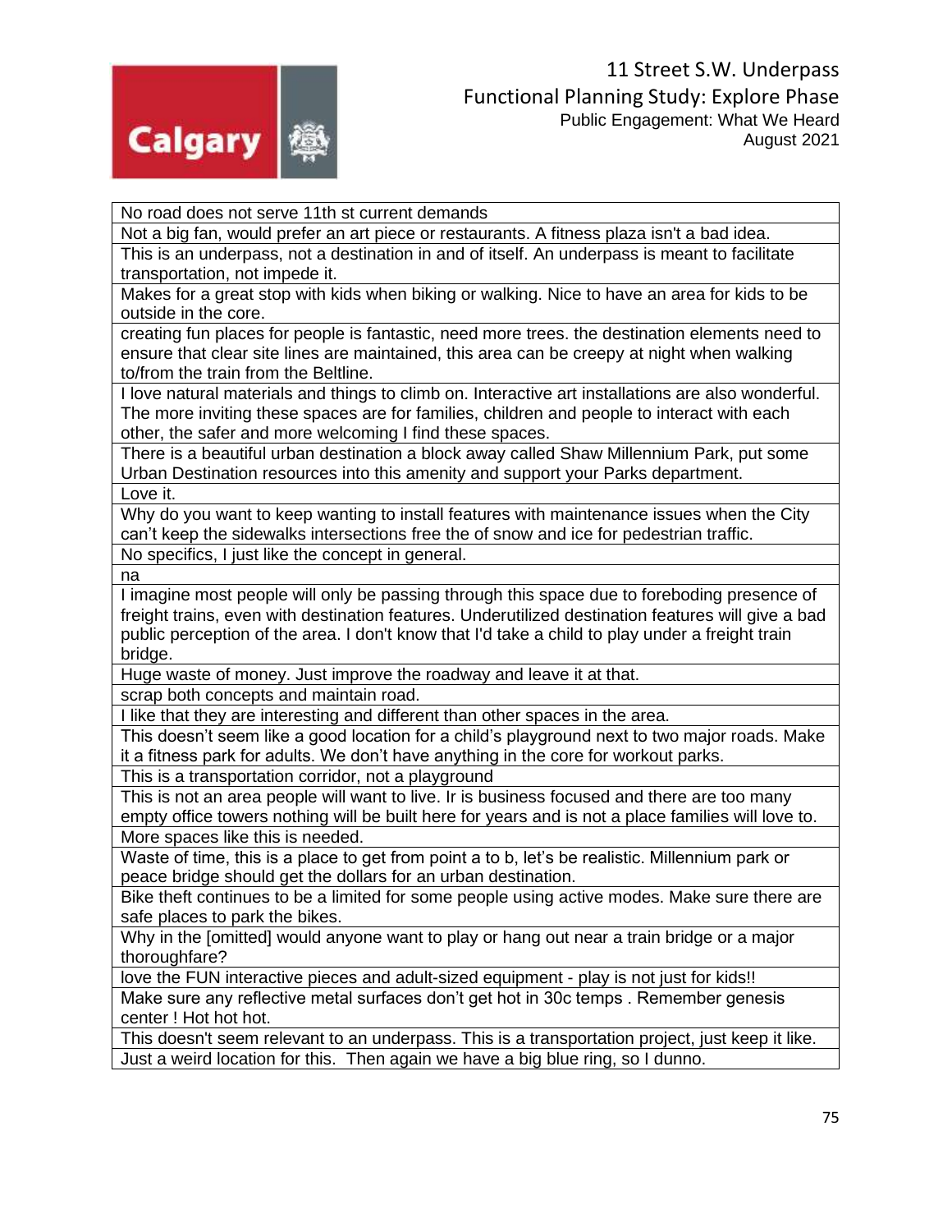| No road does not serve 11th st current demands |
|---|
| Not a big fan, would prefer an art piece or restaurants. A fitness plaza isn't a bad idea. |
| This is an underpass, not a destination in and of itself. An underpass is meant to facilitate transportation, not impede it. |
| Makes for a great stop with kids when biking or walking. Nice to have an area for kids to be outside in the core. |
| creating fun places for people is fantastic, need more trees. the destination elements need to ensure that clear site lines are maintained, this area can be creepy at night when walking to/from the train from the Beltline. |
| I love natural materials and things to climb on. Interactive art installations are also wonderful. The more inviting these spaces are for families, children and people to interact with each other, the safer and more welcoming I find these spaces. |
| There is a beautiful urban destination a block away called Shaw Millennium Park, put some Urban Destination resources into this amenity and support your Parks department. |
| Love it. |
| Why do you want to keep wanting to install features with maintenance issues when the City can't keep the sidewalks intersections free the of snow and ice for pedestrian traffic. |
| No specifics, I just like the concept in general. |
| na |
| I imagine most people will only be passing through this space due to foreboding presence of freight trains, even with destination features. Underutilized destination features will give a bad public perception of the area. I don't know that I'd take a child to play under a freight train bridge. |
| Huge waste of money. Just improve the roadway and leave it at that. |
| scrap both concepts and maintain road. |
| I like that they are interesting and different than other spaces in the area. |
| This doesn't seem like a good location for a child's playground next to two major roads. Make it a fitness park for adults. We don't have anything in the core for workout parks. |
| This is a transportation corridor, not a playground |
| This is not an area people will want to live. Ir is business focused and there are too many empty office towers nothing will be built here for years and is not a place families will love to. |
| More spaces like this is needed. |
| Waste of time, this is a place to get from point a to b, let's be realistic. Millennium park or peace bridge should get the dollars for an urban destination. |
| Bike theft continues to be a limited for some people using active modes. Make sure there are safe places to park the bikes. |
| Why in the [omitted] would anyone want to play or hang out near a train bridge or a major thoroughfare? |
| love the FUN interactive pieces and adult-sized equipment - play is not just for kids!! |
| Make sure any reflective metal surfaces don't get hot in 30c temps . Remember genesis center ! Hot hot hot. |
| This doesn't seem relevant to an underpass. This is a transportation project, just keep it like. |
| Just a weird location for this. Then again we have a big blue ring, so I dunno. |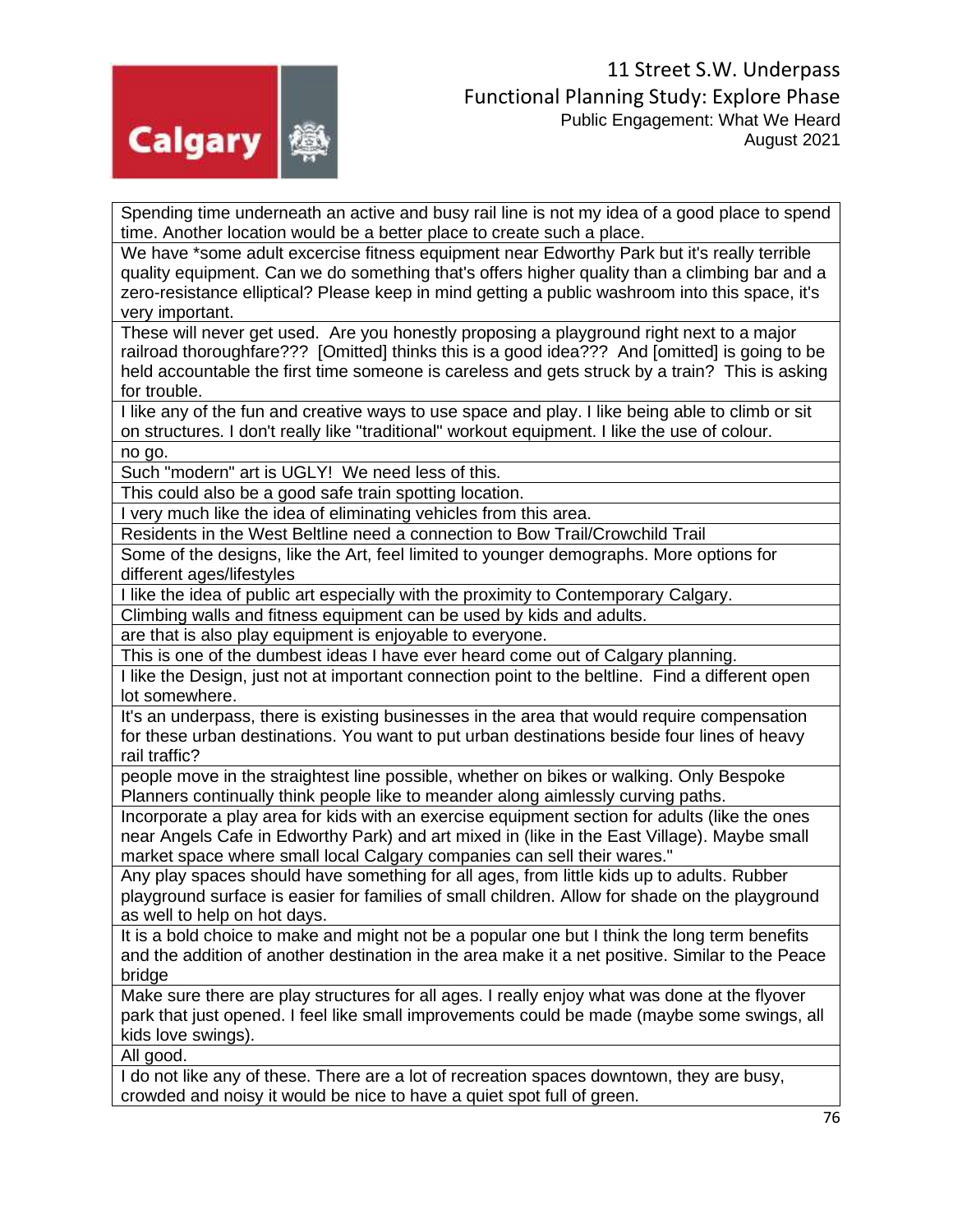| Spending time underneath an active and busy rail line is not my idea of a good place to spend time. Another location would be a better place to create such a place. |
|---|
| We have *some adult excercise fitness equipment near Edworthy Park but it's really terrible quality equipment. Can we do something that's offers higher quality than a climbing bar and a zero-resistance elliptical? Please keep in mind getting a public washroom into this space, it's very important. |
| These will never get used. Are you honestly proposing a playground right next to a major railroad thoroughfare??? [Omitted] thinks this is a good idea??? And [omitted] is going to be held accountable the first time someone is careless and gets struck by a train? This is asking for trouble. |
| I like any of the fun and creative ways to use space and play. I like being able to climb or sit on structures. I don't really like "traditional" workout equipment. I like the use of colour. |
| no go. |
| Such "modern" art is UGLY! We need less of this. |
| This could also be a good safe train spotting location. |
| I very much like the idea of eliminating vehicles from this area. |
| Residents in the West Beltline need a connection to Bow Trail/Crowchild Trail |
| Some of the designs, like the Art, feel limited to younger demographs. More options for different ages/lifestyles |
| I like the idea of public art especially with the proximity to Contemporary Calgary. |
| Climbing walls and fitness equipment can be used by kids and adults. |
| are that is also play equipment is enjoyable to everyone. |
| This is one of the dumbest ideas I have ever heard come out of Calgary planning. |
| I like the Design, just not at important connection point to the beltline. Find a different open lot somewhere. |
| It's an underpass, there is existing businesses in the area that would require compensation for these urban destinations. You want to put urban destinations beside four lines of heavy rail traffic? |
| people move in the straightest line possible, whether on bikes or walking. Only Bespoke Planners continually think people like to meander along aimlessly curving paths. |
| Incorporate a play area for kids with an exercise equipment section for adults (like the ones near Angels Cafe in Edworthy Park) and art mixed in (like in the East Village). Maybe small market space where small local Calgary companies can sell their wares." |
| Any play spaces should have something for all ages, from little kids up to adults. Rubber playground surface is easier for families of small children. Allow for shade on the playground as well to help on hot days. |
| It is a bold choice to make and might not be a popular one but I think the long term benefits and the addition of another destination in the area make it a net positive. Similar to the Peace bridge |
| Make sure there are play structures for all ages. I really enjoy what was done at the flyover park that just opened. I feel like small improvements could be made (maybe some swings, all kids love swings). |
| All good. |
| I do not like any of these. There are a lot of recreation spaces downtown, they are busy, crowded and noisy it would be nice to have a quiet spot full of green. |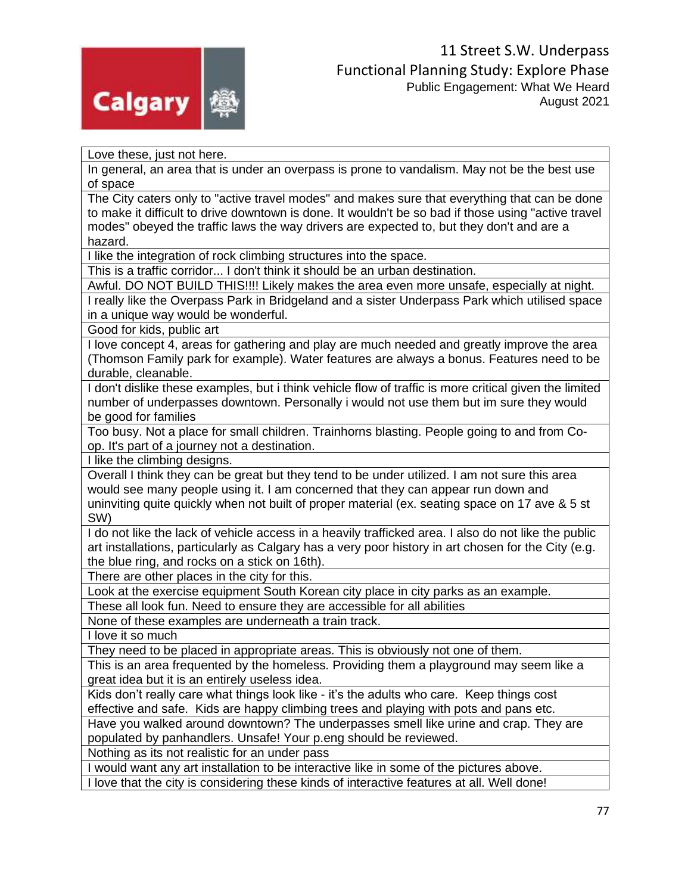| Love these, just not here. |
| --- |
| In general, an area that is under an overpass is prone to vandalism. May not be the best use of space |
| The City caters only to "active travel modes" and makes sure that everything that can be done to make it difficult to drive downtown is done. It wouldn't be so bad if those using "active travel modes" obeyed the traffic laws the way drivers are expected to, but they don't and are a hazard. |
| I like the integration of rock climbing structures into the space. |
| This is a traffic corridor... I don't think it should be an urban destination. |
| Awful. DO NOT BUILD THIS!!!! Likely makes the area even more unsafe, especially at night. |
| I really like the Overpass Park in Bridgeland and a sister Underpass Park which utilised space in a unique way would be wonderful. |
| Good for kids, public art |
| I love concept 4, areas for gathering and play are much needed and greatly improve the area (Thomson Family park for example). Water features are always a bonus. Features need to be durable, cleanable. |
| I don't dislike these examples, but i think vehicle flow of traffic is more critical given the limited number of underpasses downtown. Personally i would not use them but im sure they would be good for families |
| Too busy. Not a place for small children. Trainhorns blasting. People going to and from Co-op. It's part of a journey not a destination. |
| I like the climbing designs. |
| Overall I think they can be great but they tend to be under utilized. I am not sure this area would see many people using it. I am concerned that they can appear run down and uninviting quite quickly when not built of proper material (ex. seating space on 17 ave & 5 st SW) |
| I do not like the lack of vehicle access in a heavily trafficked area. I also do not like the public art installations, particularly as Calgary has a very poor history in art chosen for the City (e.g. the blue ring, and rocks on a stick on 16th). |
| There are other places in the city for this. |
| Look at the exercise equipment South Korean city place in city parks as an example. |
| These all look fun. Need to ensure they are accessible for all abilities |
| None of these examples are underneath a train track. |
| I love it so much |
| They need to be placed in appropriate areas. This is obviously not one of them. |
| This is an area frequented by the homeless. Providing them a playground may seem like a great idea but it is an entirely useless idea. |
| Kids don't really care what things look like - it's the adults who care. Keep things cost effective and safe. Kids are happy climbing trees and playing with pots and pans etc. |
| Have you walked around downtown? The underpasses smell like urine and crap. They are populated by panhandlers. Unsafe! Your p.eng should be reviewed. |
| Nothing as its not realistic for an under pass |
| I would want any art installation to be interactive like in some of the pictures above. |
| I love that the city is considering these kinds of interactive features at all. Well done! |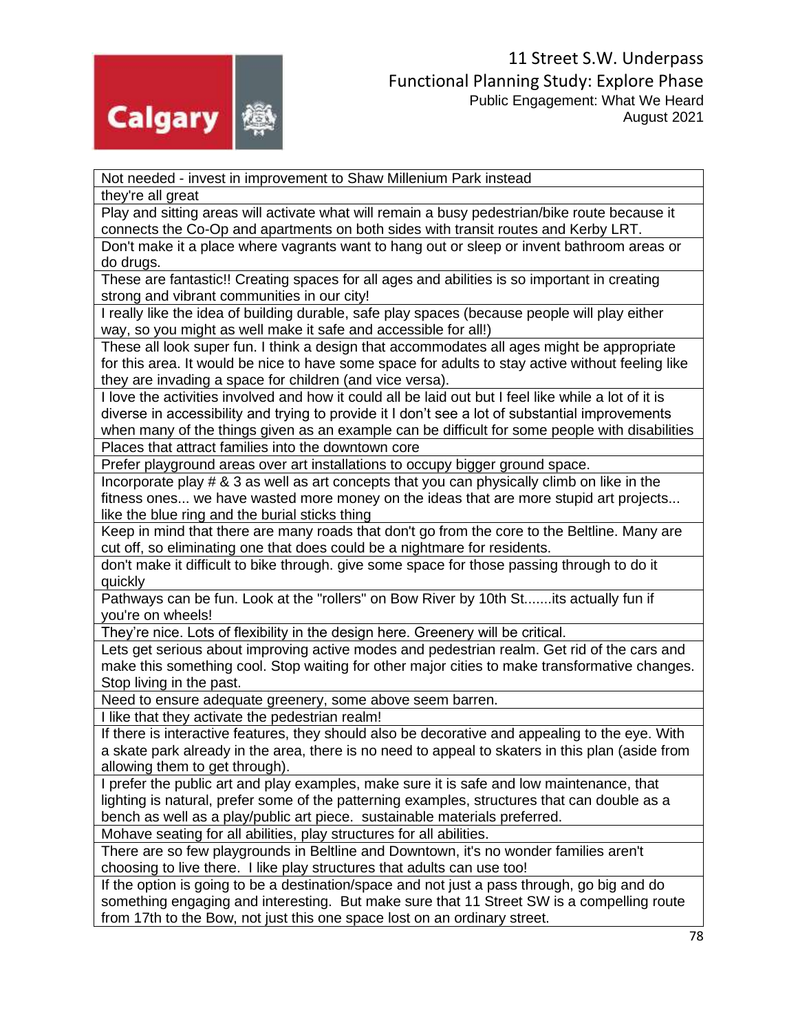| Not needed - invest in improvement to Shaw Millenium Park instead |
|---|
| they're all great |
| Play and sitting areas will activate what will remain a busy pedestrian/bike route because it connects the Co-Op and apartments on both sides with transit routes and Kerby LRT. |
| Don't make it a place where vagrants want to hang out or sleep or invent bathroom areas or do drugs. |
| These are fantastic!! Creating spaces for all ages and abilities is so important in creating strong and vibrant communities in our city! |
| I really like the idea of building durable, safe play spaces (because people will play either way, so you might as well make it safe and accessible for all!) |
| These all look super fun. I think a design that accommodates all ages might be appropriate for this area. It would be nice to have some space for adults to stay active without feeling like they are invading a space for children (and vice versa). |
| I love the activities involved and how it could all be laid out but I feel like while a lot of it is diverse in accessibility and trying to provide it I don't see a lot of substantial improvements when many of the things given as an example can be difficult for some people with disabilities |
| Places that attract families into the downtown core |
| Prefer playground areas over art installations to occupy bigger ground space. |
| Incorporate play # & 3 as well as art concepts that you can physically climb on like in the fitness ones... we have wasted more money on the ideas that are more stupid art projects... like the blue ring and the burial sticks thing |
| Keep in mind that there are many roads that don't go from the core to the Beltline. Many are cut off, so eliminating one that does could be a nightmare for residents. |
| don't make it difficult to bike through. give some space for those passing through to do it quickly |
| Pathways can be fun. Look at the "rollers" on Bow River by 10th St.......its actually fun if you're on wheels! |
| They're nice. Lots of flexibility in the design here. Greenery will be critical. |
| Lets get serious about improving active modes and pedestrian realm. Get rid of the cars and make this something cool. Stop waiting for other major cities to make transformative changes. Stop living in the past. |
| Need to ensure adequate greenery, some above seem barren. |
| I like that they activate the pedestrian realm! |
| If there is interactive features, they should also be decorative and appealing to the eye. With a skate park already in the area, there is no need to appeal to skaters in this plan (aside from allowing them to get through). |
| I prefer the public art and play examples, make sure it is safe and low maintenance, that lighting is natural, prefer some of the patterning examples, structures that can double as a bench as well as a play/public art piece. sustainable materials preferred. |
| Mohave seating for all abilities, play structures for all abilities. |
| There are so few playgrounds in Beltline and Downtown, it's no wonder families aren't choosing to live there. I like play structures that adults can use too! |
| If the option is going to be a destination/space and not just a pass through, go big and do something engaging and interesting. But make sure that 11 Street SW is a compelling route from 17th to the Bow, not just this one space lost on an ordinary street. |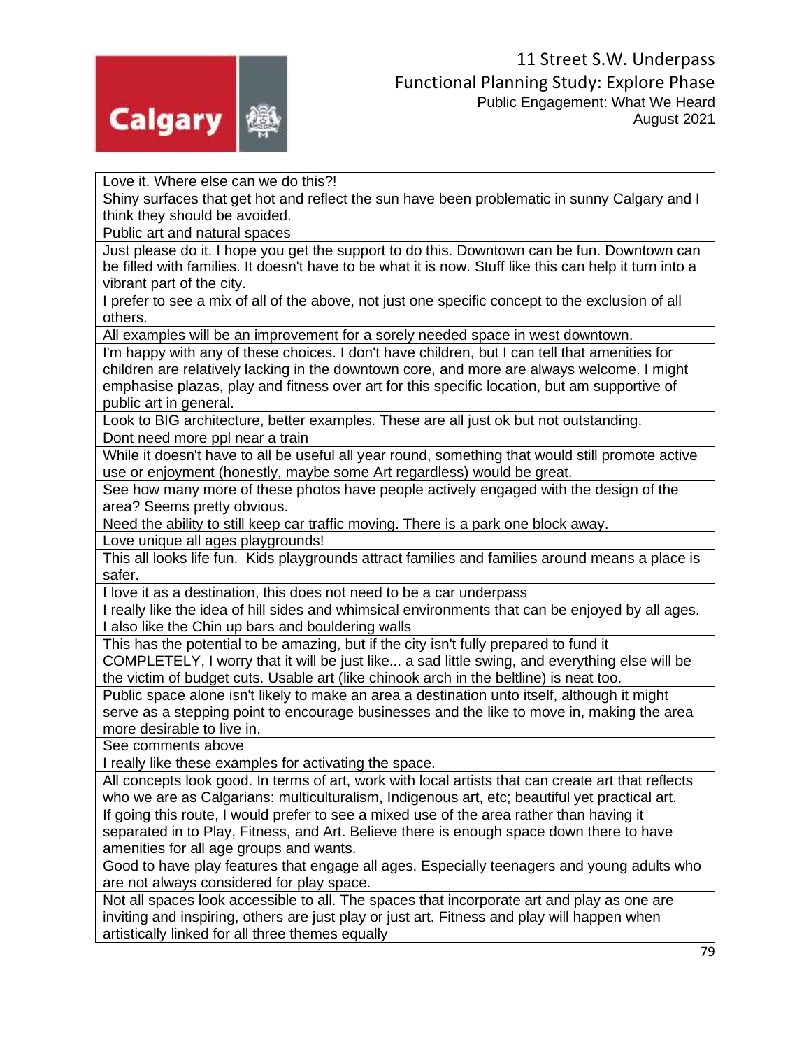| |
|---|
| Love it. Where else can we do this?! |
| Shiny surfaces that get hot and reflect the sun have been problematic in sunny Calgary and I think they should be avoided. |
| Public art and natural spaces |
| Just please do it. I hope you get the support to do this. Downtown can be fun. Downtown can be filled with families. It doesn't have to be what it is now. Stuff like this can help it turn into a vibrant part of the city. |
| I prefer to see a mix of all of the above, not just one specific concept to the exclusion of all others. |
| All examples will be an improvement for a sorely needed space in west downtown. |
| I'm happy with any of these choices. I don't have children, but I can tell that amenities for children are relatively lacking in the downtown core, and more are always welcome. I might emphasise plazas, play and fitness over art for this specific location, but am supportive of public art in general. |
| Look to BIG architecture, better examples. These are all just ok but not outstanding. |
| Dont need more ppl near a train |
| While it doesn't have to all be useful all year round, something that would still promote active use or enjoyment (honestly, maybe some Art regardless) would be great. |
| See how many more of these photos have people actively engaged with the design of the area? Seems pretty obvious. |
| Need the ability to still keep car traffic moving. There is a park one block away. |
| Love unique all ages playgrounds! |
| This all looks life fun. Kids playgrounds attract families and families around means a place is safer. |
| I love it as a destination, this does not need to be a car underpass |
| I really like the idea of hill sides and whimsical environments that can be enjoyed by all ages. I also like the Chin up bars and bouldering walls |
| This has the potential to be amazing, but if the city isn't fully prepared to fund it COMPLETELY, I worry that it will be just like... a sad little swing, and everything else will be the victim of budget cuts. Usable art (like chinook arch in the beltline) is neat too. |
| Public space alone isn't likely to make an area a destination unto itself, although it might serve as a stepping point to encourage businesses and the like to move in, making the area more desirable to live in. |
| See comments above |
| I really like these examples for activating the space. |
| All concepts look good. In terms of art, work with local artists that can create art that reflects who we are as Calgarians: multiculturalism, Indigenous art, etc; beautiful yet practical art. |
| If going this route, I would prefer to see a mixed use of the area rather than having it separated in to Play, Fitness, and Art. Believe there is enough space down there to have amenities for all age groups and wants. |
| Good to have play features that engage all ages. Especially teenagers and young adults who are not always considered for play space. |
| Not all spaces look accessible to all. The spaces that incorporate art and play as one are inviting and inspiring, others are just play or just art. Fitness and play will happen when artistically linked for all three themes equally |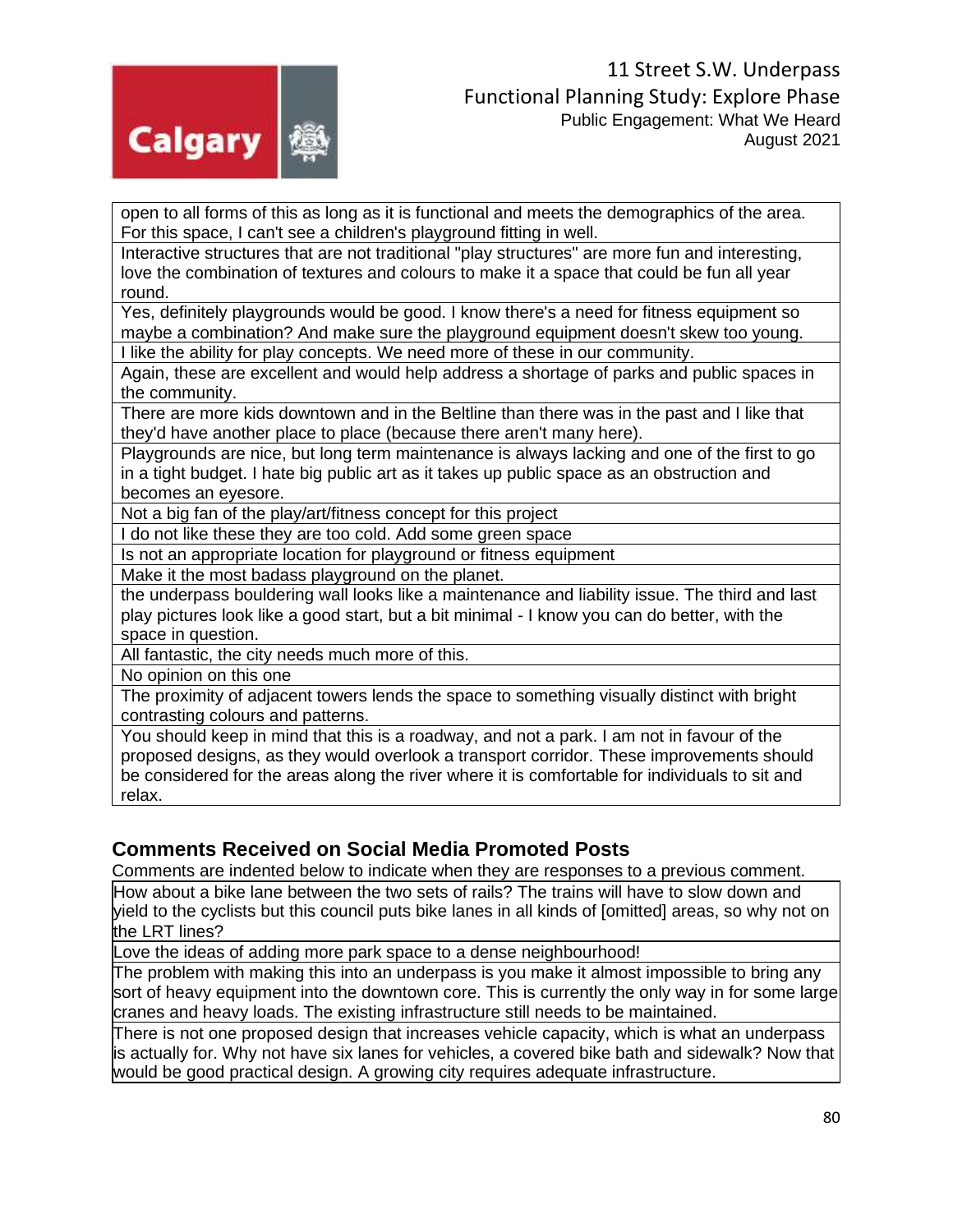| |
|---|
| open to all forms of this as long as it is functional and meets the demographics of the area. For this space, I can't see a children's playground fitting in well. |
| Interactive structures that are not traditional "play structures" are more fun and interesting, love the combination of textures and colours to make it a space that could be fun all year round. |
| Yes, definitely playgrounds would be good. I know there's a need for fitness equipment so maybe a combination? And make sure the playground equipment doesn't skew too young. |
| I like the ability for play concepts. We need more of these in our community. |
| Again, these are excellent and would help address a shortage of parks and public spaces in the community. |
| There are more kids downtown and in the Beltline than there was in the past and I like that they'd have another place to place (because there aren't many here). |
| Playgrounds are nice, but long term maintenance is always lacking and one of the first to go in a tight budget. I hate big public art as it takes up public space as an obstruction and becomes an eyesore. |
| Not a big fan of the play/art/fitness concept for this project |
| I do not like these they are too cold. Add some green space |
| Is not an appropriate location for playground or fitness equipment |
| Make it the most badass playground on the planet. |
| the underpass bouldering wall looks like a maintenance and liability issue. The third and last play pictures look like a good start, but a bit minimal - I know you can do better, with the space in question. |
| All fantastic, the city needs much more of this. |
| No opinion on this one |
| The proximity of adjacent towers lends the space to something visually distinct with bright contrasting colours and patterns. |
| You should keep in mind that this is a roadway, and not a park. I am not in favour of the proposed designs, as they would overlook a transport corridor. These improvements should be considered for the areas along the river where it is comfortable for individuals to sit and relax. |

## Comments Received on Social Media Promoted Posts

Comments are indented below to indicate when they are responses to a previous comment.

| |
|---|
| How about a bike lane between the two sets of rails? The trains will have to slow down and yield to the cyclists but this council puts bike lanes in all kinds of [omitted] areas, so why not on the LRT lines? |
| Love the ideas of adding more park space to a dense neighbourhood! |
| The problem with making this into an underpass is you make it almost impossible to bring any sort of heavy equipment into the downtown core. This is currently the only way in for some large cranes and heavy loads. The existing infrastructure still needs to be maintained. |
| There is not one proposed design that increases vehicle capacity, which is what an underpass is actually for. Why not have six lanes for vehicles, a covered bike bath and sidewalk? Now that would be good practical design. A growing city requires adequate infrastructure. |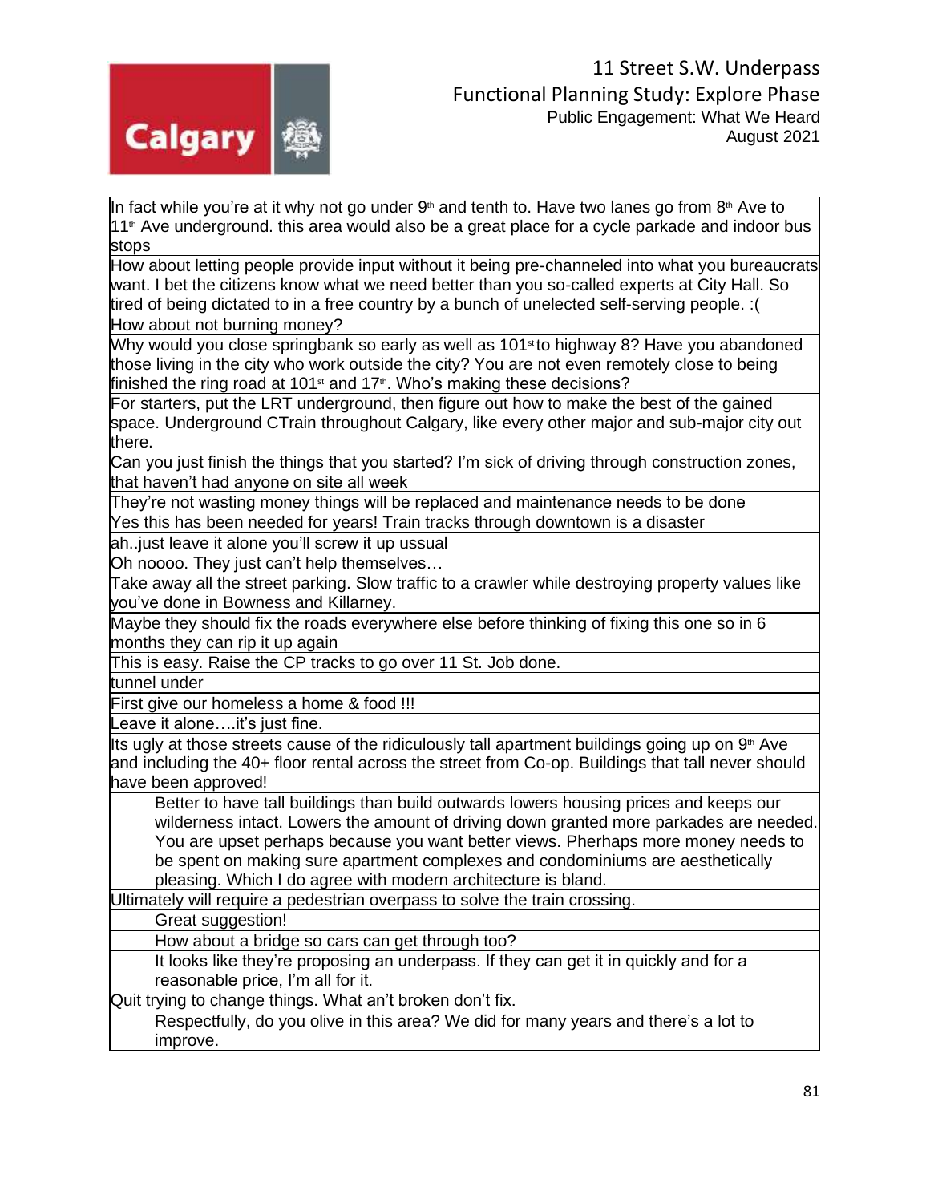| |
|---|
| In fact while you're at it why not go under 9th and tenth to. Have two lanes go from 8th Ave to 11th Ave underground. this area would also be a great place for a cycle parkade and indoor bus stops |
| How about letting people provide input without it being pre-channeled into what you bureaucrats want. I bet the citizens know what we need better than you so-called experts at City Hall. So tired of being dictated to in a free country by a bunch of unelected self-serving people. :( |
| How about not burning money? |
| Why would you close springbank so early as well as 101st to highway 8? Have you abandoned those living in the city who work outside the city? You are not even remotely close to being finished the ring road at 101st and 17th. Who's making these decisions? |
| For starters, put the LRT underground, then figure out how to make the best of the gained space. Underground CTrain throughout Calgary, like every other major and sub-major city out there. |
| Can you just finish the things that you started? I'm sick of driving through construction zones, that haven't had anyone on site all week |
| They're not wasting money things will be replaced and maintenance needs to be done |
| Yes this has been needed for years! Train tracks through downtown is a disaster |
| ah..just leave it alone you'll screw it up ussual |
| Oh noooo. They just can't help themselves… |
| Take away all the street parking. Slow traffic to a crawler while destroying property values like you've done in Bowness and Killarney. |
| Maybe they should fix the roads everywhere else before thinking of fixing this one so in 6 months they can rip it up again |
| This is easy. Raise the CP tracks to go over 11 St. Job done. |
| tunnel under |
| First give our homeless a home & food !!! |
| Leave it alone….it's just fine. |
| Its ugly at those streets cause of the ridiculously tall apartment buildings going up on 9th Ave and including the 40+ floor rental across the street from Co-op. Buildings that tall never should have been approved! |
| &nbsp;&nbsp;&nbsp;&nbsp;Better to have tall buildings than build outwards lowers housing prices and keeps our wilderness intact. Lowers the amount of driving down granted more parkades are needed. You are upset perhaps because you want better views. Pherhaps more money needs to be spent on making sure apartment complexes and condominiums are aesthetically pleasing. Which I do agree with modern architecture is bland. |
| Ultimately will require a pedestrian overpass to solve the train crossing. |
| &nbsp;&nbsp;&nbsp;&nbsp;Great suggestion! |
| &nbsp;&nbsp;&nbsp;&nbsp;How about a bridge so cars can get through too? |
| &nbsp;&nbsp;&nbsp;&nbsp;It looks like they're proposing an underpass. If they can get it in quickly and for a reasonable price, I'm all for it. |
| Quit trying to change things. What an't broken don't fix. |
| &nbsp;&nbsp;&nbsp;&nbsp;Respectfully, do you olive in this area? We did for many years and there's a lot to improve. |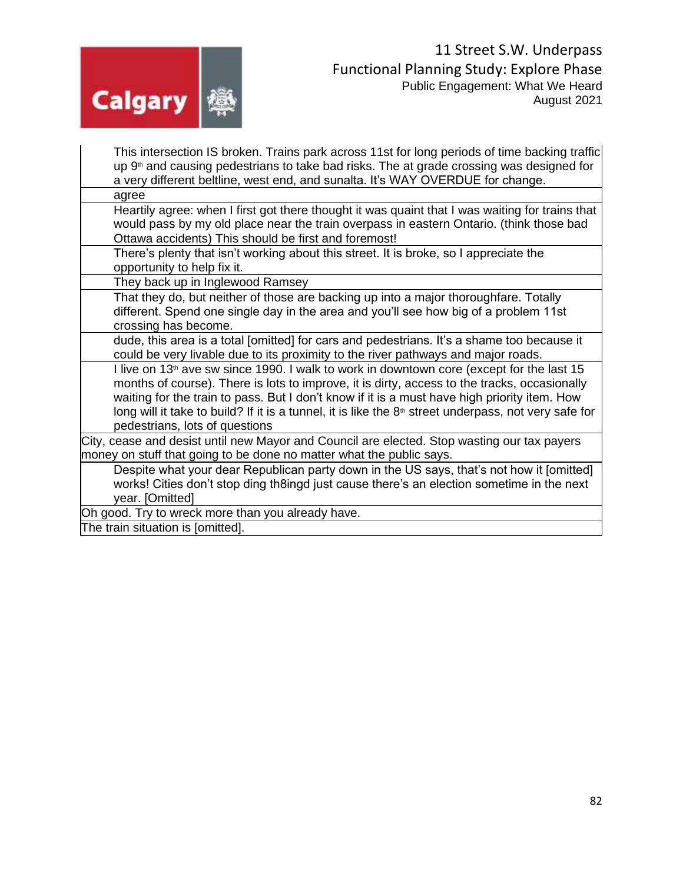| | |
|---|---|
| | This intersection IS broken. Trains park across 11st for long periods of time backing traffic up 9th and causing pedestrians to take bad risks. The at grade crossing was designed for a very different beltline, west end, and sunalta. It's WAY OVERDUE for change. |
| | agree |
| | Heartily agree: when I first got there thought it was quaint that I was waiting for trains that would pass by my old place near the train overpass in eastern Ontario. (think those bad Ottawa accidents) This should be first and foremost! |
| | There's plenty that isn't working about this street. It is broke, so I appreciate the opportunity to help fix it. |
| | They back up in Inglewood Ramsey |
| | That they do, but neither of those are backing up into a major thoroughfare. Totally different. Spend one single day in the area and you'll see how big of a problem 11st crossing has become. |
| | dude, this area is a total [omitted] for cars and pedestrians. It's a shame too because it could be very livable due to its proximity to the river pathways and major roads. |
| | I live on 13th ave sw since 1990. I walk to work in downtown core (except for the last 15 months of course). There is lots to improve, it is dirty, access to the tracks, occasionally waiting for the train to pass. But I don't know if it is a must have high priority item. How long will it take to build? If it is a tunnel, it is like the 8th street underpass, not very safe for pedestrians, lots of questions |
| City, cease and desist until new Mayor and Council are elected. Stop wasting our tax payers money on stuff that going to be done no matter what the public says. | |
| | Despite what your dear Republican party down in the US says, that's not how it [omitted] works! Cities don't stop ding th8ingd just cause there's an election sometime in the next year. [Omitted] |
| Oh good. Try to wreck more than you already have. | |
| The train situation is [omitted]. | |